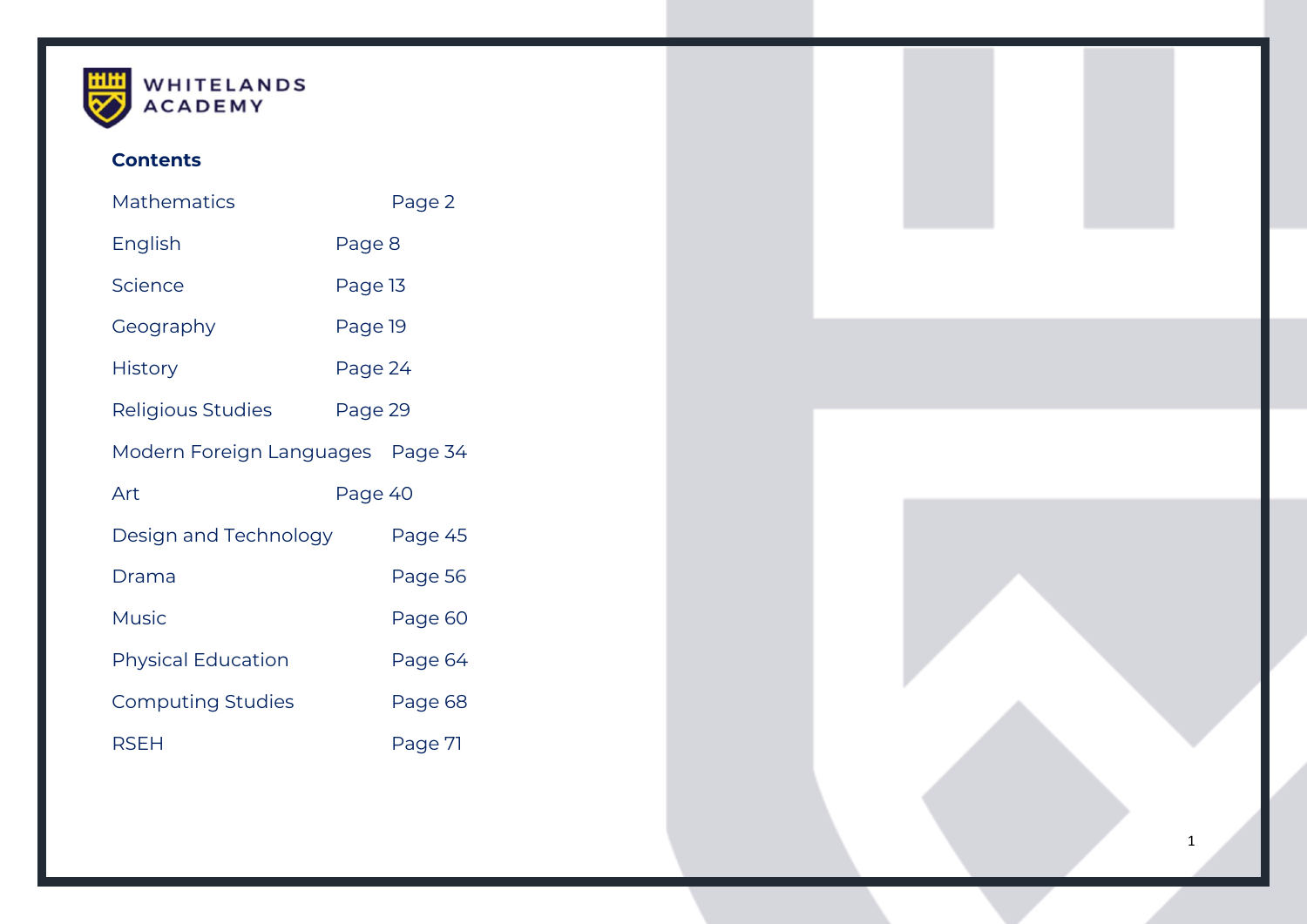WHITELANDS ACADEMY

## Contents

| | |
|---|---|
| Mathematics | Page 2 |
| English | Page 8 |
| Science | Page 13 |
| Geography | Page 19 |
| History | Page 24 |
| Religious Studies | Page 29 |
| Modern Foreign Languages | Page 34 |
| Art | Page 40 |
| Design and Technology | Page 45 |
| Drama | Page 56 |
| Music | Page 60 |
| Physical Education | Page 64 |
| Computing Studies | Page 68 |
| RSEH | Page 71 |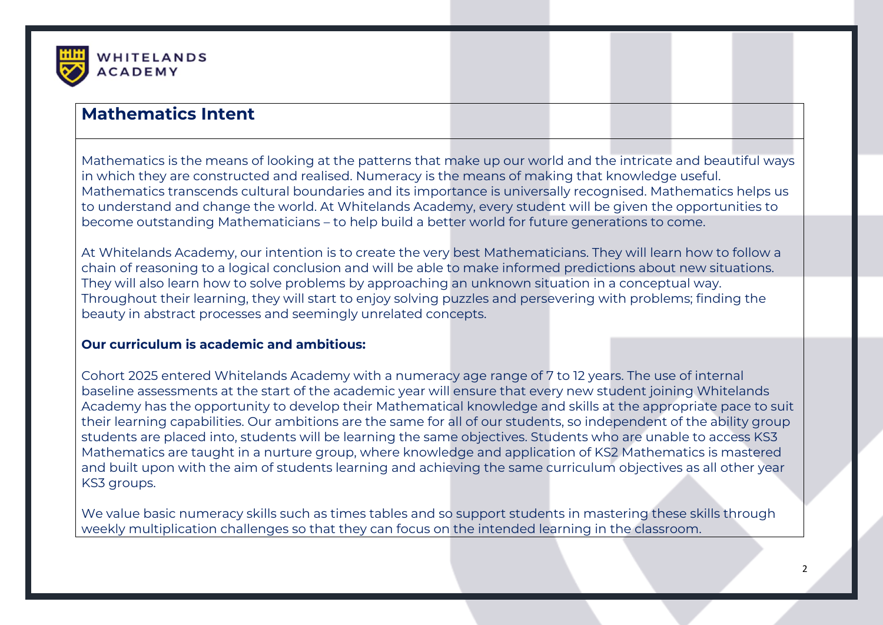## Mathematics Intent

Mathematics is the means of looking at the patterns that make up our world and the intricate and beautiful ways in which they are constructed and realised. Numeracy is the means of making that knowledge useful. Mathematics transcends cultural boundaries and its importance is universally recognised. Mathematics helps us to understand and change the world. At Whitelands Academy, every student will be given the opportunities to become outstanding Mathematicians – to help build a better world for future generations to come.

At Whitelands Academy, our intention is to create the very best Mathematicians. They will learn how to follow a chain of reasoning to a logical conclusion and will be able to make informed predictions about new situations. They will also learn how to solve problems by approaching an unknown situation in a conceptual way. Throughout their learning, they will start to enjoy solving puzzles and persevering with problems; finding the beauty in abstract processes and seemingly unrelated concepts.

**Our curriculum is academic and ambitious:**

Cohort 2025 entered Whitelands Academy with a numeracy age range of 7 to 12 years. The use of internal baseline assessments at the start of the academic year will ensure that every new student joining Whitelands Academy has the opportunity to develop their Mathematical knowledge and skills at the appropriate pace to suit their learning capabilities. Our ambitions are the same for all of our students, so independent of the ability group students are placed into, students will be learning the same objectives. Students who are unable to access KS3 Mathematics are taught in a nurture group, where knowledge and application of KS2 Mathematics is mastered and built upon with the aim of students learning and achieving the same curriculum objectives as all other year KS3 groups.

We value basic numeracy skills such as times tables and so support students in mastering these skills through weekly multiplication challenges so that they can focus on the intended learning in the classroom.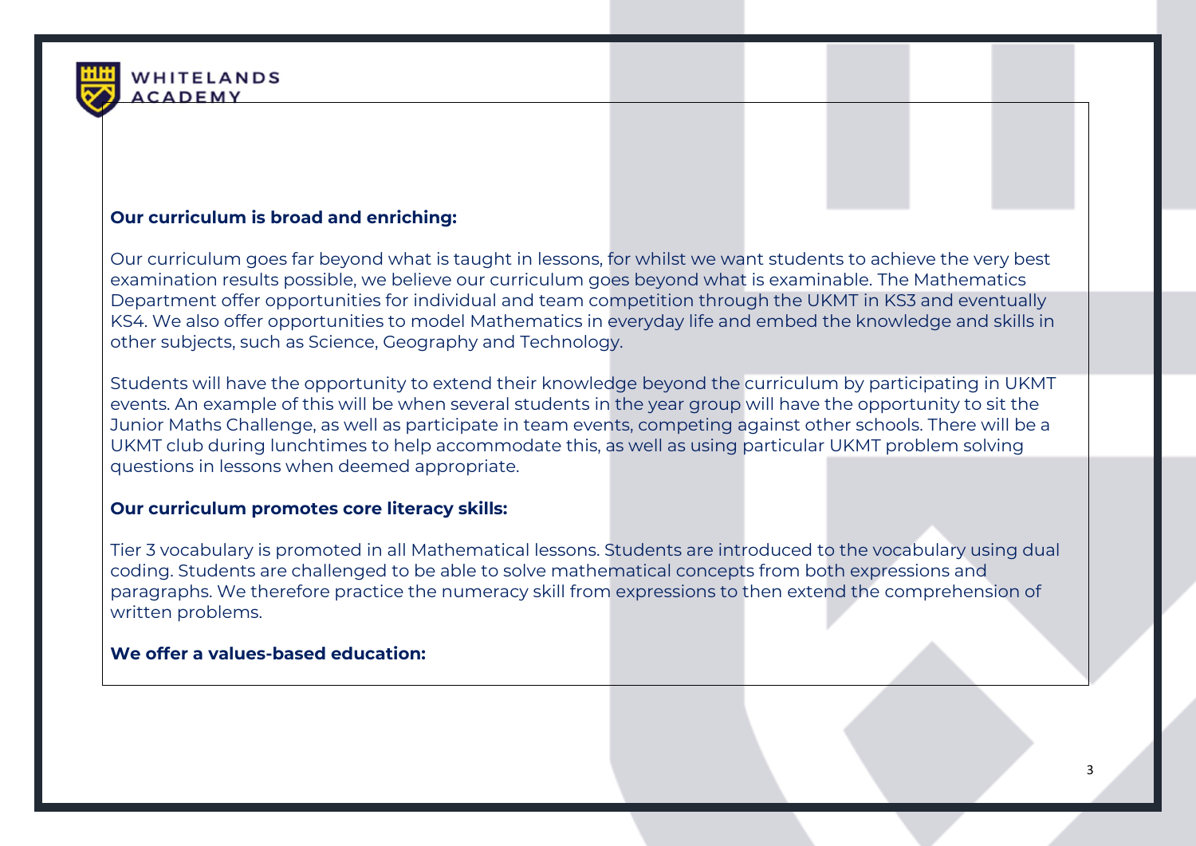**Our curriculum is broad and enriching:**

Our curriculum goes far beyond what is taught in lessons, for whilst we want students to achieve the very best examination results possible, we believe our curriculum goes beyond what is examinable. The Mathematics Department offer opportunities for individual and team competition through the UKMT in KS3 and eventually KS4. We also offer opportunities to model Mathematics in everyday life and embed the knowledge and skills in other subjects, such as Science, Geography and Technology.

Students will have the opportunity to extend their knowledge beyond the curriculum by participating in UKMT events. An example of this will be when several students in the year group will have the opportunity to sit the Junior Maths Challenge, as well as participate in team events, competing against other schools. There will be a UKMT club during lunchtimes to help accommodate this, as well as using particular UKMT problem solving questions in lessons when deemed appropriate.

**Our curriculum promotes core literacy skills:**

Tier 3 vocabulary is promoted in all Mathematical lessons. Students are introduced to the vocabulary using dual coding. Students are challenged to be able to solve mathematical concepts from both expressions and paragraphs. We therefore practice the numeracy skill from expressions to then extend the comprehension of written problems.

**We offer a values-based education:**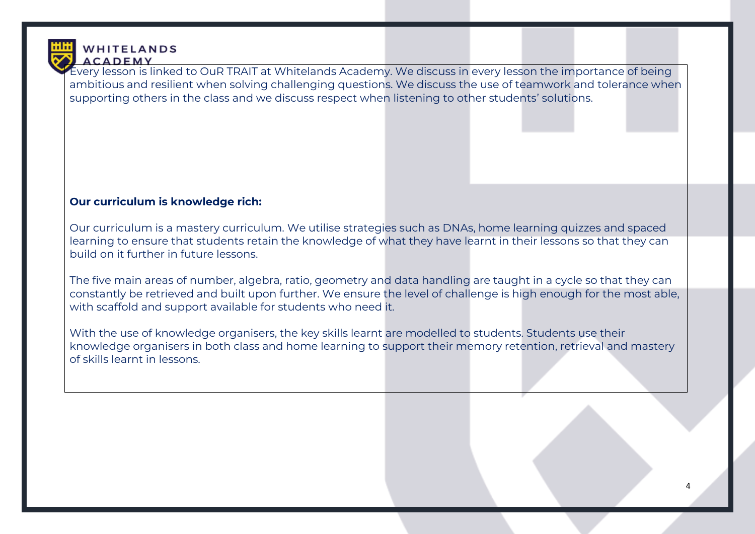Every lesson is linked to OuR TRAIT at Whitelands Academy. We discuss in every lesson the importance of being ambitious and resilient when solving challenging questions. We discuss the use of teamwork and tolerance when supporting others in the class and we discuss respect when listening to other students' solutions.

**Our curriculum is knowledge rich:**

Our curriculum is a mastery curriculum. We utilise strategies such as DNAs, home learning quizzes and spaced learning to ensure that students retain the knowledge of what they have learnt in their lessons so that they can build on it further in future lessons.

The five main areas of number, algebra, ratio, geometry and data handling are taught in a cycle so that they can constantly be retrieved and built upon further. We ensure the level of challenge is high enough for the most able, with scaffold and support available for students who need it.

With the use of knowledge organisers, the key skills learnt are modelled to students. Students use their knowledge organisers in both class and home learning to support their memory retention, retrieval and mastery of skills learnt in lessons.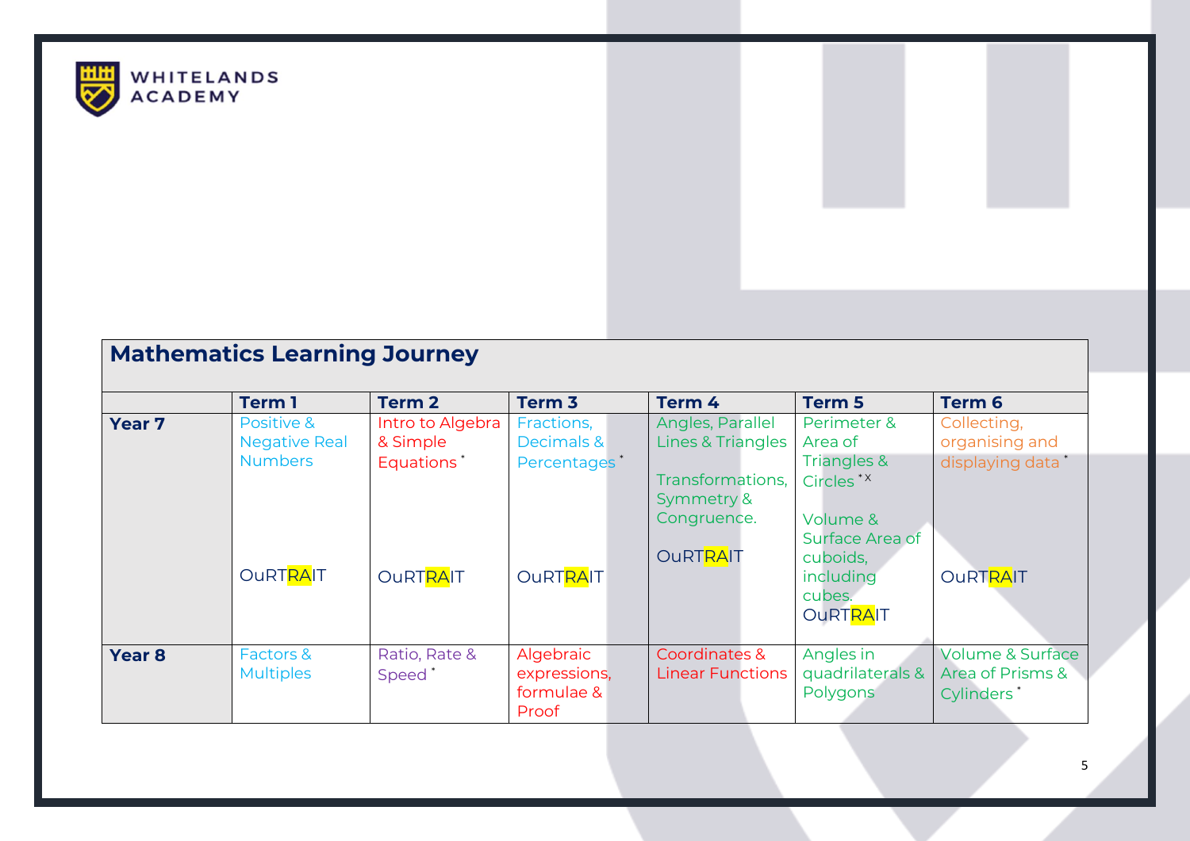WHITELANDS ACADEMY

## Mathematics Learning Journey

| | Term 1 | Term 2 | Term 3 | Term 4 | Term 5 | Term 6 |
|---|---|---|---|---|---|---|
| **Year 7** | Positive & Negative Real Numbers<br><br>OuRTRAIT | Intro to Algebra & Simple Equations *<br><br>OuRTRAIT | Fractions, Decimals & Percentages *<br><br>OuRTRAIT | Angles, Parallel Lines & Triangles<br><br>Transformations, Symmetry & Congruence.<br><br>OuRTRAIT | Perimeter & Area of Triangles & Circles * X<br><br>Volume & Surface Area of cuboids, including cubes.<br>OuRTRAIT | Collecting, organising and displaying data *<br><br>OuRTRAIT |
| **Year 8** | Factors & Multiples | Ratio, Rate & Speed * | Algebraic expressions, formulae & Proof | Coordinates & Linear Functions | Angles in quadrilaterals & Polygons | Volume & Surface Area of Prisms & Cylinders * |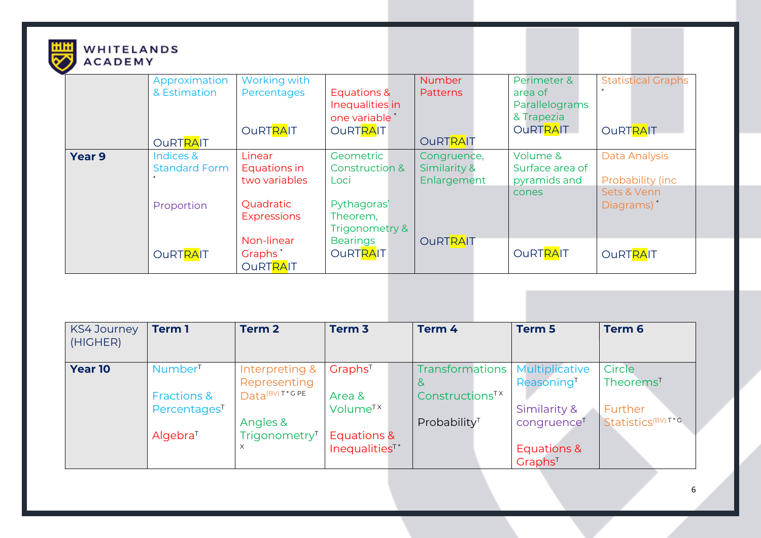WHITELANDS ACADEMY

| | | | | | | |
|---|---|---|---|---|---|---|
| | Approximation & Estimation<br><br>OuRTRAIT | Working with Percentages<br><br>OuRTRAIT | Equations & Inequalities in one variable *<br>OuRTRAIT | Number Patterns<br><br>OuRTRAIT | Perimeter & area of Parallelograms & Trapezia<br>OuRTRAIT | Statistical Graphs *<br><br>OuRTRAIT |
| **Year 9** | Indices & Standard Form *<br><br>Proportion<br><br>OuRTRAIT | Linear Equations in two variables<br><br>Quadratic Expressions<br><br>Non-linear Graphs *<br>OuRTRAIT | Geometric Construction & Loci<br><br>Pythagoras' Theorem, Trigonometry & Bearings<br>OuRTRAIT | Congruence, Similarity & Enlargement<br><br>OuRTRAIT | Volume & Surface area of pyramids and cones<br><br>OuRTRAIT | Data Analysis<br><br>Probability (inc Sets & Venn Diagrams) *<br><br>OuRTRAIT |

| KS4 Journey (HIGHER) | **Term 1** | **Term 2** | **Term 3** | **Term 4** | **Term 5** | **Term 6** |
|---|---|---|---|---|---|---|
| **Year 10** | Number[T]<br><br>Fractions & Percentages[T]<br><br>Algebra[T] | Interpreting & Representing Data[(BV) T * G PE]<br><br>Angles & Trigonometry[T X] | Graphs[T]<br><br>Area & Volume[T X]<br><br>Equations & Inequalities[T *] | Transformations & Constructions[T X]<br><br>Probability[T] | Multiplicative Reasoning[T]<br><br>Similarity & congruence[T]<br><br>Equations & Graphs[T] | Circle Theorems[T]<br><br>Further Statistics[(BV) T * G] |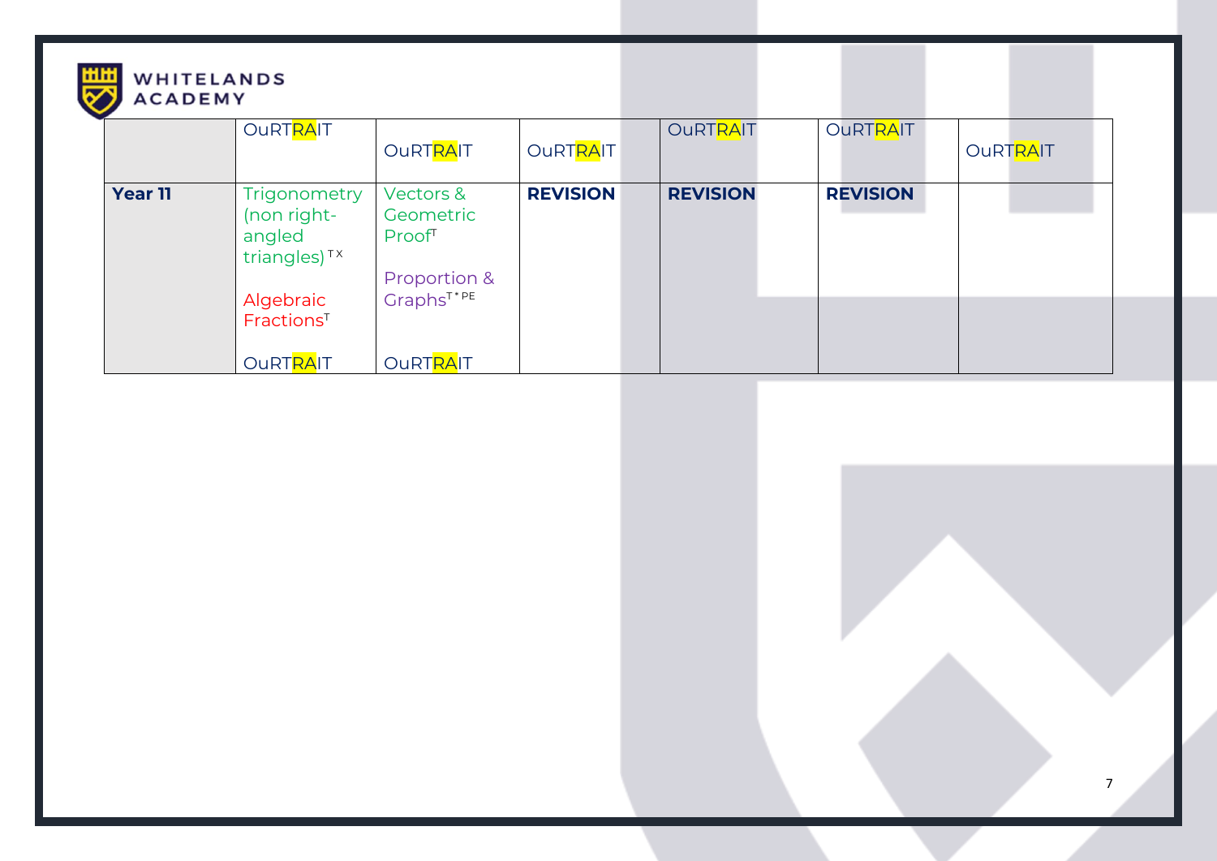WHITELANDS ACADEMY

| | OuRTRAIT | OuRTRAIT | OuRTRAIT | OuRTRAIT | OuRTRAIT | OuRTRAIT |
|---|---|---|---|---|---|---|
| **Year 11** | Trigonometry (non right-angled triangles) T X<br><br>Algebraic Fractions T<br><br>OuRTRAIT | Vectors & Geometric Proof T<br><br>Proportion & Graphs T * PE<br><br>OuRTRAIT | **REVISION** | **REVISION** | **REVISION** | |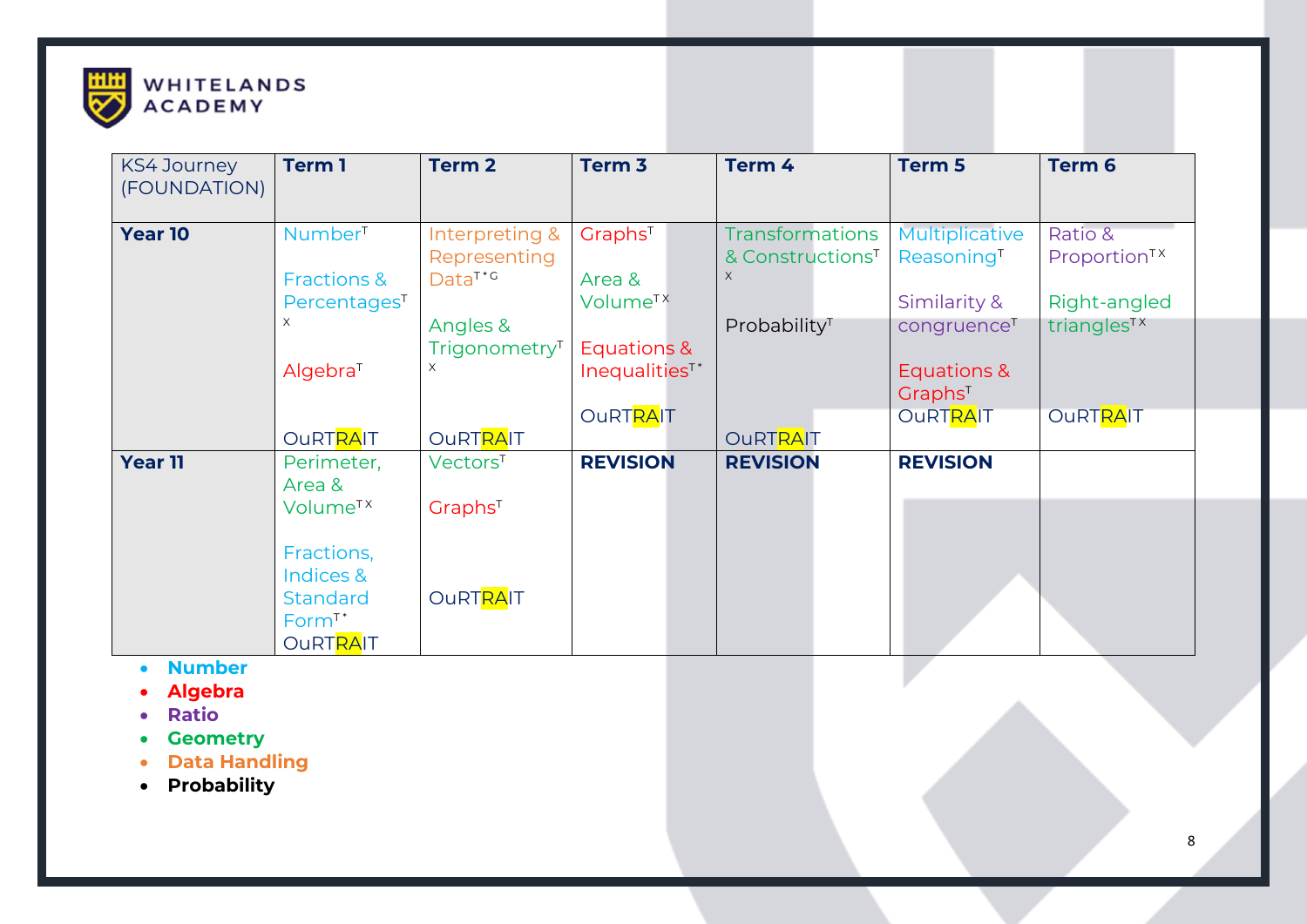**WHITELANDS ACADEMY**

| KS4 Journey (FOUNDATION) | Term 1 | Term 2 | Term 3 | Term 4 | Term 5 | Term 6 |
|---|---|---|---|---|---|---|
| **Year 10** | Number[T]<br><br>Fractions & Percentages[T X]<br><br>Algebra[T]<br><br>OuRTRAIT | Interpreting & Representing Data[T * G]<br><br>Angles & Trigonometry[T X]<br><br>OuRTRAIT | Graphs[T]<br><br>Area & Volume[T X]<br><br>Equations & Inequalities[T *]<br><br>OuRTRAIT | Transformations & Constructions[T X]<br><br>Probability[T]<br><br>OuRTRAIT | Multiplicative Reasoning[T]<br><br>Similarity & congruence[T]<br><br>Equations & Graphs[T]<br>OuRTRAIT | Ratio & Proportion[T X]<br><br>Right-angled triangles[T X]<br><br>OuRTRAIT |
| **Year 11** | Perimeter, Area & Volume[T X]<br><br>Fractions, Indices & Standard Form[T *]<br>OuRTRAIT | Vectors[T]<br><br>Graphs[T]<br><br>OuRTRAIT | **REVISION** | **REVISION** | **REVISION** | |

- **Number**
- **Algebra**
- **Ratio**
- **Geometry**
- **Data Handling**
- **Probability**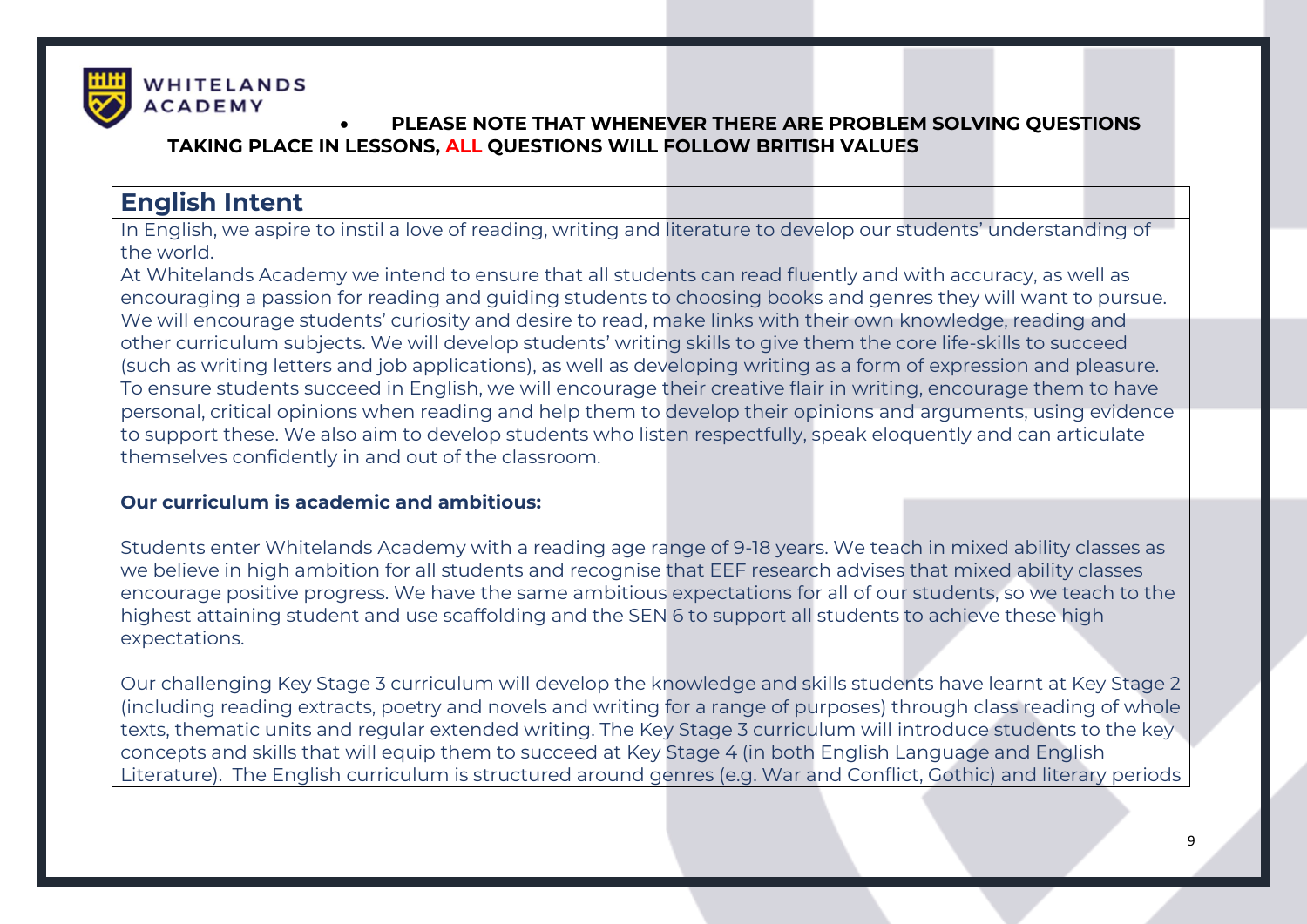- **PLEASE NOTE THAT WHENEVER THERE ARE PROBLEM SOLVING QUESTIONS TAKING PLACE IN LESSONS, ALL QUESTIONS WILL FOLLOW BRITISH VALUES**

## English Intent

In English, we aspire to instil a love of reading, writing and literature to develop our students' understanding of the world.

At Whitelands Academy we intend to ensure that all students can read fluently and with accuracy, as well as encouraging a passion for reading and guiding students to choosing books and genres they will want to pursue. We will encourage students' curiosity and desire to read, make links with their own knowledge, reading and other curriculum subjects. We will develop students' writing skills to give them the core life-skills to succeed (such as writing letters and job applications), as well as developing writing as a form of expression and pleasure. To ensure students succeed in English, we will encourage their creative flair in writing, encourage them to have personal, critical opinions when reading and help them to develop their opinions and arguments, using evidence to support these. We also aim to develop students who listen respectfully, speak eloquently and can articulate themselves confidently in and out of the classroom.

**Our curriculum is academic and ambitious:**

Students enter Whitelands Academy with a reading age range of 9-18 years. We teach in mixed ability classes as we believe in high ambition for all students and recognise that EEF research advises that mixed ability classes encourage positive progress. We have the same ambitious expectations for all of our students, so we teach to the highest attaining student and use scaffolding and the SEN 6 to support all students to achieve these high expectations.

Our challenging Key Stage 3 curriculum will develop the knowledge and skills students have learnt at Key Stage 2 (including reading extracts, poetry and novels and writing for a range of purposes) through class reading of whole texts, thematic units and regular extended writing. The Key Stage 3 curriculum will introduce students to the key concepts and skills that will equip them to succeed at Key Stage 4 (in both English Language and English Literature). The English curriculum is structured around genres (e.g. War and Conflict, Gothic) and literary periods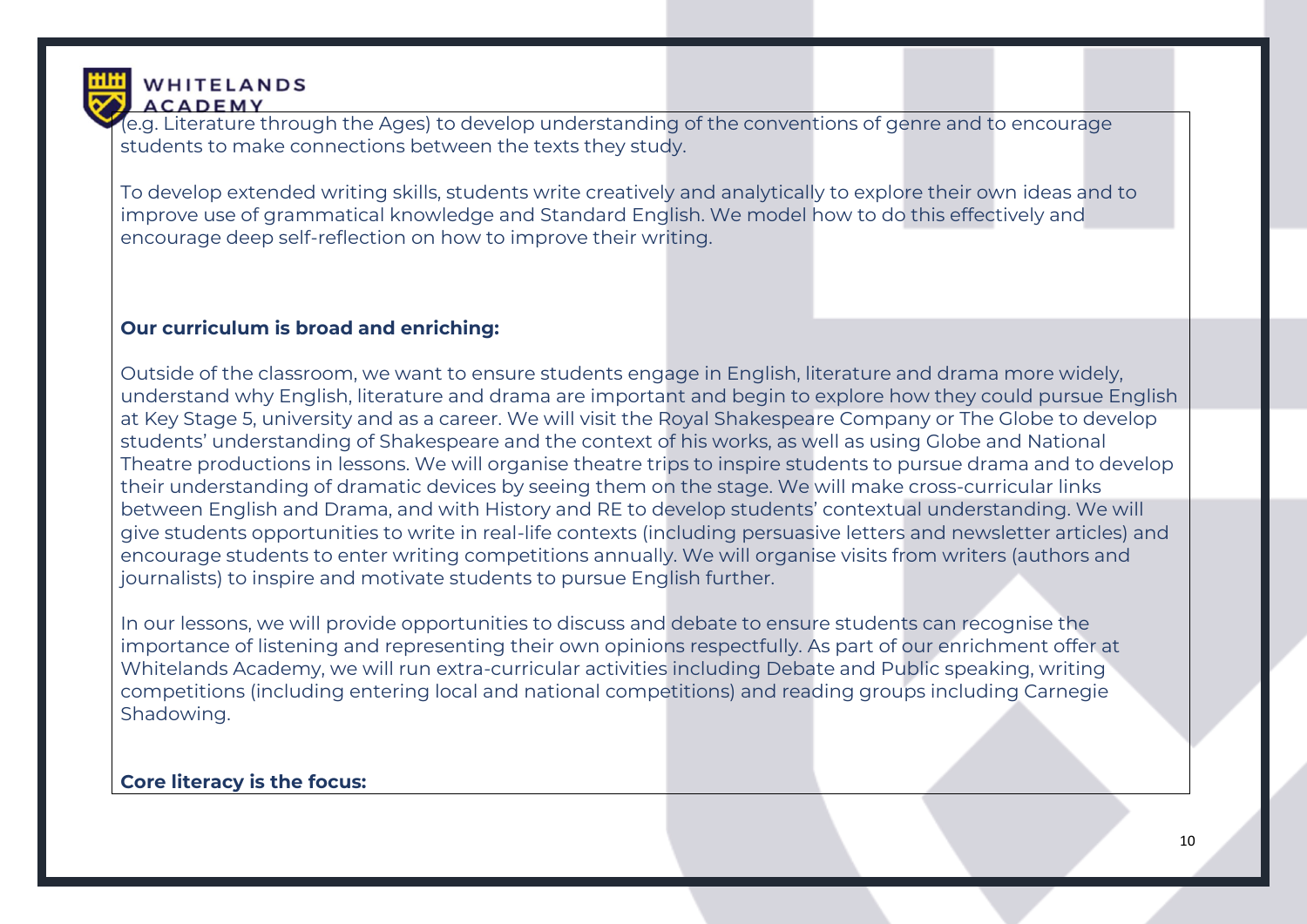(e.g. Literature through the Ages) to develop understanding of the conventions of genre and to encourage students to make connections between the texts they study.

To develop extended writing skills, students write creatively and analytically to explore their own ideas and to improve use of grammatical knowledge and Standard English. We model how to do this effectively and encourage deep self-reflection on how to improve their writing.

**Our curriculum is broad and enriching:**

Outside of the classroom, we want to ensure students engage in English, literature and drama more widely, understand why English, literature and drama are important and begin to explore how they could pursue English at Key Stage 5, university and as a career. We will visit the Royal Shakespeare Company or The Globe to develop students' understanding of Shakespeare and the context of his works, as well as using Globe and National Theatre productions in lessons. We will organise theatre trips to inspire students to pursue drama and to develop their understanding of dramatic devices by seeing them on the stage. We will make cross-curricular links between English and Drama, and with History and RE to develop students' contextual understanding. We will give students opportunities to write in real-life contexts (including persuasive letters and newsletter articles) and encourage students to enter writing competitions annually. We will organise visits from writers (authors and journalists) to inspire and motivate students to pursue English further.

In our lessons, we will provide opportunities to discuss and debate to ensure students can recognise the importance of listening and representing their own opinions respectfully. As part of our enrichment offer at Whitelands Academy, we will run extra-curricular activities including Debate and Public speaking, writing competitions (including entering local and national competitions) and reading groups including Carnegie Shadowing.

**Core literacy is the focus:**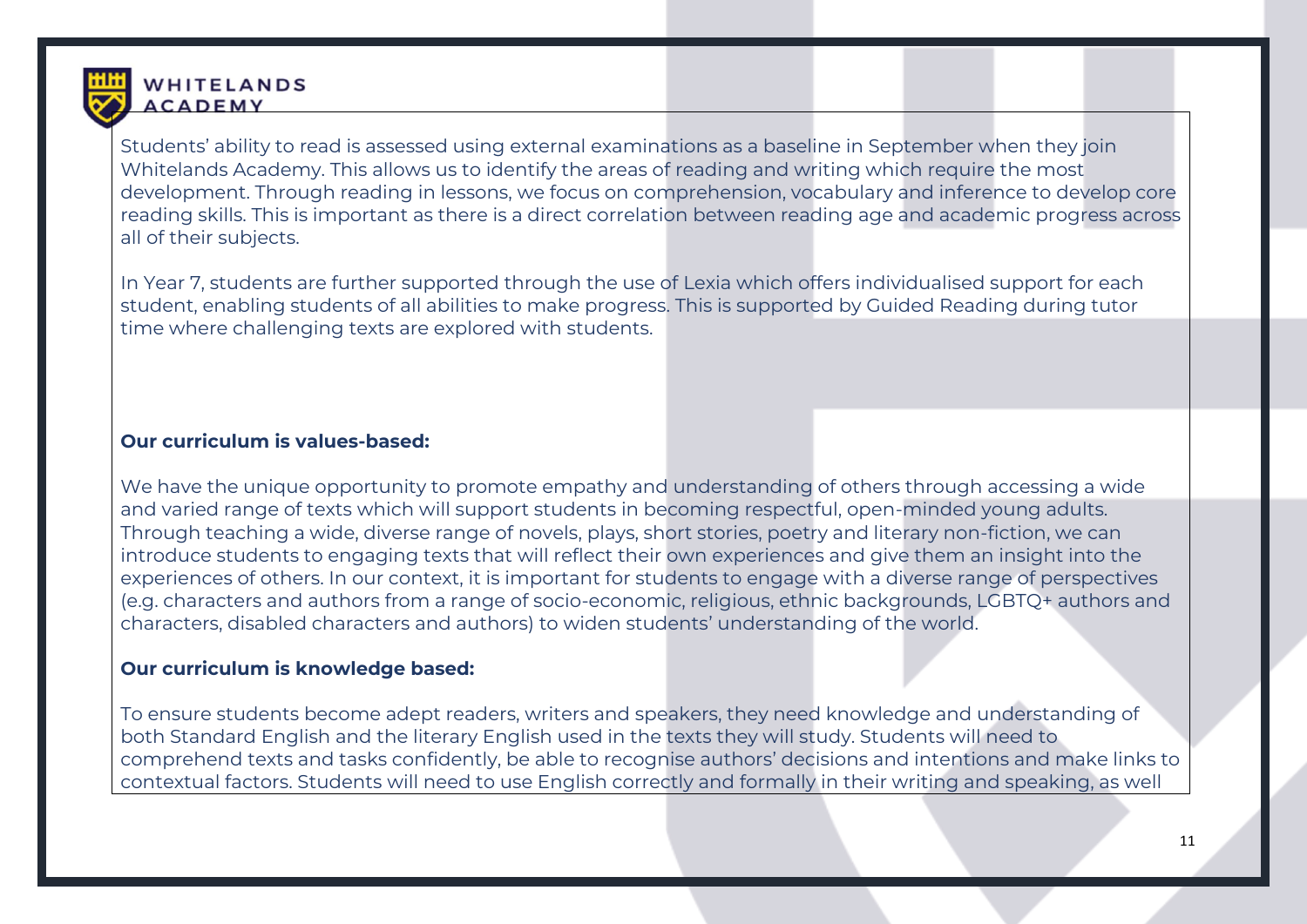Students' ability to read is assessed using external examinations as a baseline in September when they join Whitelands Academy. This allows us to identify the areas of reading and writing which require the most development. Through reading in lessons, we focus on comprehension, vocabulary and inference to develop core reading skills. This is important as there is a direct correlation between reading age and academic progress across all of their subjects.

In Year 7, students are further supported through the use of Lexia which offers individualised support for each student, enabling students of all abilities to make progress. This is supported by Guided Reading during tutor time where challenging texts are explored with students.

**Our curriculum is values-based:**

We have the unique opportunity to promote empathy and understanding of others through accessing a wide and varied range of texts which will support students in becoming respectful, open-minded young adults. Through teaching a wide, diverse range of novels, plays, short stories, poetry and literary non-fiction, we can introduce students to engaging texts that will reflect their own experiences and give them an insight into the experiences of others. In our context, it is important for students to engage with a diverse range of perspectives (e.g. characters and authors from a range of socio-economic, religious, ethnic backgrounds, LGBTQ+ authors and characters, disabled characters and authors) to widen students' understanding of the world.

**Our curriculum is knowledge based:**

To ensure students become adept readers, writers and speakers, they need knowledge and understanding of both Standard English and the literary English used in the texts they will study. Students will need to comprehend texts and tasks confidently, be able to recognise authors' decisions and intentions and make links to contextual factors. Students will need to use English correctly and formally in their writing and speaking, as well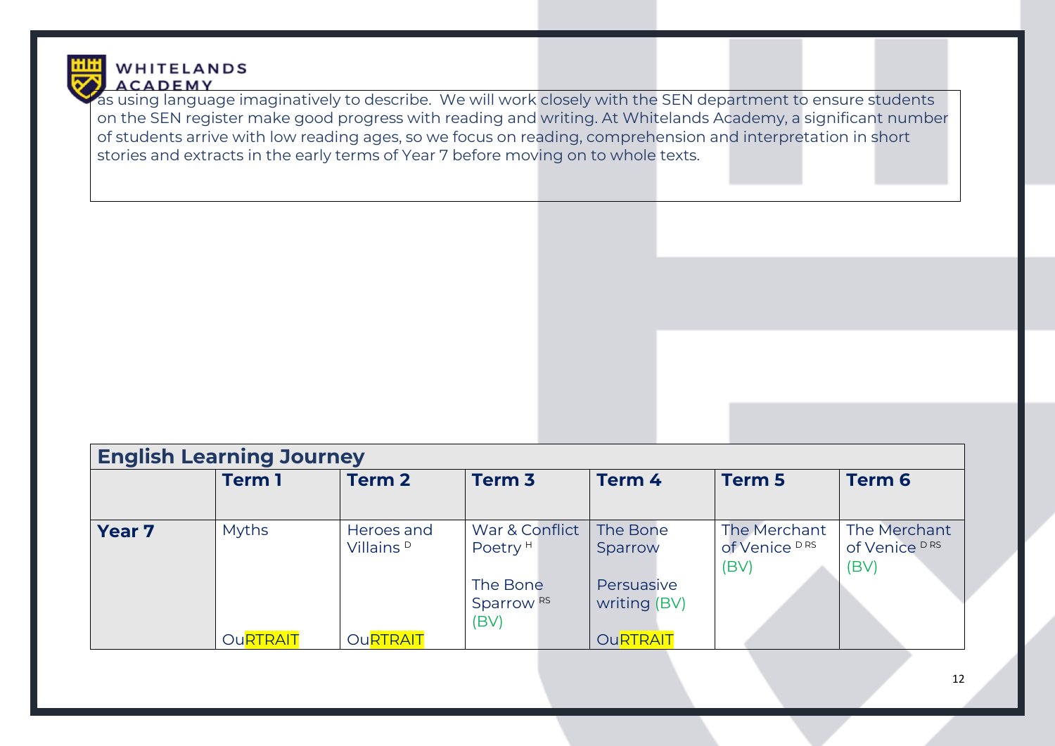as using language imaginatively to describe. We will work closely with the SEN department to ensure students on the SEN register make good progress with reading and writing. At Whitelands Academy, a significant number of students arrive with low reading ages, so we focus on reading, comprehension and interpretation in short stories and extracts in the early terms of Year 7 before moving on to whole texts.

| English Learning Journey | | | | | | |
|---|---|---|---|---|---|---|
| | **Term 1** | **Term 2** | **Term 3** | **Term 4** | **Term 5** | **Term 6** |
| **Year 7** | Myths<br><br>OuRTRAIT | Heroes and Villains [D]<br><br>OuRTRAIT | War & Conflict Poetry [H]<br><br>The Bone Sparrow [RS] (BV) | The Bone Sparrow<br><br>Persuasive writing (BV)<br><br>OuRTRAIT | The Merchant of Venice [D RS] (BV) | The Merchant of Venice [D RS] (BV) |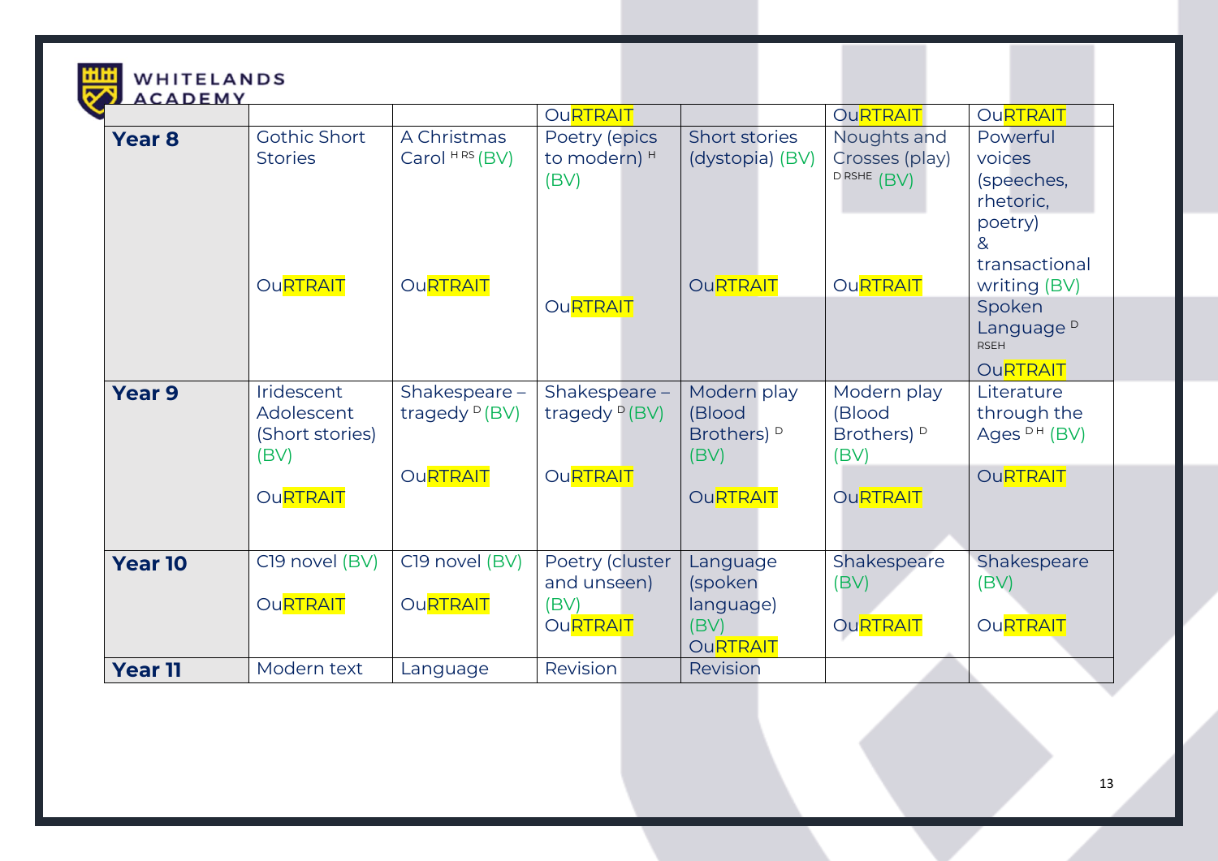WHITELANDS ACADEMY

| | | | | | | |
|---|---|---|---|---|---|---|
| | | | OuRTRAIT | | OuRTRAIT | OuRTRAIT |
| **Year 8** | Gothic Short Stories<br><br>OuRTRAIT | A Christmas Carol H RS (BV)<br><br>OuRTRAIT | Poetry (epics to modern) H (BV)<br><br>OuRTRAIT | Short stories (dystopia) (BV)<br><br>OuRTRAIT | Noughts and Crosses (play) D RSHE (BV)<br><br>OuRTRAIT | Powerful voices (speeches, rhetoric, poetry) & transactional writing (BV)<br>Spoken Language D RSEH<br>OuRTRAIT |
| **Year 9** | Iridescent Adolescent (Short stories) (BV)<br><br>OuRTRAIT | Shakespeare – tragedy D (BV)<br><br>OuRTRAIT | Shakespeare – tragedy D (BV)<br><br>OuRTRAIT | Modern play (Blood Brothers) D (BV)<br><br>OuRTRAIT | Modern play (Blood Brothers) D (BV)<br><br>OuRTRAIT | Literature through the Ages D H (BV)<br><br>OuRTRAIT |
| **Year 10** | C19 novel (BV)<br><br>OuRTRAIT | C19 novel (BV)<br><br>OuRTRAIT | Poetry (cluster and unseen) (BV)<br>OuRTRAIT | Language (spoken language) (BV)<br>OuRTRAIT | Shakespeare (BV)<br><br>OuRTRAIT | Shakespeare (BV)<br><br>OuRTRAIT |
| **Year 11** | Modern text | Language | Revision | Revision | | |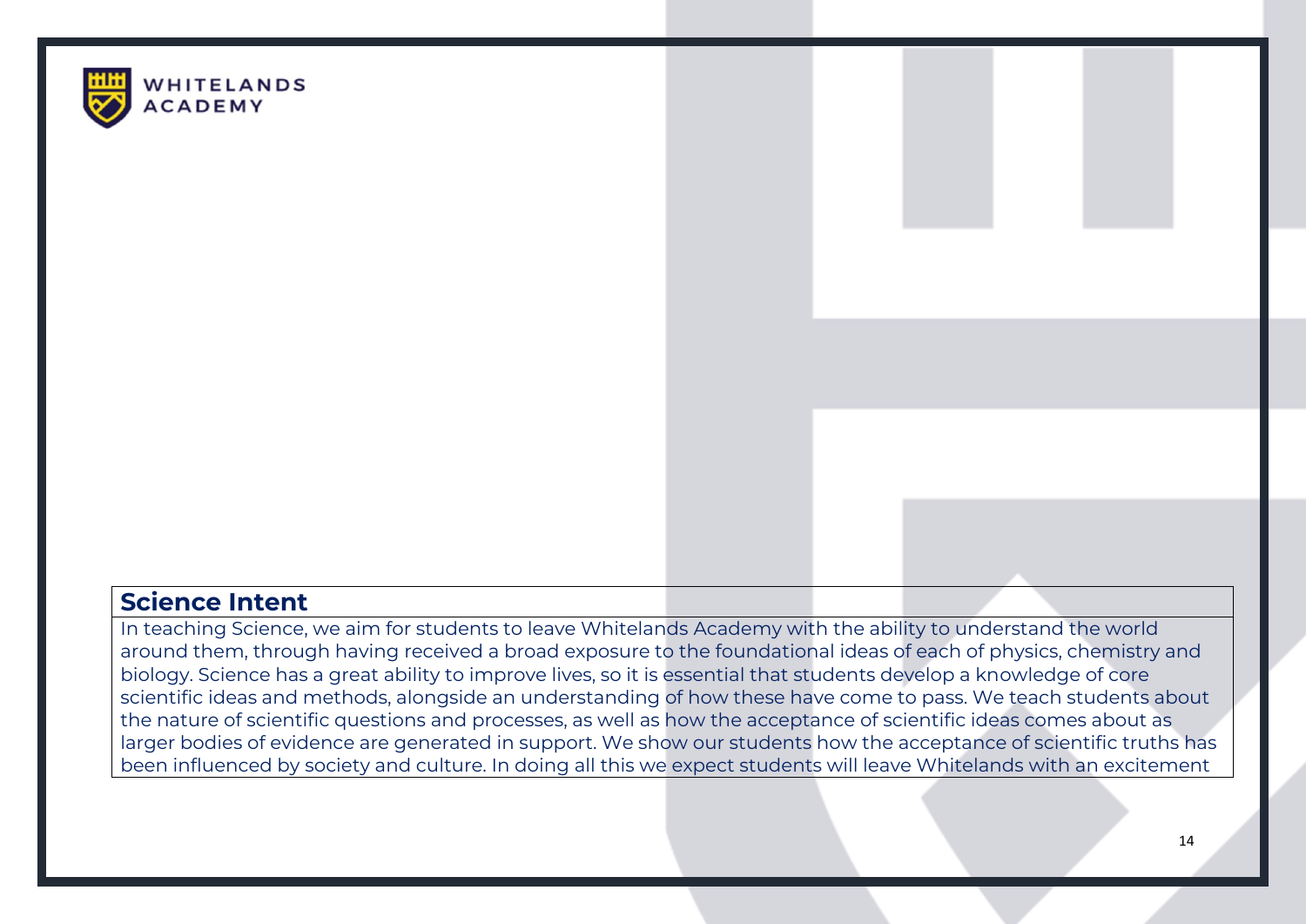## Science Intent

In teaching Science, we aim for students to leave Whitelands Academy with the ability to understand the world around them, through having received a broad exposure to the foundational ideas of each of physics, chemistry and biology. Science has a great ability to improve lives, so it is essential that students develop a knowledge of core scientific ideas and methods, alongside an understanding of how these have come to pass. We teach students about the nature of scientific questions and processes, as well as how the acceptance of scientific ideas comes about as larger bodies of evidence are generated in support. We show our students how the acceptance of scientific truths has been influenced by society and culture. In doing all this we expect students will leave Whitelands with an excitement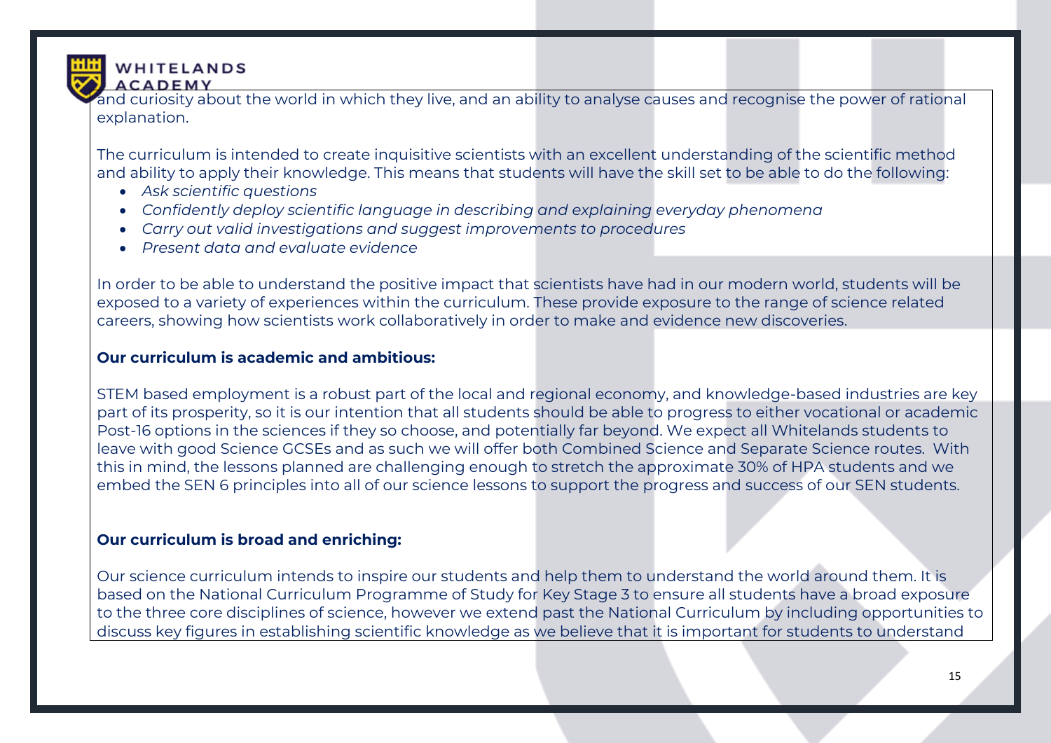and curiosity about the world in which they live, and an ability to analyse causes and recognise the power of rational explanation.

The curriculum is intended to create inquisitive scientists with an excellent understanding of the scientific method and ability to apply their knowledge. This means that students will have the skill set to be able to do the following:

- *Ask scientific questions*
- *Confidently deploy scientific language in describing and explaining everyday phenomena*
- *Carry out valid investigations and suggest improvements to procedures*
- *Present data and evaluate evidence*

In order to be able to understand the positive impact that scientists have had in our modern world, students will be exposed to a variety of experiences within the curriculum. These provide exposure to the range of science related careers, showing how scientists work collaboratively in order to make and evidence new discoveries.

**Our curriculum is academic and ambitious:**

STEM based employment is a robust part of the local and regional economy, and knowledge-based industries are key part of its prosperity, so it is our intention that all students should be able to progress to either vocational or academic Post-16 options in the sciences if they so choose, and potentially far beyond. We expect all Whitelands students to leave with good Science GCSEs and as such we will offer both Combined Science and Separate Science routes. With this in mind, the lessons planned are challenging enough to stretch the approximate 30% of HPA students and we embed the SEN 6 principles into all of our science lessons to support the progress and success of our SEN students.

**Our curriculum is broad and enriching:**

Our science curriculum intends to inspire our students and help them to understand the world around them. It is based on the National Curriculum Programme of Study for Key Stage 3 to ensure all students have a broad exposure to the three core disciplines of science, however we extend past the National Curriculum by including opportunities to discuss key figures in establishing scientific knowledge as we believe that it is important for students to understand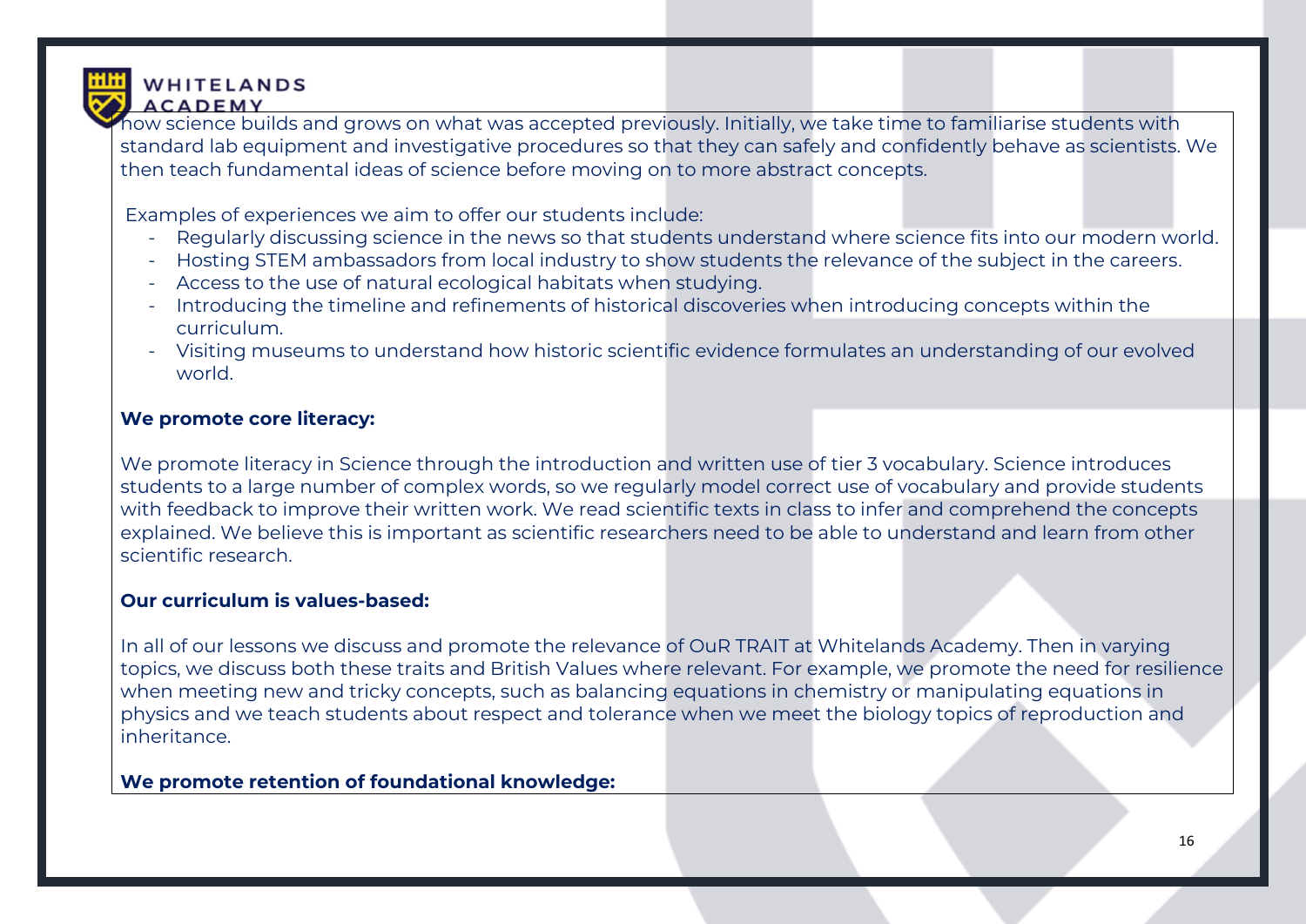how science builds and grows on what was accepted previously. Initially, we take time to familiarise students with standard lab equipment and investigative procedures so that they can safely and confidently behave as scientists. We then teach fundamental ideas of science before moving on to more abstract concepts.

Examples of experiences we aim to offer our students include:

- Regularly discussing science in the news so that students understand where science fits into our modern world.
- Hosting STEM ambassadors from local industry to show students the relevance of the subject in the careers.
- Access to the use of natural ecological habitats when studying.
- Introducing the timeline and refinements of historical discoveries when introducing concepts within the curriculum.
- Visiting museums to understand how historic scientific evidence formulates an understanding of our evolved world.

**We promote core literacy:**

We promote literacy in Science through the introduction and written use of tier 3 vocabulary. Science introduces students to a large number of complex words, so we regularly model correct use of vocabulary and provide students with feedback to improve their written work. We read scientific texts in class to infer and comprehend the concepts explained. We believe this is important as scientific researchers need to be able to understand and learn from other scientific research.

**Our curriculum is values-based:**

In all of our lessons we discuss and promote the relevance of OuR TRAIT at Whitelands Academy. Then in varying topics, we discuss both these traits and British Values where relevant. For example, we promote the need for resilience when meeting new and tricky concepts, such as balancing equations in chemistry or manipulating equations in physics and we teach students about respect and tolerance when we meet the biology topics of reproduction and inheritance.

**We promote retention of foundational knowledge:**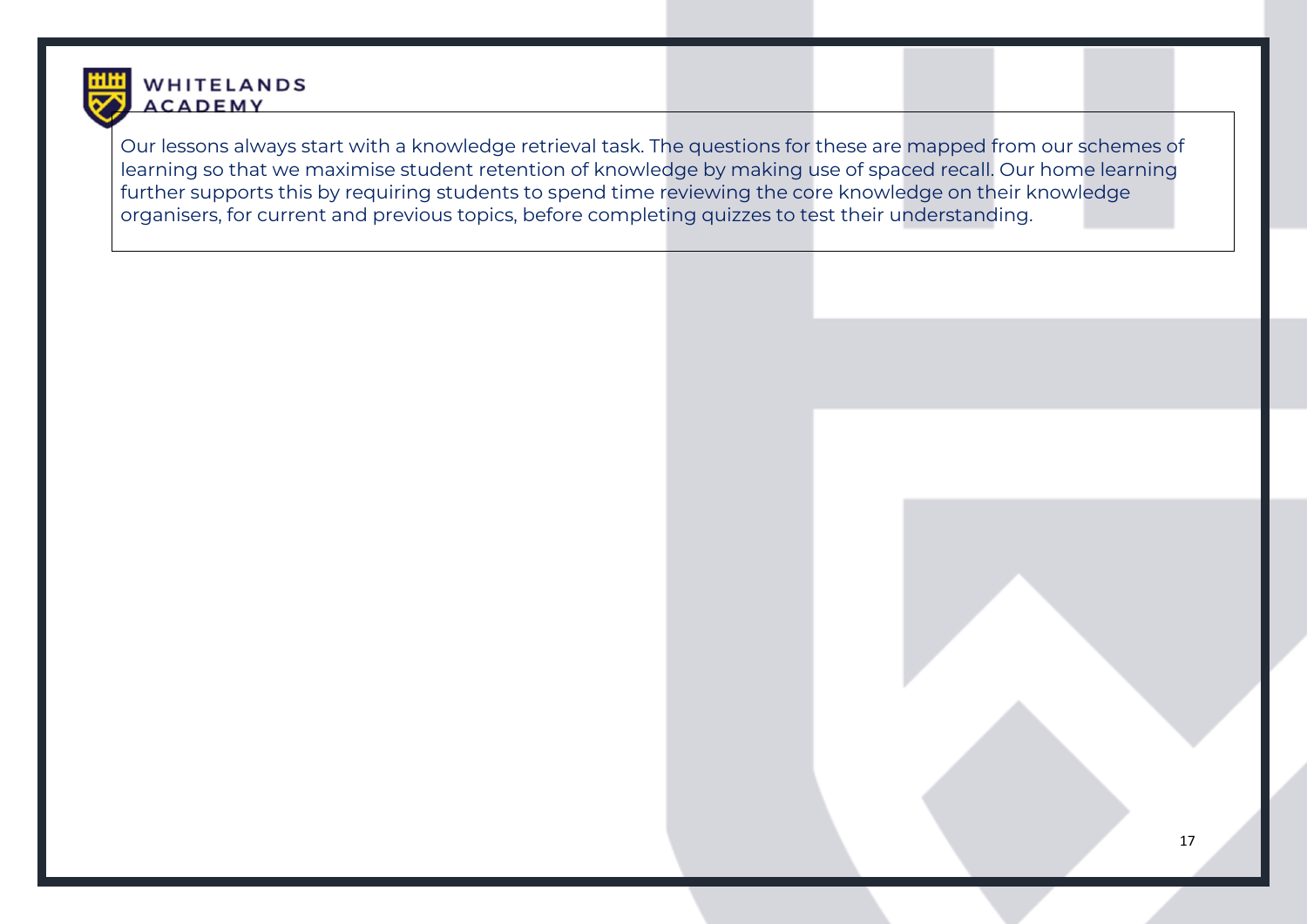Our lessons always start with a knowledge retrieval task. The questions for these are mapped from our schemes of learning so that we maximise student retention of knowledge by making use of spaced recall. Our home learning further supports this by requiring students to spend time reviewing the core knowledge on their knowledge organisers, for current and previous topics, before completing quizzes to test their understanding.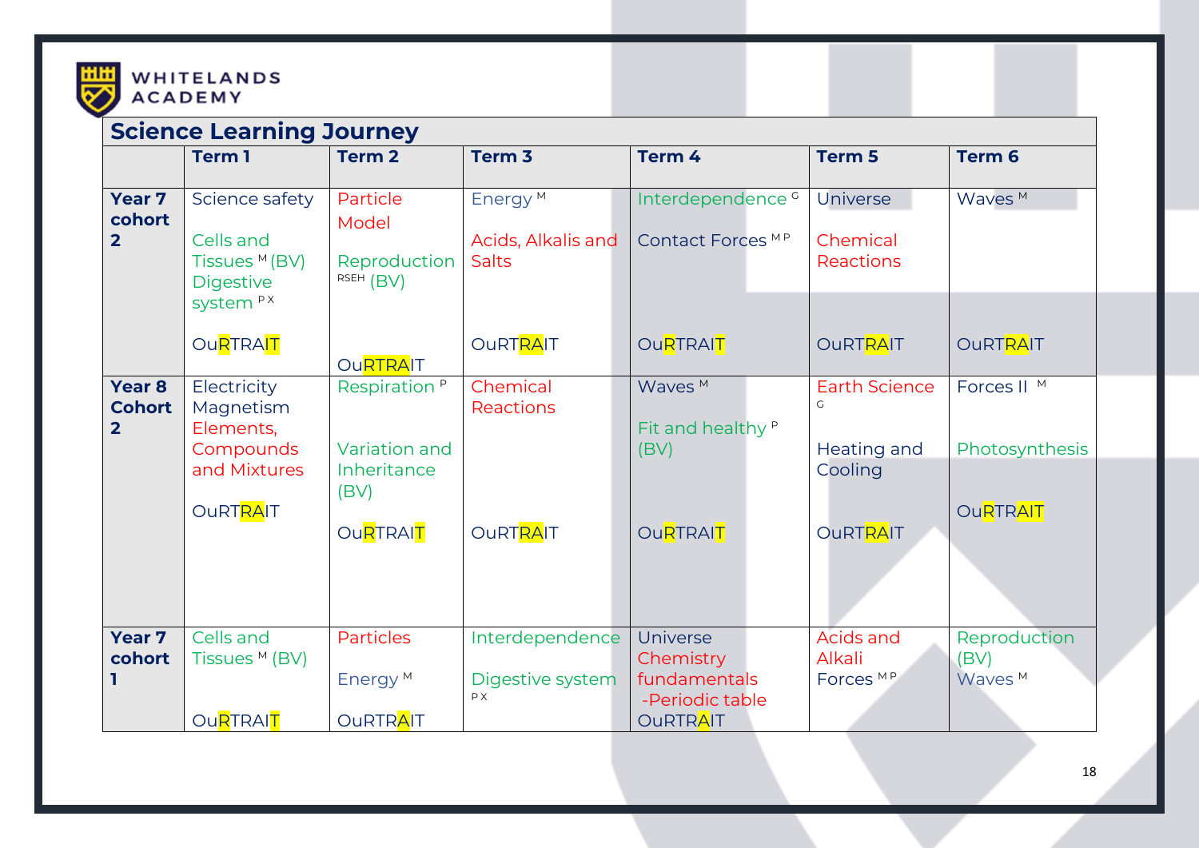WHITELANDS ACADEMY

## Science Learning Journey

| | Term 1 | Term 2 | Term 3 | Term 4 | Term 5 | Term 6 |
|---|---|---|---|---|---|---|
| **Year 7 cohort 2** | Science safety<br><br>Cells and Tissues M (BV)<br>Digestive system P X<br><br>OuRTRAIT | Particle Model<br><br>Reproduction RSEH (BV)<br><br>OuRTRAIT | Energy M<br><br>Acids, Alkalis and Salts<br><br>OuRTRAIT | Interdependence G<br><br>Contact Forces M P<br><br>OuRTRAIT | Universe<br><br>Chemical Reactions<br><br>OuRTRAIT | Waves M<br><br>OuRTRAIT |
| **Year 8 Cohort 2** | Electricity<br>Magnetism<br>Elements, Compounds and Mixtures<br><br>OuRTRAIT | Respiration P<br><br>Variation and Inheritance (BV)<br><br>OuRTRAIT | Chemical Reactions<br><br>OuRTRAIT | Waves M<br><br>Fit and healthy P (BV)<br><br>OuRTRAIT | Earth Science G<br><br>Heating and Cooling<br><br>OuRTRAIT | Forces II M<br><br>Photosynthesis<br><br>OuRTRAIT |
| **Year 7 cohort 1** | Cells and Tissues M (BV)<br><br>OuRTRAIT | Particles<br><br>Energy M<br><br>OuRTRAIT | Interdependence<br><br>Digestive system P X | Universe<br>Chemistry fundamentals<br>-Periodic table<br>OuRTRAIT | Acids and Alkali<br>Forces M P | Reproduction (BV)<br>Waves M |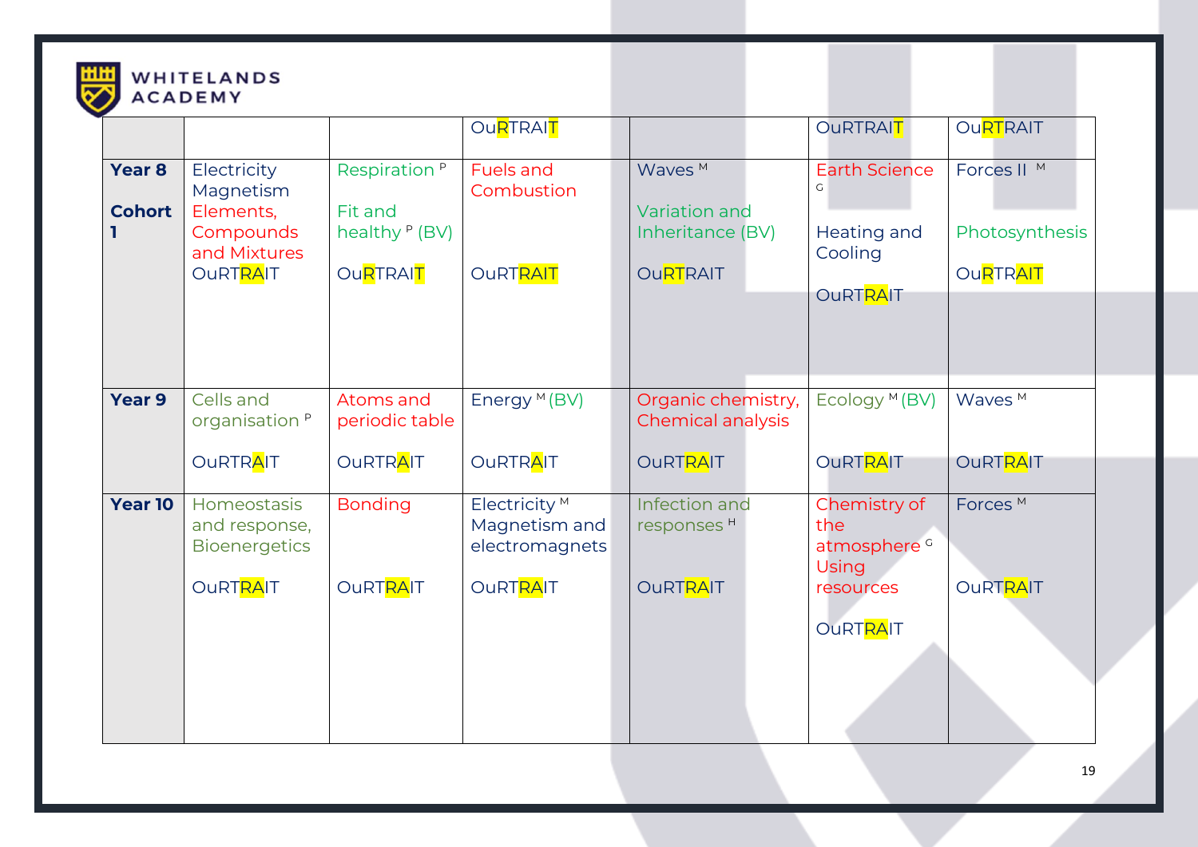| | | | | | | |
|---|---|---|---|---|---|---|
| | | | OuRTRAIT | | OuRTRAIT | OuRTRAIT |
| **Year 8**<br><br>**Cohort 1** | Electricity Magnetism<br>Elements, Compounds and Mixtures<br>OuRTRAIT | Respiration P<br><br>Fit and healthy P (BV)<br><br>OuRTRAIT | Fuels and Combustion<br><br>OuRTRAIT | Waves M<br><br>Variation and Inheritance (BV)<br><br>OuRTRAIT | Earth Science G<br><br>Heating and Cooling<br><br>OuRTRAIT | Forces II M<br><br>Photosynthesis<br><br>OuRTRAIT |
| **Year 9** | Cells and organisation P<br><br>OuRTRAIT | Atoms and periodic table<br><br>OuRTRAIT | Energy M (BV)<br><br>OuRTRAIT | Organic chemistry, Chemical analysis<br><br>OuRTRAIT | Ecology M (BV)<br><br>OuRTRAIT | Waves M<br><br>OuRTRAIT |
| **Year 10** | Homeostasis and response, Bioenergetics<br><br>OuRTRAIT | Bonding<br><br>OuRTRAIT | Electricity M<br>Magnetism and electromagnets<br><br>OuRTRAIT | Infection and responses H<br><br>OuRTRAIT | Chemistry of the atmosphere G<br>Using resources<br><br>OuRTRAIT | Forces M<br><br>OuRTRAIT |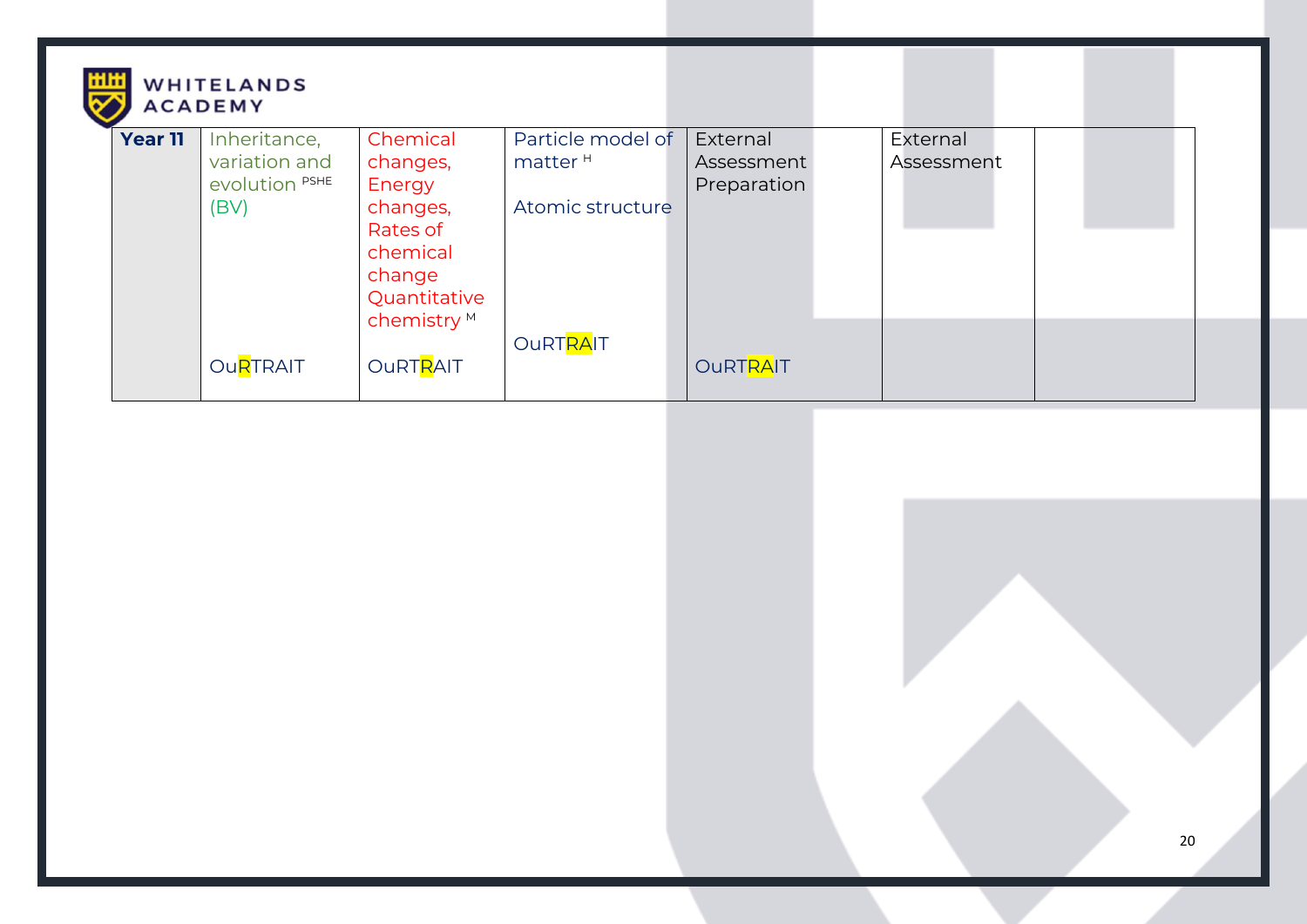WHITELANDS ACADEMY

| | | | | | | |
|---|---|---|---|---|---|---|
| **Year 11** | Inheritance, variation and evolution PSHE (BV)<br><br>OuRTRAIT | Chemical changes, Energy changes, Rates of chemical change Quantitative chemistry M<br><br>OuRTRAIT | Particle model of matter H<br><br>Atomic structure<br><br>OuRTRAIT | External Assessment Preparation<br><br>OuRTRAIT | External Assessment | |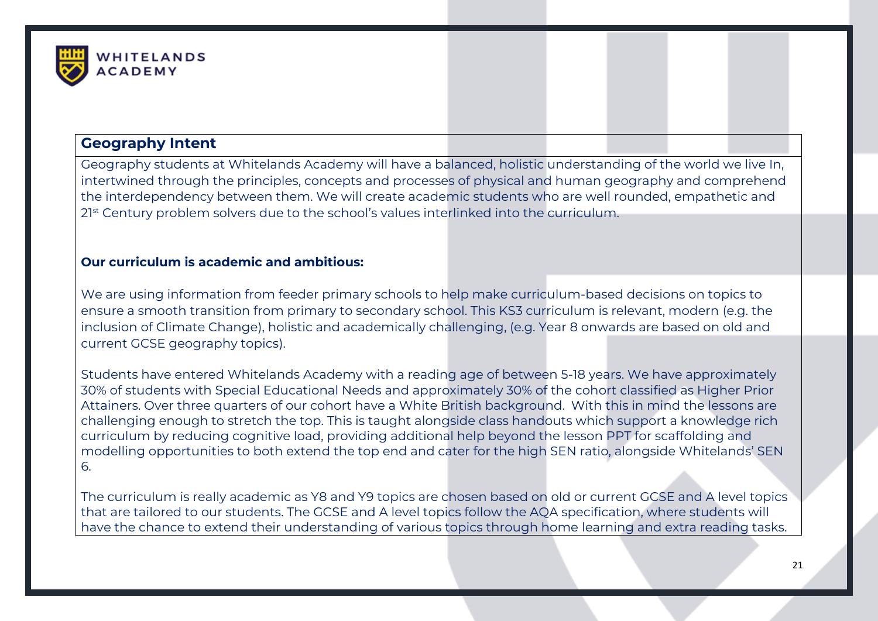## Geography Intent

Geography students at Whitelands Academy will have a balanced, holistic understanding of the world we live In, intertwined through the principles, concepts and processes of physical and human geography and comprehend the interdependency between them. We will create academic students who are well rounded, empathetic and 21st Century problem solvers due to the school's values interlinked into the curriculum.

**Our curriculum is academic and ambitious:**

We are using information from feeder primary schools to help make curriculum-based decisions on topics to ensure a smooth transition from primary to secondary school. This KS3 curriculum is relevant, modern (e.g. the inclusion of Climate Change), holistic and academically challenging, (e.g. Year 8 onwards are based on old and current GCSE geography topics).

Students have entered Whitelands Academy with a reading age of between 5-18 years. We have approximately 30% of students with Special Educational Needs and approximately 30% of the cohort classified as Higher Prior Attainers. Over three quarters of our cohort have a White British background. With this in mind the lessons are challenging enough to stretch the top. This is taught alongside class handouts which support a knowledge rich curriculum by reducing cognitive load, providing additional help beyond the lesson PPT for scaffolding and modelling opportunities to both extend the top end and cater for the high SEN ratio, alongside Whitelands' SEN 6.

The curriculum is really academic as Y8 and Y9 topics are chosen based on old or current GCSE and A level topics that are tailored to our students. The GCSE and A level topics follow the AQA specification, where students will have the chance to extend their understanding of various topics through home learning and extra reading tasks.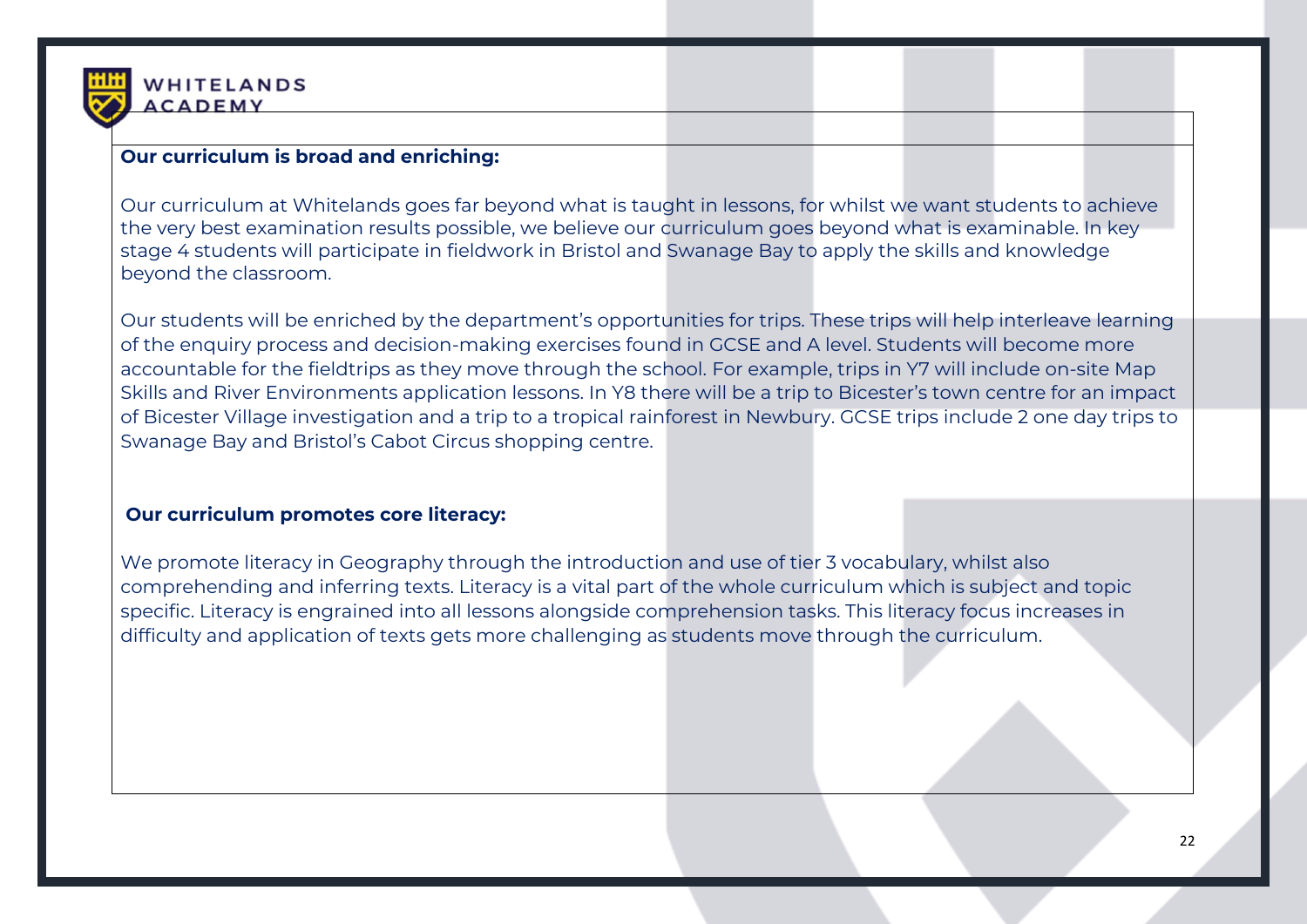**Our curriculum is broad and enriching:**

Our curriculum at Whitelands goes far beyond what is taught in lessons, for whilst we want students to achieve the very best examination results possible, we believe our curriculum goes beyond what is examinable. In key stage 4 students will participate in fieldwork in Bristol and Swanage Bay to apply the skills and knowledge beyond the classroom.

Our students will be enriched by the department's opportunities for trips. These trips will help interleave learning of the enquiry process and decision-making exercises found in GCSE and A level. Students will become more accountable for the fieldtrips as they move through the school. For example, trips in Y7 will include on-site Map Skills and River Environments application lessons. In Y8 there will be a trip to Bicester's town centre for an impact of Bicester Village investigation and a trip to a tropical rainforest in Newbury. GCSE trips include 2 one day trips to Swanage Bay and Bristol's Cabot Circus shopping centre.

**Our curriculum promotes core literacy:**

We promote literacy in Geography through the introduction and use of tier 3 vocabulary, whilst also comprehending and inferring texts. Literacy is a vital part of the whole curriculum which is subject and topic specific. Literacy is engrained into all lessons alongside comprehension tasks. This literacy focus increases in difficulty and application of texts gets more challenging as students move through the curriculum.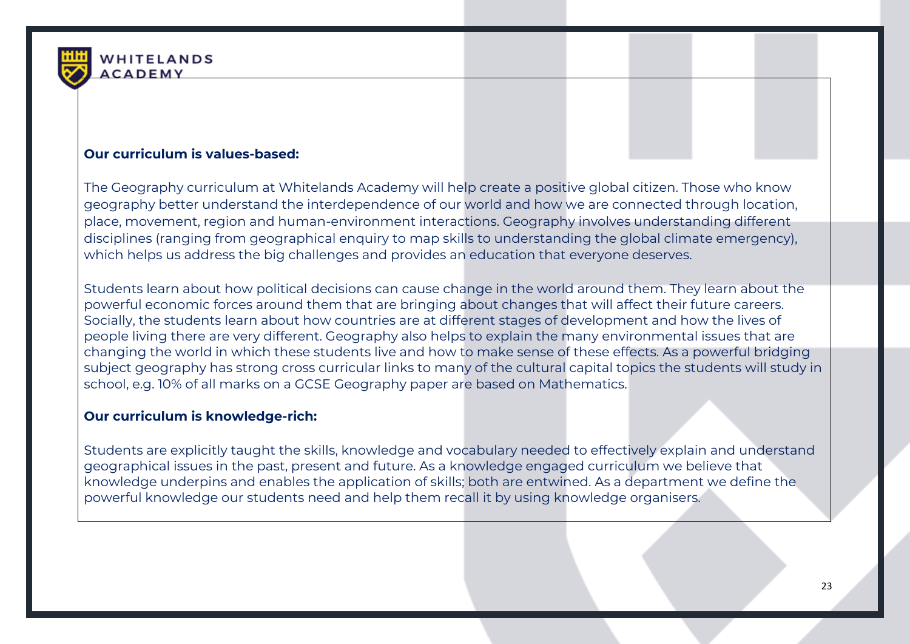**Our curriculum is values-based:**

The Geography curriculum at Whitelands Academy will help create a positive global citizen. Those who know geography better understand the interdependence of our world and how we are connected through location, place, movement, region and human-environment interactions. Geography involves understanding different disciplines (ranging from geographical enquiry to map skills to understanding the global climate emergency), which helps us address the big challenges and provides an education that everyone deserves.

Students learn about how political decisions can cause change in the world around them. They learn about the powerful economic forces around them that are bringing about changes that will affect their future careers. Socially, the students learn about how countries are at different stages of development and how the lives of people living there are very different. Geography also helps to explain the many environmental issues that are changing the world in which these students live and how to make sense of these effects. As a powerful bridging subject geography has strong cross curricular links to many of the cultural capital topics the students will study in school, e.g. 10% of all marks on a GCSE Geography paper are based on Mathematics.

**Our curriculum is knowledge-rich:**

Students are explicitly taught the skills, knowledge and vocabulary needed to effectively explain and understand geographical issues in the past, present and future. As a knowledge engaged curriculum we believe that knowledge underpins and enables the application of skills; both are entwined. As a department we define the powerful knowledge our students need and help them recall it by using knowledge organisers.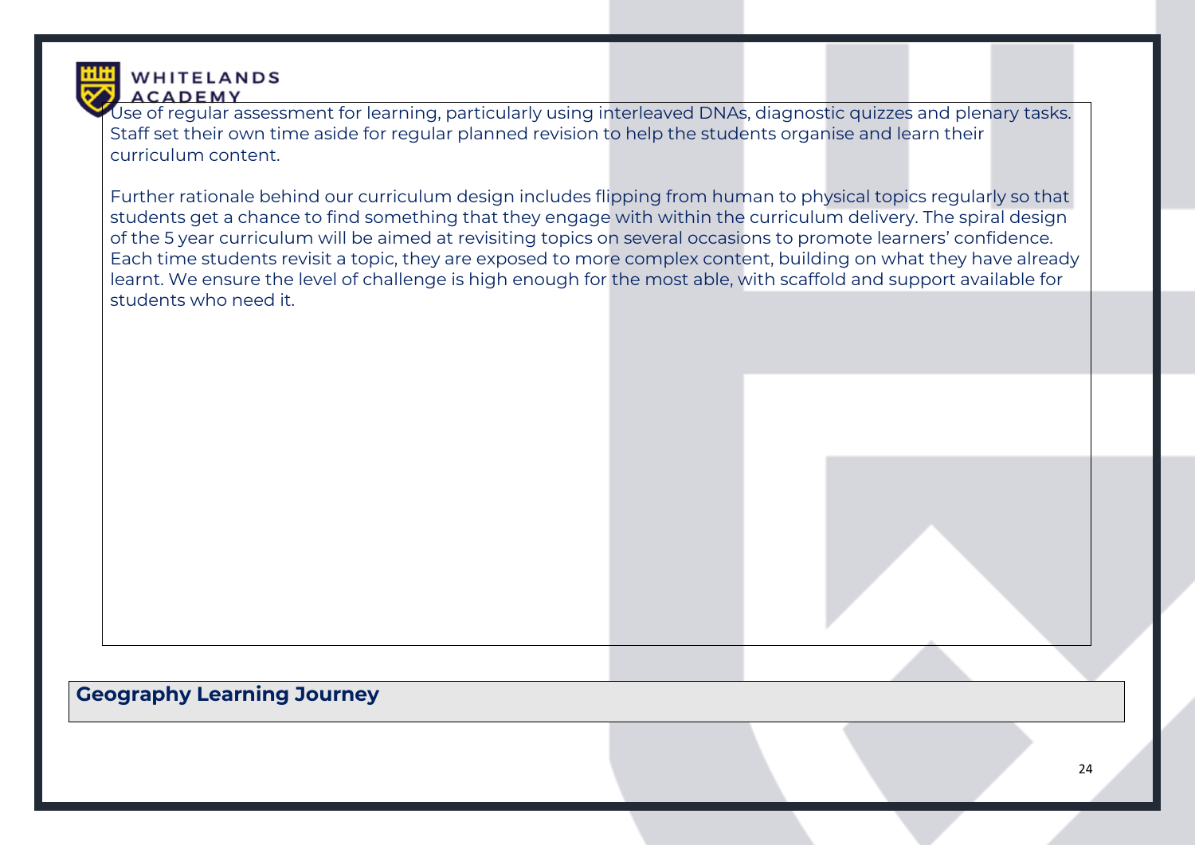Use of regular assessment for learning, particularly using interleaved DNAs, diagnostic quizzes and plenary tasks. Staff set their own time aside for regular planned revision to help the students organise and learn their curriculum content.

Further rationale behind our curriculum design includes flipping from human to physical topics regularly so that students get a chance to find something that they engage with within the curriculum delivery. The spiral design of the 5 year curriculum will be aimed at revisiting topics on several occasions to promote learners' confidence. Each time students revisit a topic, they are exposed to more complex content, building on what they have already learnt. We ensure the level of challenge is high enough for the most able, with scaffold and support available for students who need it.

## Geography Learning Journey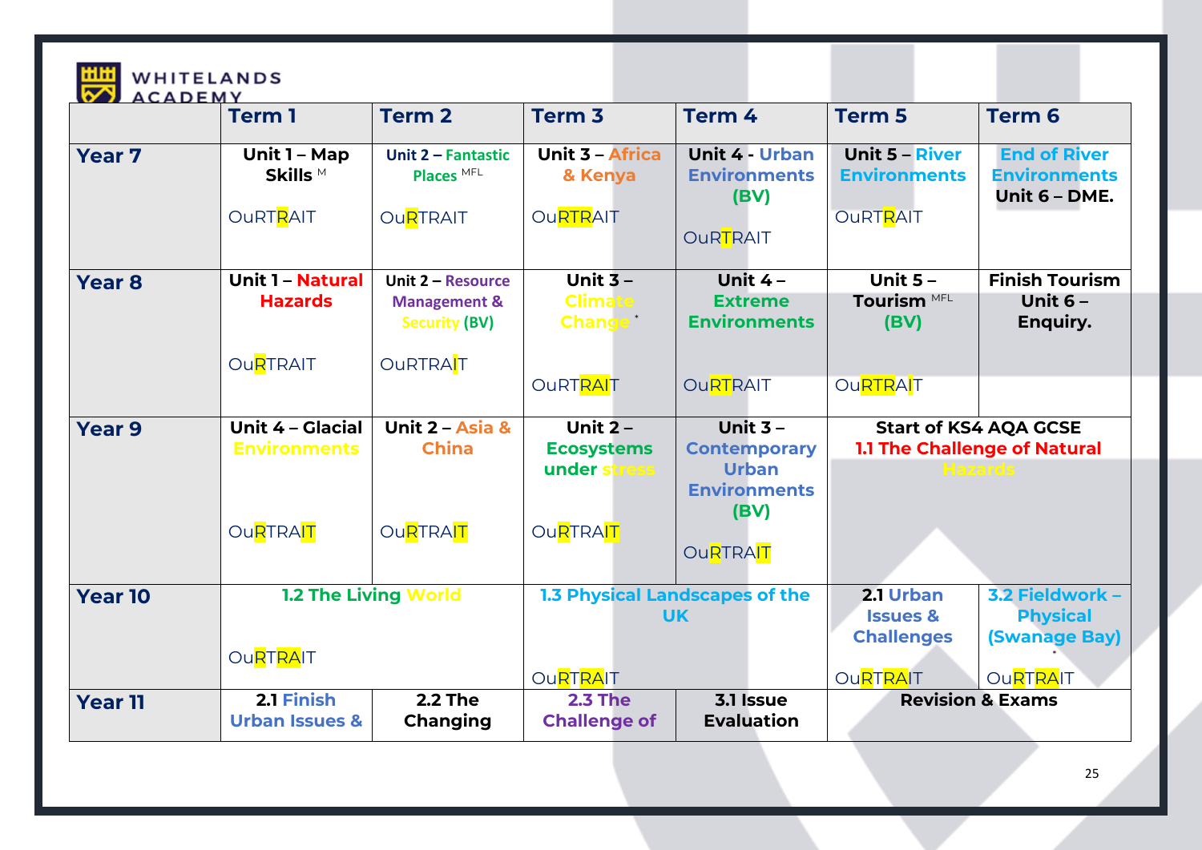WHITELANDS ACADEMY

| | Term 1 | Term 2 | Term 3 | Term 4 | Term 5 | Term 6 |
|---|---|---|---|---|---|---|
| **Year 7** | **Unit 1 – Map Skills** M<br><br>OuRTRAIT | **Unit 2 – Fantastic Places** MFL<br><br>OuRTRAIT | **Unit 3 – Africa & Kenya**<br><br>OuRTRAIT | **Unit 4 - Urban Environments (BV)**<br><br>OuRTRAIT | **Unit 5 – River Environments**<br><br>OuRTRAIT | **End of River Environments Unit 6 – DME.** |
| **Year 8** | **Unit 1 – Natural Hazards**<br><br>OuRTRAIT | **Unit 2 – Resource Management & Security (BV)**<br><br>OuRTRAIT | **Unit 3 – Climate Change** *<br><br>OuRTRAIT | **Unit 4 – Extreme Environments**<br><br>OuRTRAIT | **Unit 5 – Tourism** MFL **(BV)**<br><br>OuRTRAIT | **Finish Tourism Unit 6 – Enquiry.** |
| **Year 9** | **Unit 4 – Glacial Environments**<br><br>OuRTRAIT | **Unit 2 – Asia & China**<br><br>OuRTRAIT | **Unit 2 – Ecosystems under stress**<br><br>OuRTRAIT | **Unit 3 – Contemporary Urban Environments (BV)**<br><br>OuRTRAIT | **Start of KS4 AQA GCSE 1.1 The Challenge of Natural Hazards** | |
| **Year 10** | **1.2 The Living World**<br><br>OuRTRAIT | | **1.3 Physical Landscapes of the UK**<br><br>OuRTRAIT | | **2.1 Urban Issues & Challenges**<br><br>OuRTRAIT | **3.2 Fieldwork – Physical (Swanage Bay)** *<br><br>OuRTRAIT |
| **Year 11** | **2.1 Finish Urban Issues &** | **2.2 The Changing** | **2.3 The Challenge of** | **3.1 Issue Evaluation** | **Revision & Exams** | |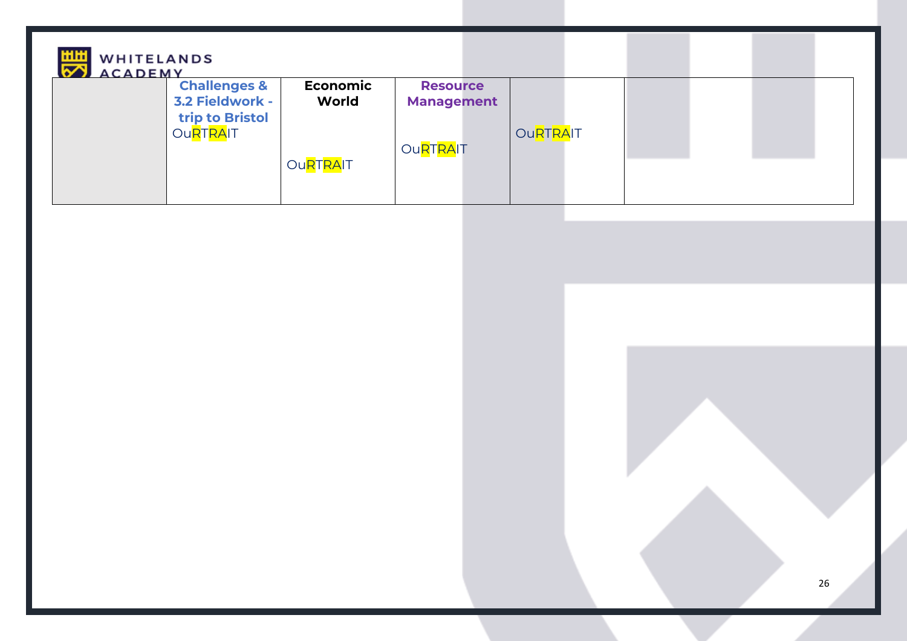| | | | | | |
|---|---|---|---|---|---|
| | **Challenges & 3.2 Fieldwork - trip to Bristol** OuRTRAIT | **Economic World** OuRTRAIT | **Resource Management** OuRTRAIT | OuRTRAIT | |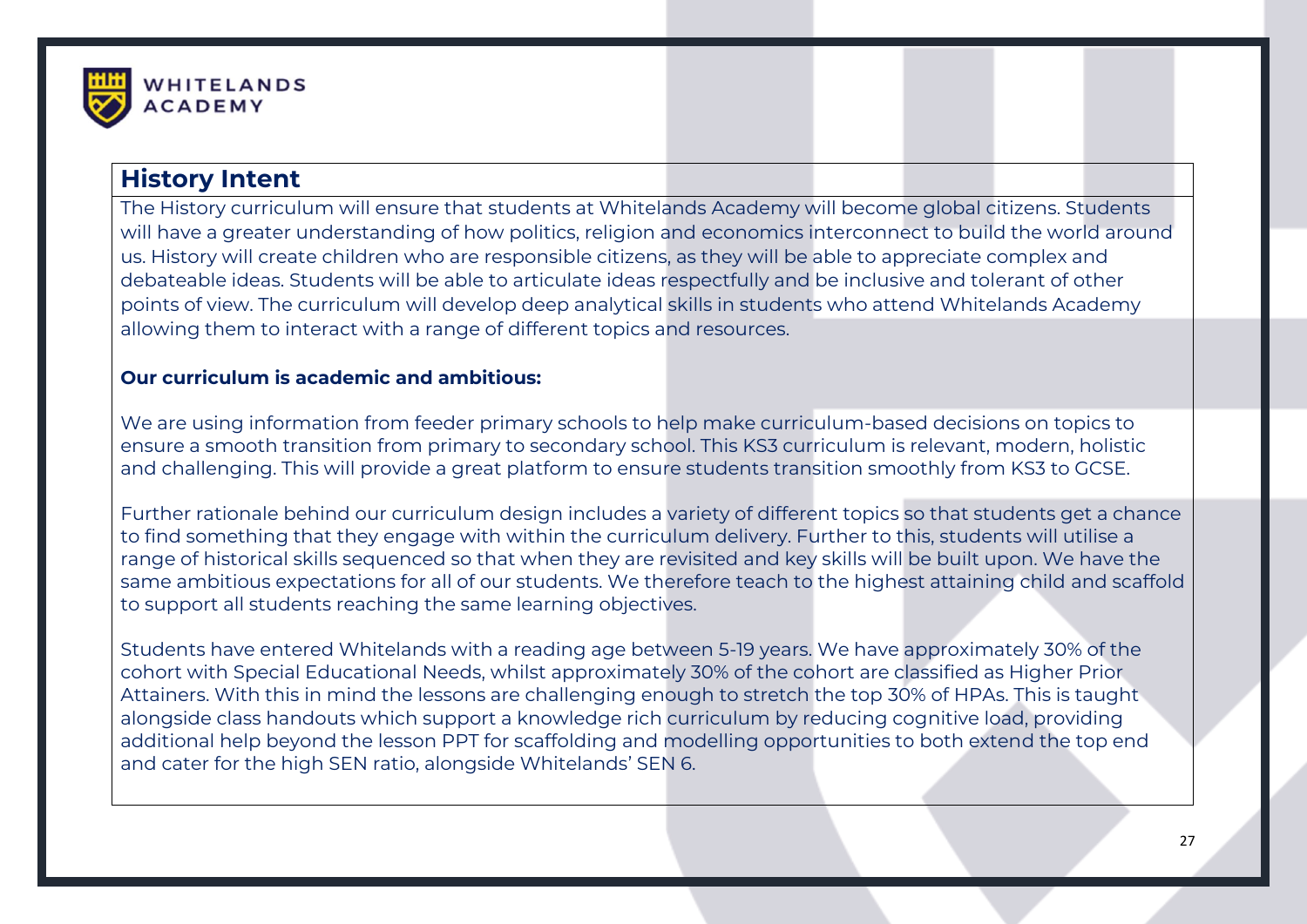WHITELANDS ACADEMY

## History Intent

The History curriculum will ensure that students at Whitelands Academy will become global citizens. Students will have a greater understanding of how politics, religion and economics interconnect to build the world around us. History will create children who are responsible citizens, as they will be able to appreciate complex and debateable ideas. Students will be able to articulate ideas respectfully and be inclusive and tolerant of other points of view. The curriculum will develop deep analytical skills in students who attend Whitelands Academy allowing them to interact with a range of different topics and resources.

**Our curriculum is academic and ambitious:**

We are using information from feeder primary schools to help make curriculum-based decisions on topics to ensure a smooth transition from primary to secondary school. This KS3 curriculum is relevant, modern, holistic and challenging. This will provide a great platform to ensure students transition smoothly from KS3 to GCSE.

Further rationale behind our curriculum design includes a variety of different topics so that students get a chance to find something that they engage with within the curriculum delivery. Further to this, students will utilise a range of historical skills sequenced so that when they are revisited and key skills will be built upon. We have the same ambitious expectations for all of our students. We therefore teach to the highest attaining child and scaffold to support all students reaching the same learning objectives.

Students have entered Whitelands with a reading age between 5-19 years. We have approximately 30% of the cohort with Special Educational Needs, whilst approximately 30% of the cohort are classified as Higher Prior Attainers. With this in mind the lessons are challenging enough to stretch the top 30% of HPAs. This is taught alongside class handouts which support a knowledge rich curriculum by reducing cognitive load, providing additional help beyond the lesson PPT for scaffolding and modelling opportunities to both extend the top end and cater for the high SEN ratio, alongside Whitelands' SEN 6.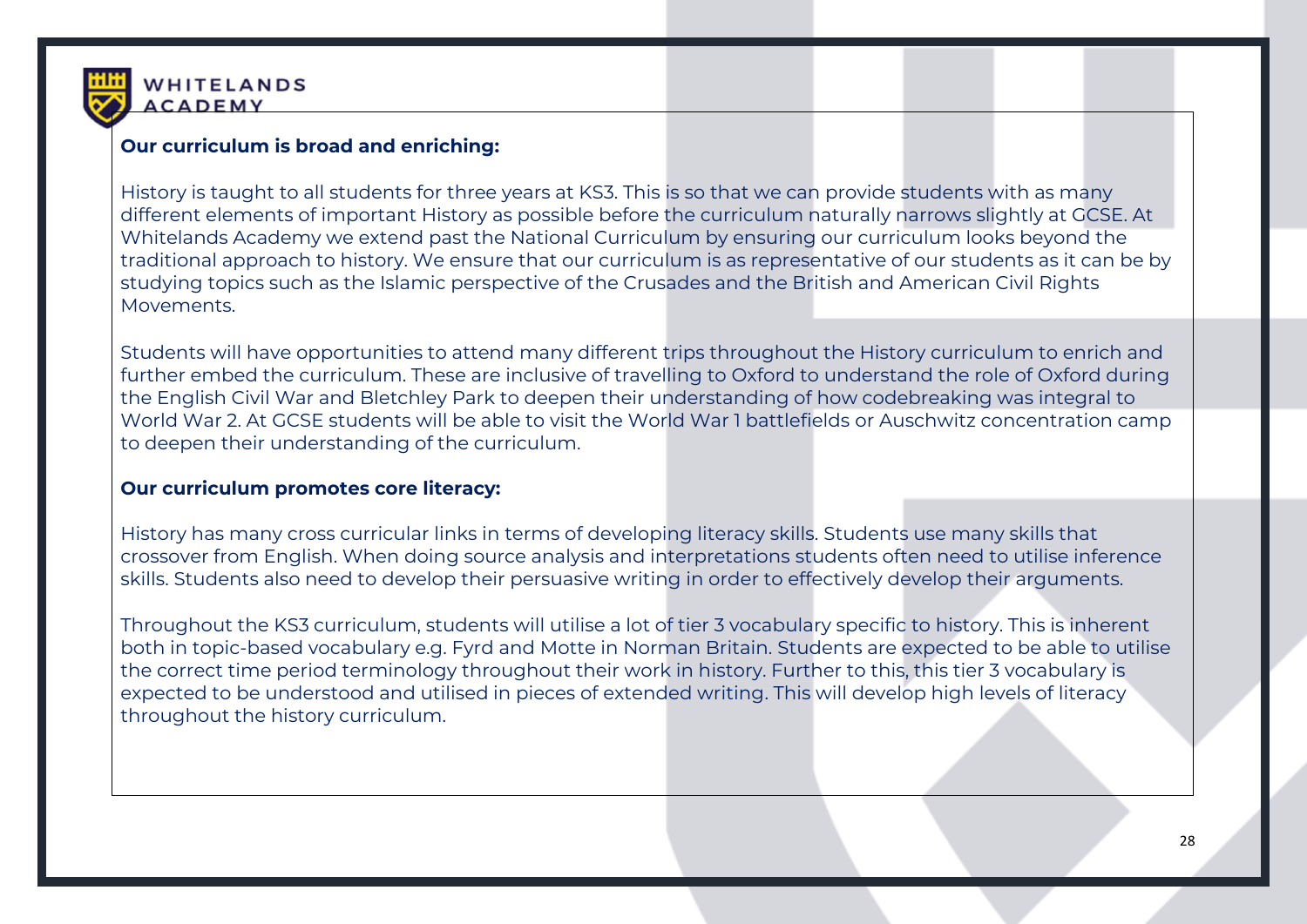**Our curriculum is broad and enriching:**

History is taught to all students for three years at KS3. This is so that we can provide students with as many different elements of important History as possible before the curriculum naturally narrows slightly at GCSE. At Whitelands Academy we extend past the National Curriculum by ensuring our curriculum looks beyond the traditional approach to history. We ensure that our curriculum is as representative of our students as it can be by studying topics such as the Islamic perspective of the Crusades and the British and American Civil Rights Movements.

Students will have opportunities to attend many different trips throughout the History curriculum to enrich and further embed the curriculum. These are inclusive of travelling to Oxford to understand the role of Oxford during the English Civil War and Bletchley Park to deepen their understanding of how codebreaking was integral to World War 2. At GCSE students will be able to visit the World War 1 battlefields or Auschwitz concentration camp to deepen their understanding of the curriculum.

**Our curriculum promotes core literacy:**

History has many cross curricular links in terms of developing literacy skills. Students use many skills that crossover from English. When doing source analysis and interpretations students often need to utilise inference skills. Students also need to develop their persuasive writing in order to effectively develop their arguments.

Throughout the KS3 curriculum, students will utilise a lot of tier 3 vocabulary specific to history. This is inherent both in topic-based vocabulary e.g. Fyrd and Motte in Norman Britain. Students are expected to be able to utilise the correct time period terminology throughout their work in history. Further to this, this tier 3 vocabulary is expected to be understood and utilised in pieces of extended writing. This will develop high levels of literacy throughout the history curriculum.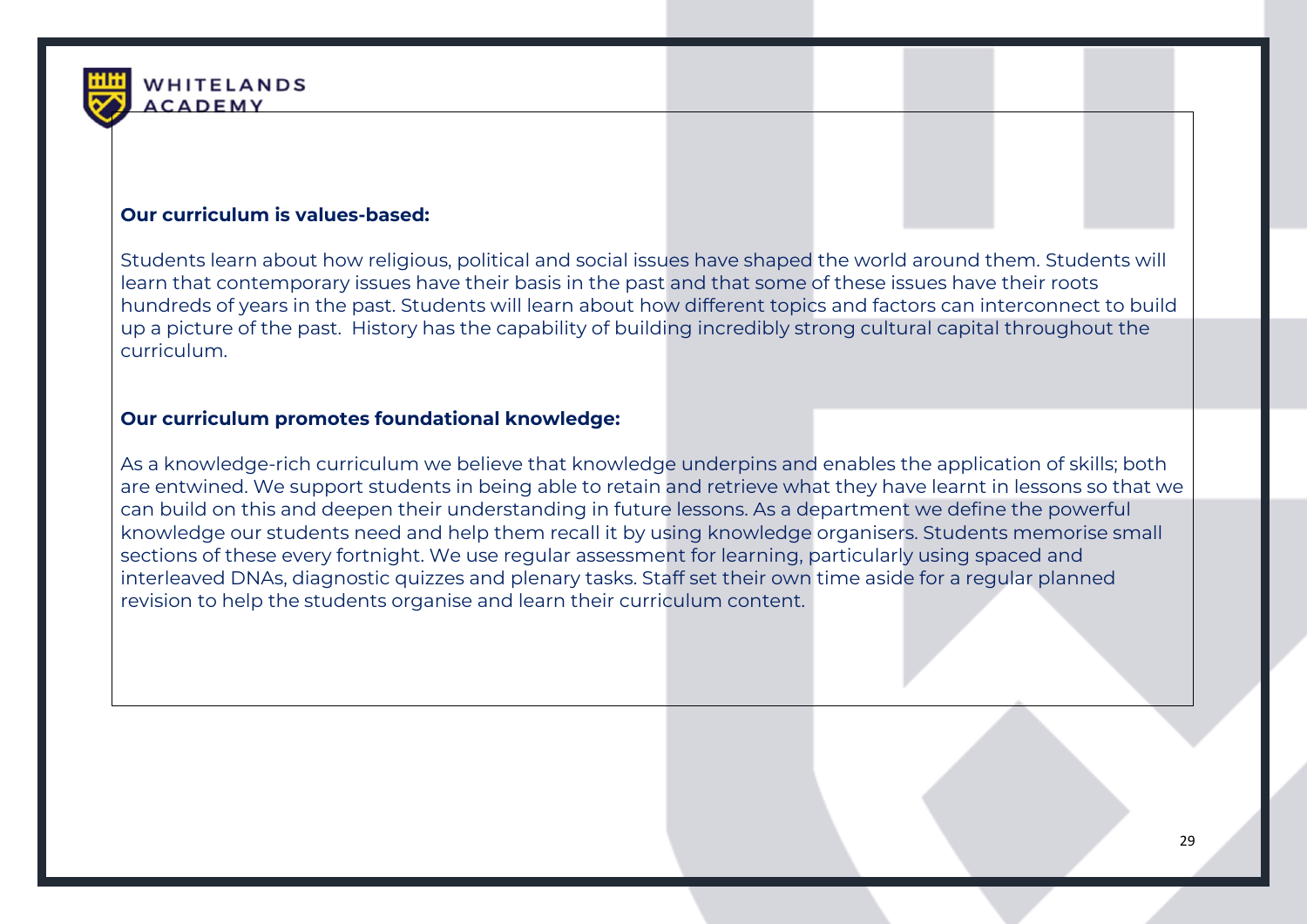**Our curriculum is values-based:**

Students learn about how religious, political and social issues have shaped the world around them. Students will learn that contemporary issues have their basis in the past and that some of these issues have their roots hundreds of years in the past. Students will learn about how different topics and factors can interconnect to build up a picture of the past. History has the capability of building incredibly strong cultural capital throughout the curriculum.

**Our curriculum promotes foundational knowledge:**

As a knowledge-rich curriculum we believe that knowledge underpins and enables the application of skills; both are entwined. We support students in being able to retain and retrieve what they have learnt in lessons so that we can build on this and deepen their understanding in future lessons. As a department we define the powerful knowledge our students need and help them recall it by using knowledge organisers. Students memorise small sections of these every fortnight. We use regular assessment for learning, particularly using spaced and interleaved DNAs, diagnostic quizzes and plenary tasks. Staff set their own time aside for a regular planned revision to help the students organise and learn their curriculum content.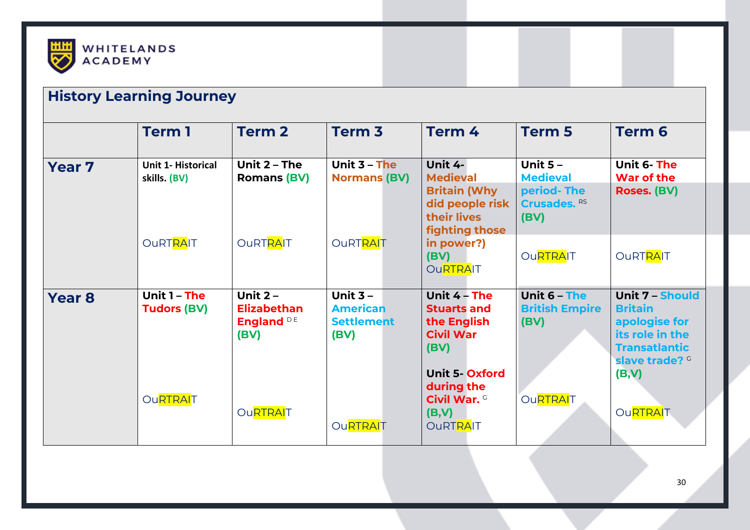WHITELANDS ACADEMY

## History Learning Journey

| | Term 1 | Term 2 | Term 3 | Term 4 | Term 5 | Term 6 |
|---|---|---|---|---|---|---|
| **Year 7** | **Unit 1- Historical skills. (BV)** OuRTRAIT | **Unit 2 – The Romans (BV)** OuRTRAIT | **Unit 3 – The Normans (BV)** OuRTRAIT | **Unit 4- Medieval Britain (Why did people risk their lives fighting those in power?) (BV)** OuRTRAIT | **Unit 5 – Medieval period- The Crusades.** RS **(BV)** OuRTRAIT | **Unit 6- The War of the Roses. (BV)** OuRTRAIT |
| **Year 8** | **Unit 1 – The Tudors (BV)** OuRTRAIT | **Unit 2 – Elizabethan England** D E **(BV)** OuRTRAIT | **Unit 3 – American Settlement (BV)** OuRTRAIT | **Unit 4 – The Stuarts and the English Civil War (BV)** **Unit 5- Oxford during the Civil War.** G **(B,V)** OuRTRAIT | **Unit 6 – The British Empire (BV)** OuRTRAIT | **Unit 7 – Should Britain apologise for its role in the Transatlantic slave trade?** G **(B,V)** OuRTRAIT |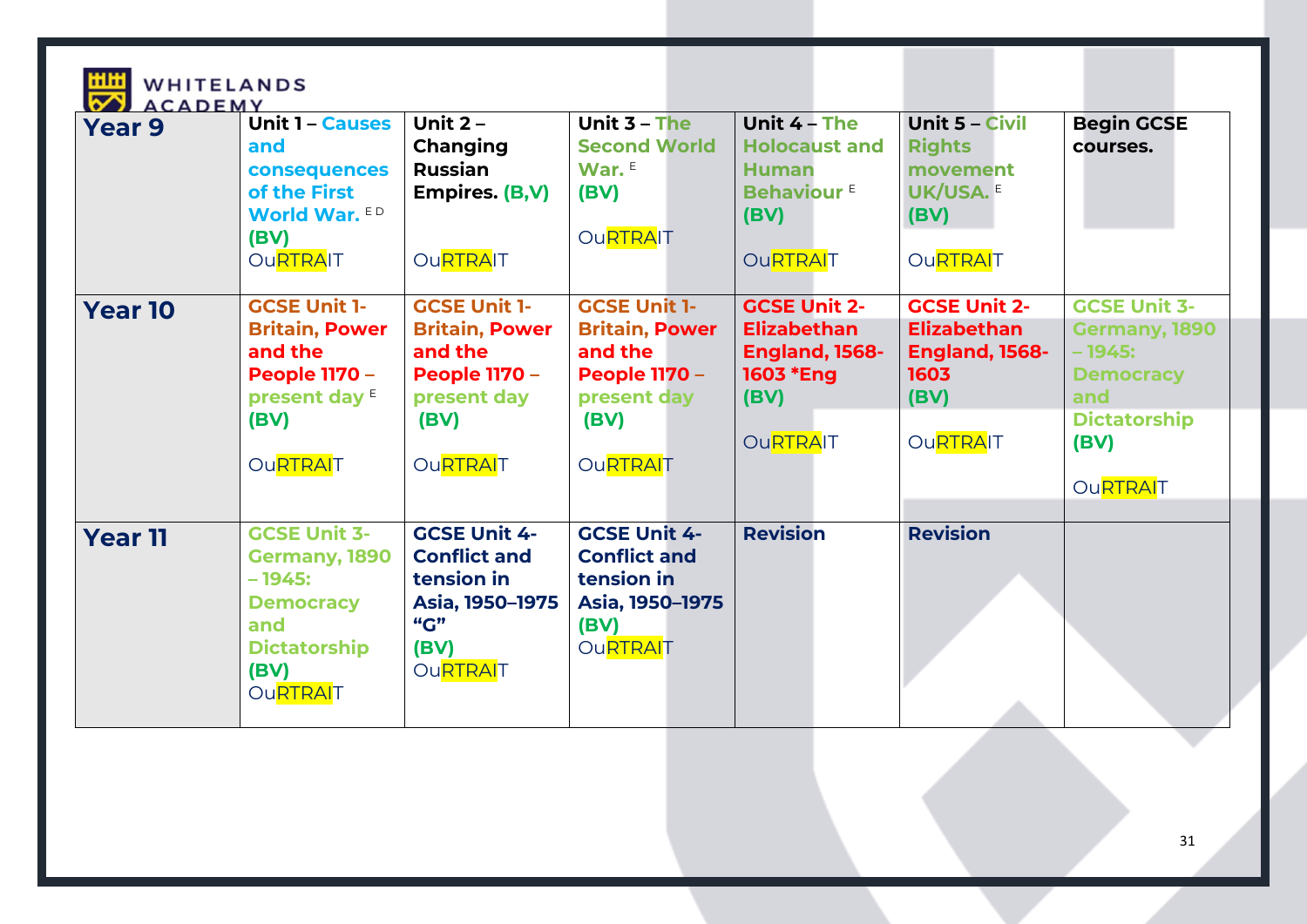WHITELANDS ACADEMY

| | | | | | | |
|---|---|---|---|---|---|---|
| **Year 9** | **Unit 1 – Causes and consequences of the First World War.** E D **(BV)** OuRTRAIT | **Unit 2 – Changing Russian Empires. (B,V)** OuRTRAIT | **Unit 3 – The Second World War.** E **(BV)** OuRTRAIT | **Unit 4 – The Holocaust and Human Behaviour** E **(BV)** OuRTRAIT | **Unit 5 – Civil Rights movement UK/USA.** E **(BV)** OuRTRAIT | **Begin GCSE courses.** |
| **Year 10** | **GCSE Unit 1- Britain, Power and the People 1170 – present day** E **(BV)** OuRTRAIT | **GCSE Unit 1- Britain, Power and the People 1170 – present day (BV)** OuRTRAIT | **GCSE Unit 1- Britain, Power and the People 1170 – present day (BV)** OuRTRAIT | **GCSE Unit 2- Elizabethan England, 1568-1603 *Eng (BV)** OuRTRAIT | **GCSE Unit 2- Elizabethan England, 1568-1603 (BV)** OuRTRAIT | **GCSE Unit 3- Germany, 1890 – 1945: Democracy and Dictatorship (BV)** OuRTRAIT |
| **Year 11** | **GCSE Unit 3- Germany, 1890 – 1945: Democracy and Dictatorship (BV)** OuRTRAIT | **GCSE Unit 4- Conflict and tension in Asia, 1950–1975 "G" (BV)** OuRTRAIT | **GCSE Unit 4- Conflict and tension in Asia, 1950–1975 (BV)** OuRTRAIT | **Revision** | **Revision** | |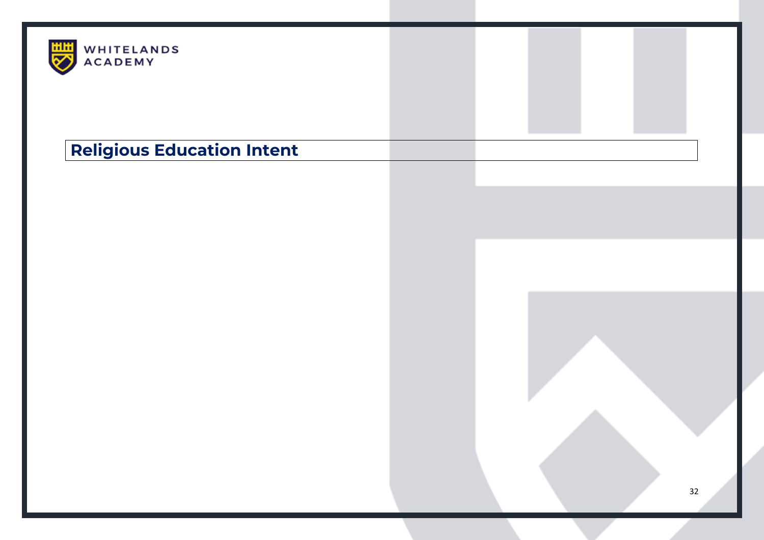# Religious Education Intent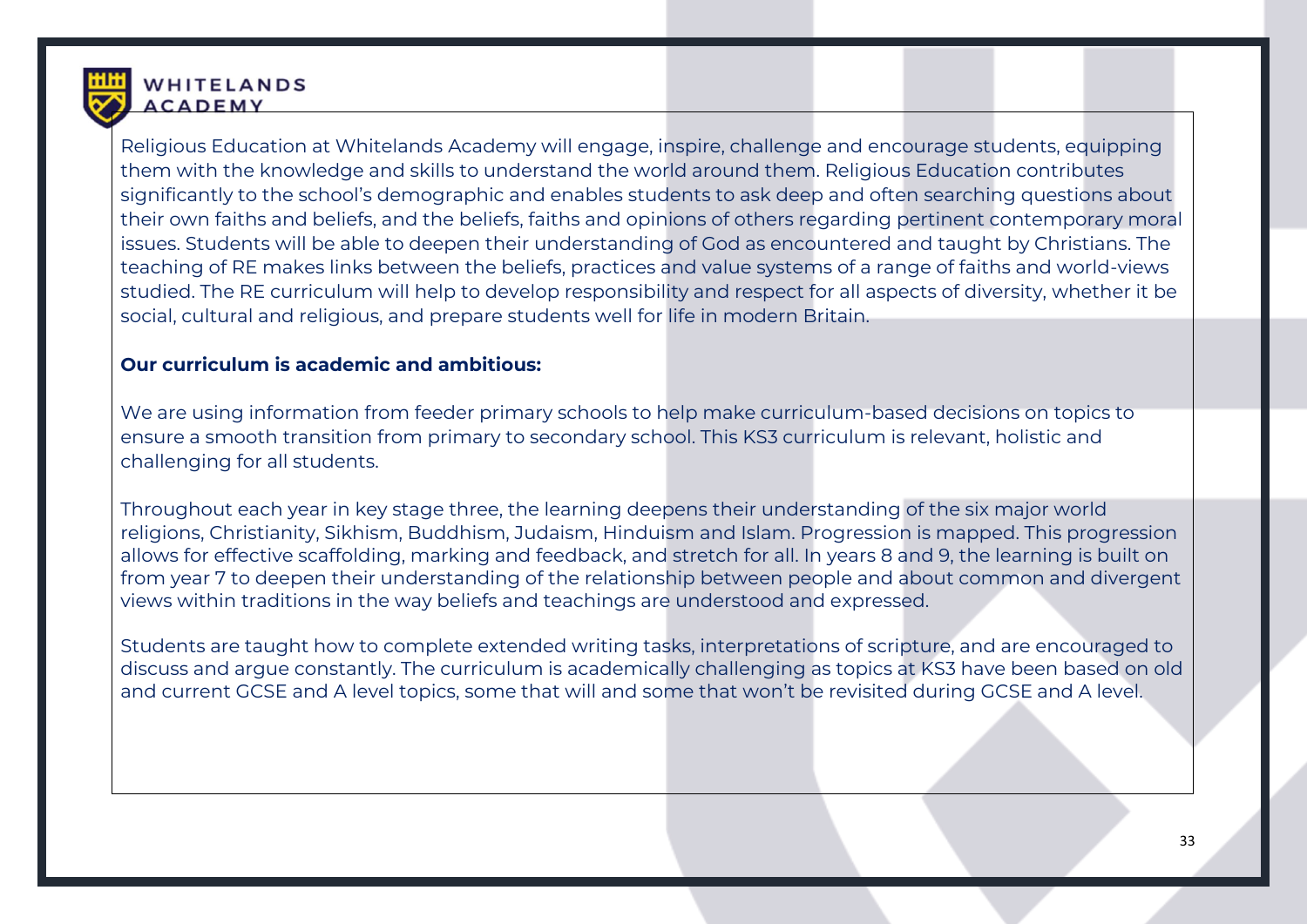Religious Education at Whitelands Academy will engage, inspire, challenge and encourage students, equipping them with the knowledge and skills to understand the world around them. Religious Education contributes significantly to the school's demographic and enables students to ask deep and often searching questions about their own faiths and beliefs, and the beliefs, faiths and opinions of others regarding pertinent contemporary moral issues. Students will be able to deepen their understanding of God as encountered and taught by Christians. The teaching of RE makes links between the beliefs, practices and value systems of a range of faiths and world-views studied. The RE curriculum will help to develop responsibility and respect for all aspects of diversity, whether it be social, cultural and religious, and prepare students well for life in modern Britain.

**Our curriculum is academic and ambitious:**

We are using information from feeder primary schools to help make curriculum-based decisions on topics to ensure a smooth transition from primary to secondary school. This KS3 curriculum is relevant, holistic and challenging for all students.

Throughout each year in key stage three, the learning deepens their understanding of the six major world religions, Christianity, Sikhism, Buddhism, Judaism, Hinduism and Islam. Progression is mapped. This progression allows for effective scaffolding, marking and feedback, and stretch for all. In years 8 and 9, the learning is built on from year 7 to deepen their understanding of the relationship between people and about common and divergent views within traditions in the way beliefs and teachings are understood and expressed.

Students are taught how to complete extended writing tasks, interpretations of scripture, and are encouraged to discuss and argue constantly. The curriculum is academically challenging as topics at KS3 have been based on old and current GCSE and A level topics, some that will and some that won't be revisited during GCSE and A level.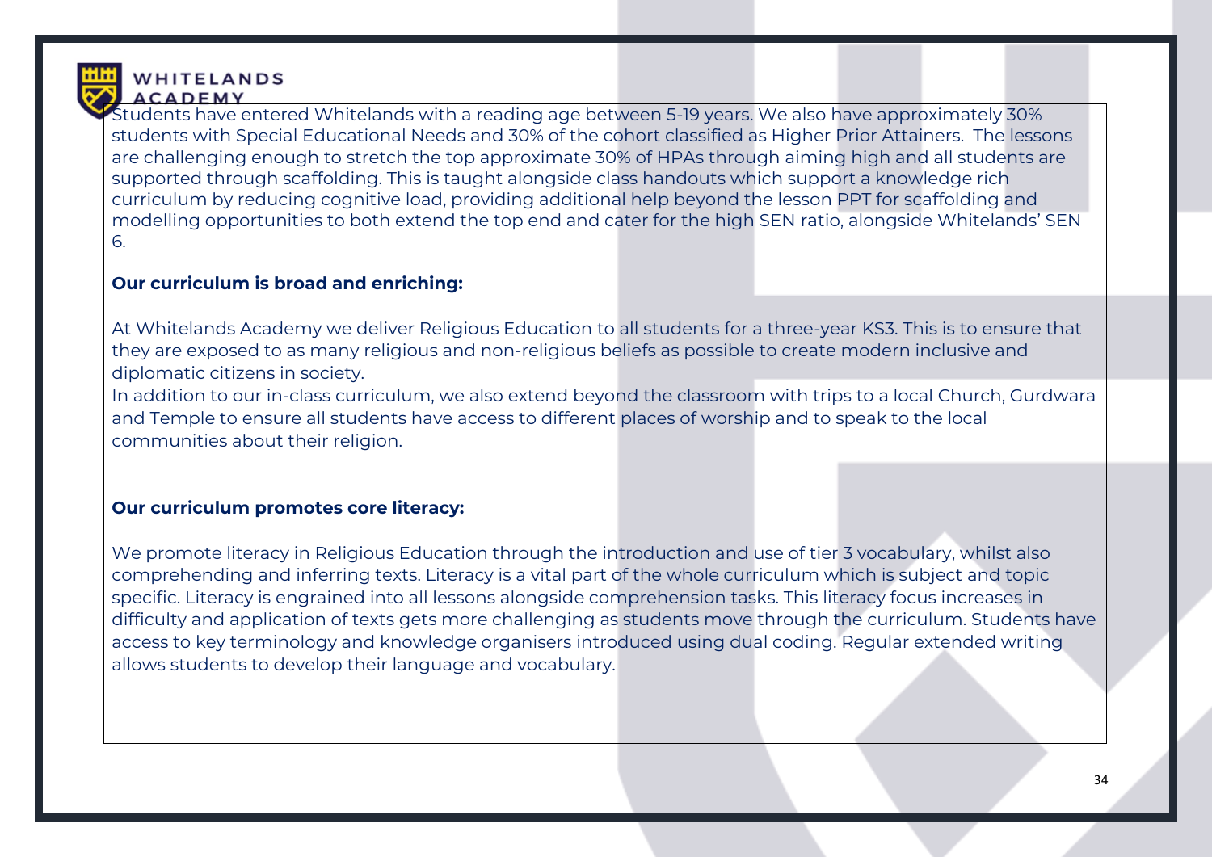Students have entered Whitelands with a reading age between 5-19 years. We also have approximately 30% students with Special Educational Needs and 30% of the cohort classified as Higher Prior Attainers. The lessons are challenging enough to stretch the top approximate 30% of HPAs through aiming high and all students are supported through scaffolding. This is taught alongside class handouts which support a knowledge rich curriculum by reducing cognitive load, providing additional help beyond the lesson PPT for scaffolding and modelling opportunities to both extend the top end and cater for the high SEN ratio, alongside Whitelands' SEN 6.

**Our curriculum is broad and enriching:**

At Whitelands Academy we deliver Religious Education to all students for a three-year KS3. This is to ensure that they are exposed to as many religious and non-religious beliefs as possible to create modern inclusive and diplomatic citizens in society.

In addition to our in-class curriculum, we also extend beyond the classroom with trips to a local Church, Gurdwara and Temple to ensure all students have access to different places of worship and to speak to the local communities about their religion.

**Our curriculum promotes core literacy:**

We promote literacy in Religious Education through the introduction and use of tier 3 vocabulary, whilst also comprehending and inferring texts. Literacy is a vital part of the whole curriculum which is subject and topic specific. Literacy is engrained into all lessons alongside comprehension tasks. This literacy focus increases in difficulty and application of texts gets more challenging as students move through the curriculum. Students have access to key terminology and knowledge organisers introduced using dual coding. Regular extended writing allows students to develop their language and vocabulary.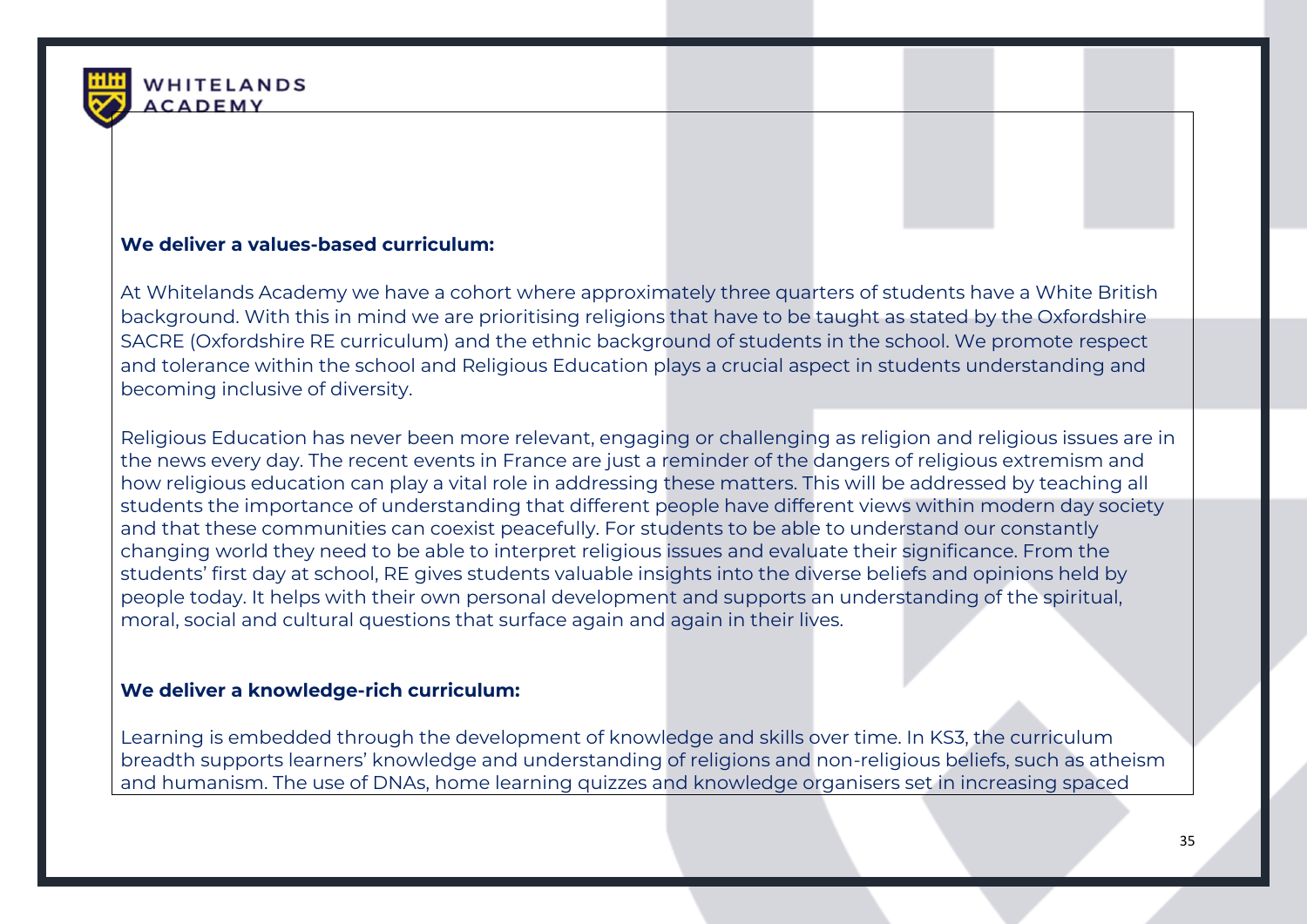**We deliver a values-based curriculum:**

At Whitelands Academy we have a cohort where approximately three quarters of students have a White British background. With this in mind we are prioritising religions that have to be taught as stated by the Oxfordshire SACRE (Oxfordshire RE curriculum) and the ethnic background of students in the school. We promote respect and tolerance within the school and Religious Education plays a crucial aspect in students understanding and becoming inclusive of diversity.

Religious Education has never been more relevant, engaging or challenging as religion and religious issues are in the news every day. The recent events in France are just a reminder of the dangers of religious extremism and how religious education can play a vital role in addressing these matters. This will be addressed by teaching all students the importance of understanding that different people have different views within modern day society and that these communities can coexist peacefully. For students to be able to understand our constantly changing world they need to be able to interpret religious issues and evaluate their significance. From the students' first day at school, RE gives students valuable insights into the diverse beliefs and opinions held by people today. It helps with their own personal development and supports an understanding of the spiritual, moral, social and cultural questions that surface again and again in their lives.

**We deliver a knowledge-rich curriculum:**

Learning is embedded through the development of knowledge and skills over time. In KS3, the curriculum breadth supports learners' knowledge and understanding of religions and non-religious beliefs, such as atheism and humanism. The use of DNAs, home learning quizzes and knowledge organisers set in increasing spaced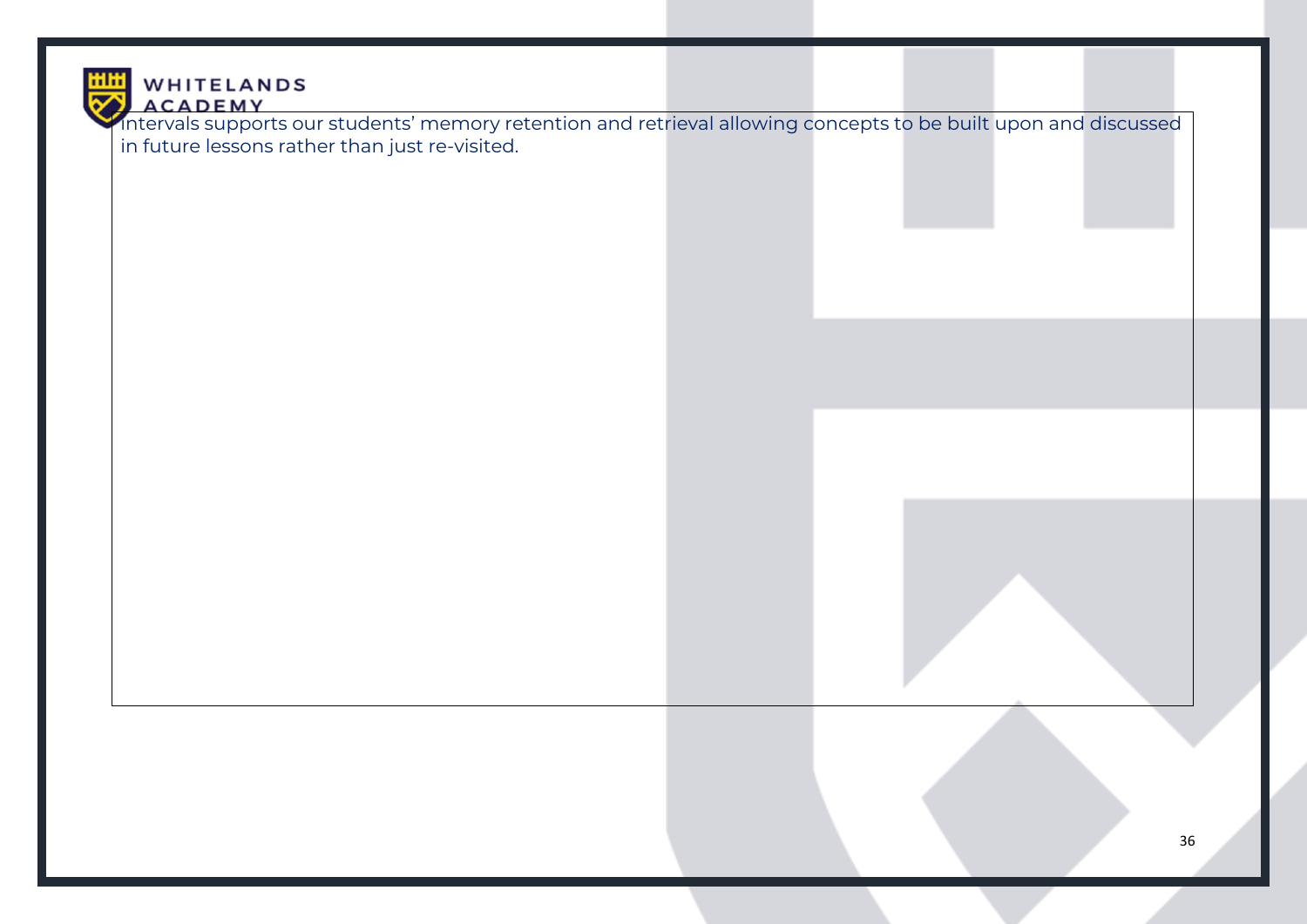intervals supports our students' memory retention and retrieval allowing concepts to be built upon and discussed in future lessons rather than just re-visited.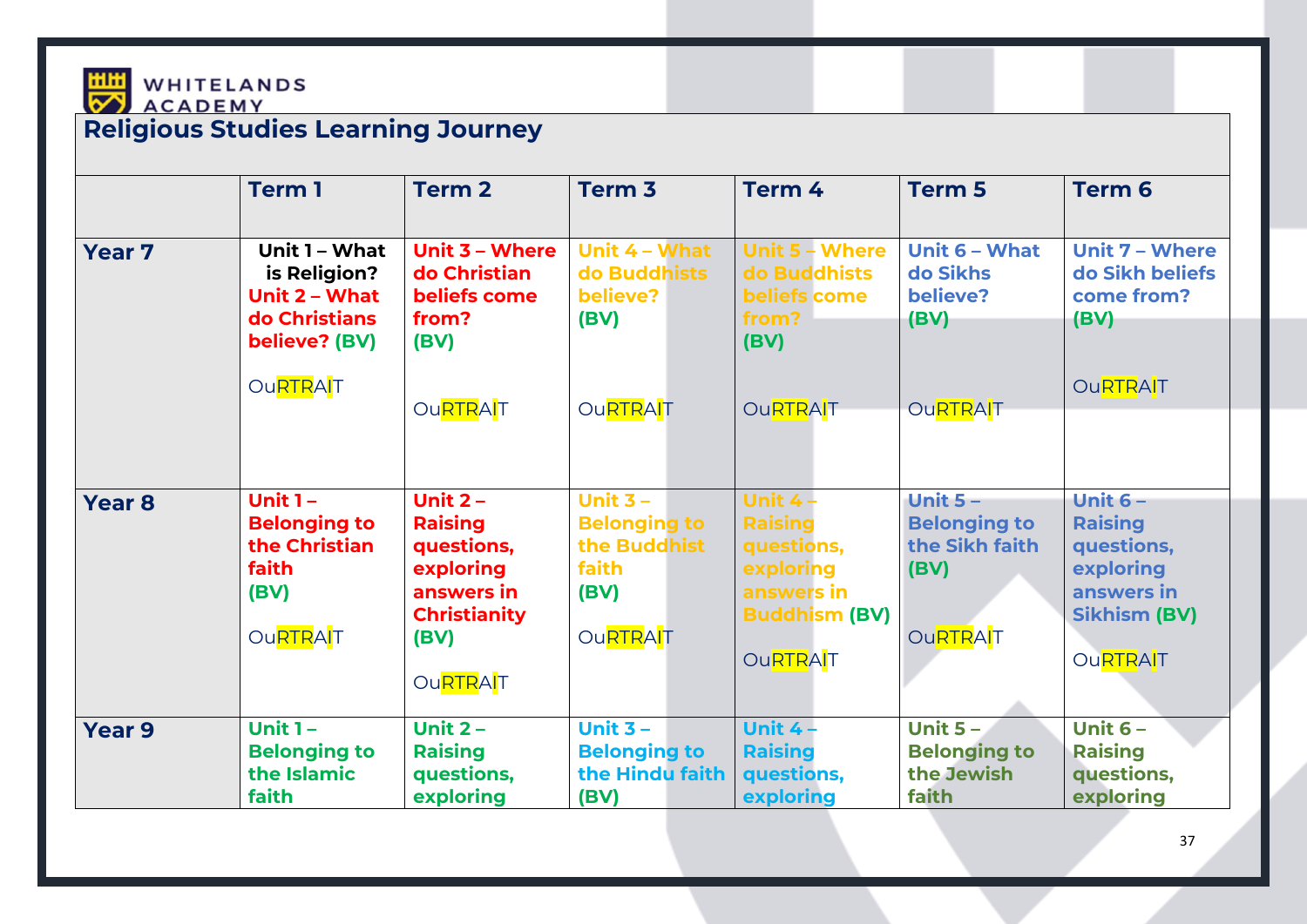WHITELANDS ACADEMY

## Religious Studies Learning Journey

| | Term 1 | Term 2 | Term 3 | Term 4 | Term 5 | Term 6 |
|---|---|---|---|---|---|---|
| **Year 7** | **Unit 1 – What is Religion?** **Unit 2 – What do Christians believe? (BV)** OuRTRAIT | **Unit 3 – Where do Christian beliefs come from? (BV)** OuRTRAIT | **Unit 4 – What do Buddhists believe? (BV)** OuRTRAIT | **Unit 5 – Where do Buddhists beliefs come from? (BV)** OuRTRAIT | **Unit 6 – What do Sikhs believe? (BV)** OuRTRAIT | **Unit 7 – Where do Sikh beliefs come from? (BV)** OuRTRAIT |
| **Year 8** | **Unit 1 – Belonging to the Christian faith (BV)** OuRTRAIT | **Unit 2 – Raising questions, exploring answers in Christianity (BV)** OuRTRAIT | **Unit 3 – Belonging to the Buddhist faith (BV)** OuRTRAIT | **Unit 4 – Raising questions, exploring answers in Buddhism (BV)** OuRTRAIT | **Unit 5 – Belonging to the Sikh faith (BV)** OuRTRAIT | **Unit 6 – Raising questions, exploring answers in Sikhism (BV)** OuRTRAIT |
| **Year 9** | **Unit 1 – Belonging to the Islamic faith** | **Unit 2 – Raising questions, exploring** | **Unit 3 – Belonging to the Hindu faith (BV)** | **Unit 4 – Raising questions, exploring** | **Unit 5 – Belonging to the Jewish faith** | **Unit 6 – Raising questions, exploring** |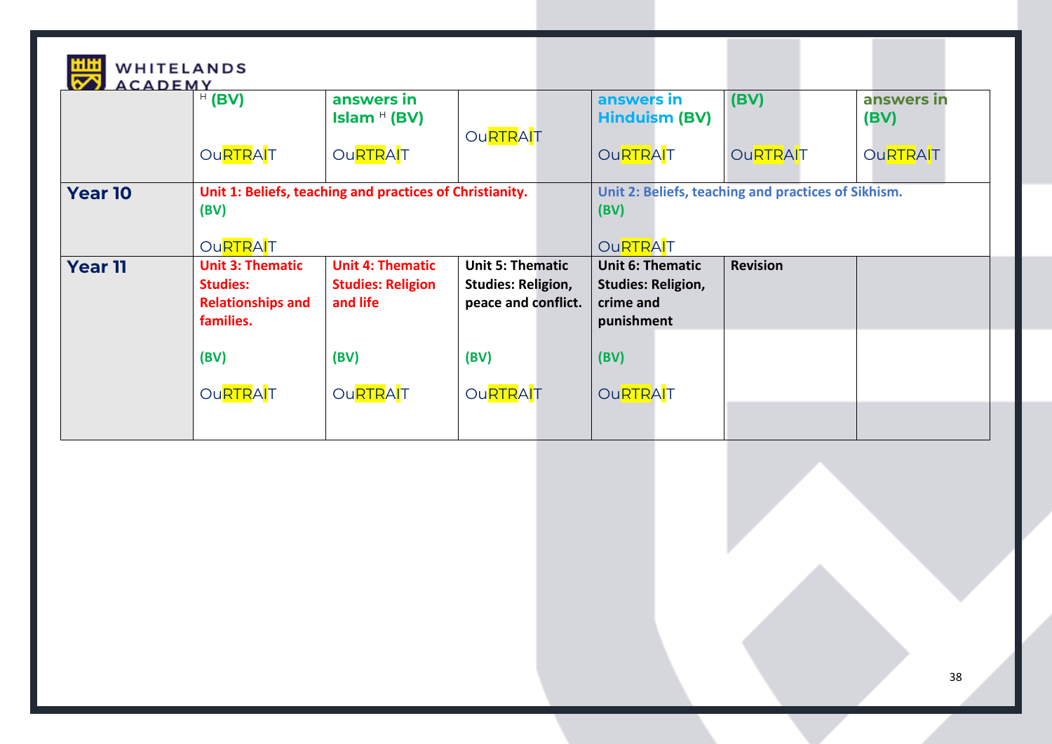| | | | | | | |
|---|---|---|---|---|---|---|
| | H (BV) OuRTRAIT | answers in Islam H (BV) OuRTRAIT | OuRTRAIT | answers in Hinduism (BV) OuRTRAIT | (BV) OuRTRAIT | answers in (BV) OuRTRAIT |
| **Year 10** | **Unit 1: Beliefs, teaching and practices of Christianity.** **(BV)** OuRTRAIT | | | **Unit 2: Beliefs, teaching and practices of Sikhism.** **(BV)** OuRTRAIT | | |
| **Year 11** | **Unit 3: Thematic Studies: Relationships and families.** **(BV)** OuRTRAIT | **Unit 4: Thematic Studies: Religion and life** **(BV)** OuRTRAIT | **Unit 5: Thematic Studies: Religion, peace and conflict.** **(BV)** OuRTRAIT | **Unit 6: Thematic Studies: Religion, crime and punishment** **(BV)** OuRTRAIT | **Revision** | |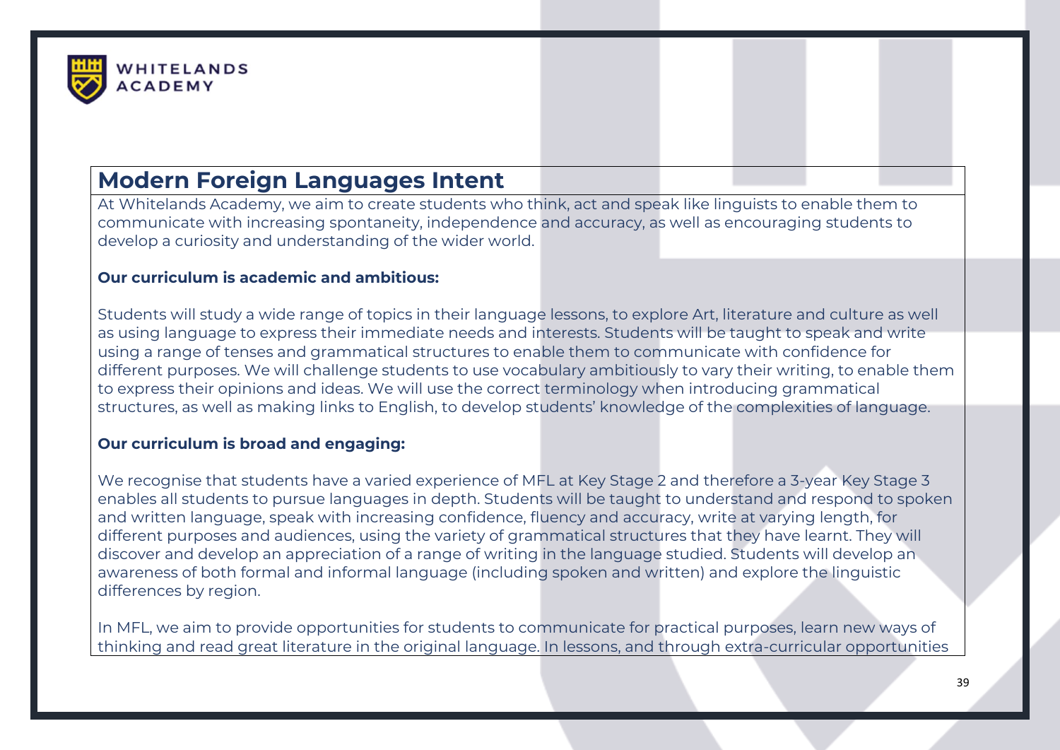## Modern Foreign Languages Intent

At Whitelands Academy, we aim to create students who think, act and speak like linguists to enable them to communicate with increasing spontaneity, independence and accuracy, as well as encouraging students to develop a curiosity and understanding of the wider world.

**Our curriculum is academic and ambitious:**

Students will study a wide range of topics in their language lessons, to explore Art, literature and culture as well as using language to express their immediate needs and interests. Students will be taught to speak and write using a range of tenses and grammatical structures to enable them to communicate with confidence for different purposes. We will challenge students to use vocabulary ambitiously to vary their writing, to enable them to express their opinions and ideas. We will use the correct terminology when introducing grammatical structures, as well as making links to English, to develop students' knowledge of the complexities of language.

**Our curriculum is broad and engaging:**

We recognise that students have a varied experience of MFL at Key Stage 2 and therefore a 3-year Key Stage 3 enables all students to pursue languages in depth. Students will be taught to understand and respond to spoken and written language, speak with increasing confidence, fluency and accuracy, write at varying length, for different purposes and audiences, using the variety of grammatical structures that they have learnt. They will discover and develop an appreciation of a range of writing in the language studied. Students will develop an awareness of both formal and informal language (including spoken and written) and explore the linguistic differences by region.

In MFL, we aim to provide opportunities for students to communicate for practical purposes, learn new ways of thinking and read great literature in the original language. In lessons, and through extra-curricular opportunities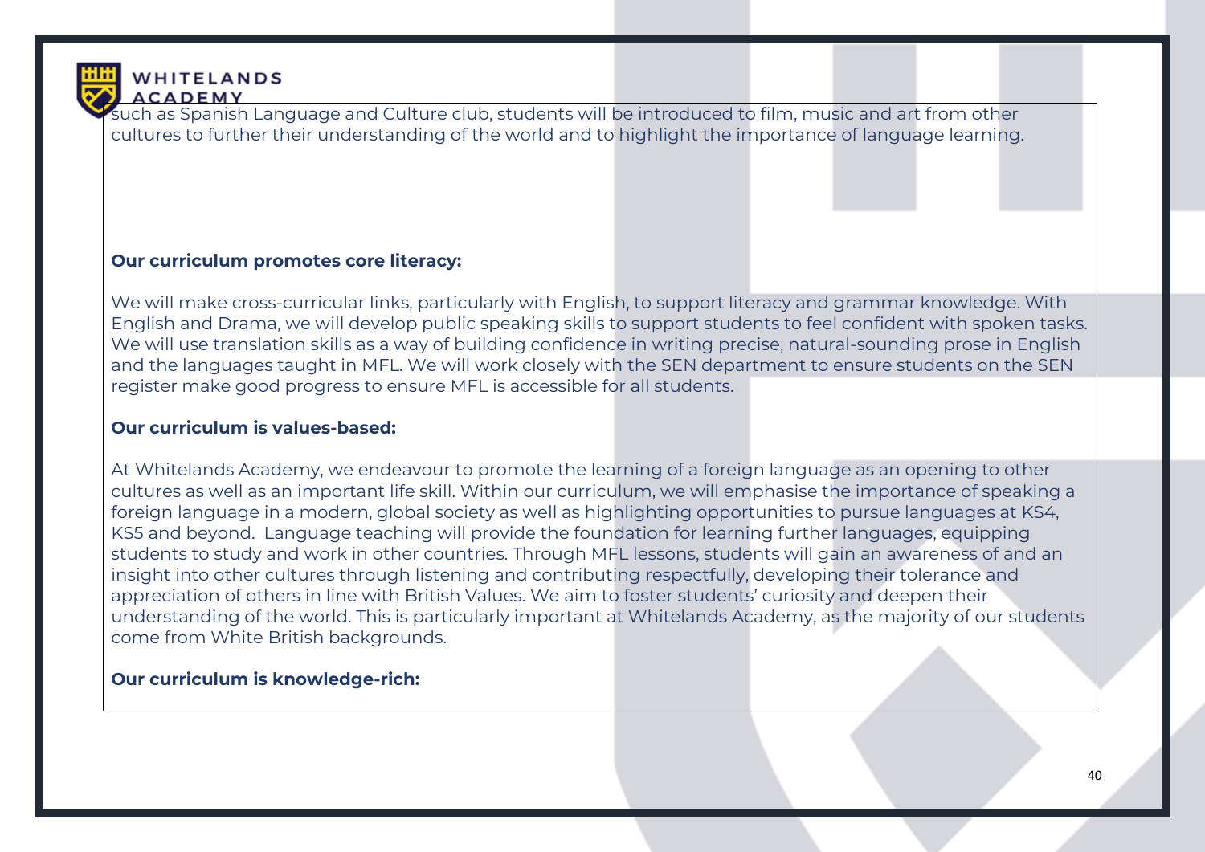such as Spanish Language and Culture club, students will be introduced to film, music and art from other cultures to further their understanding of the world and to highlight the importance of language learning.

**Our curriculum promotes core literacy:**

We will make cross-curricular links, particularly with English, to support literacy and grammar knowledge. With English and Drama, we will develop public speaking skills to support students to feel confident with spoken tasks. We will use translation skills as a way of building confidence in writing precise, natural-sounding prose in English and the languages taught in MFL. We will work closely with the SEN department to ensure students on the SEN register make good progress to ensure MFL is accessible for all students.

**Our curriculum is values-based:**

At Whitelands Academy, we endeavour to promote the learning of a foreign language as an opening to other cultures as well as an important life skill. Within our curriculum, we will emphasise the importance of speaking a foreign language in a modern, global society as well as highlighting opportunities to pursue languages at KS4, KS5 and beyond. Language teaching will provide the foundation for learning further languages, equipping students to study and work in other countries. Through MFL lessons, students will gain an awareness of and an insight into other cultures through listening and contributing respectfully, developing their tolerance and appreciation of others in line with British Values. We aim to foster students' curiosity and deepen their understanding of the world. This is particularly important at Whitelands Academy, as the majority of our students come from White British backgrounds.

**Our curriculum is knowledge-rich:**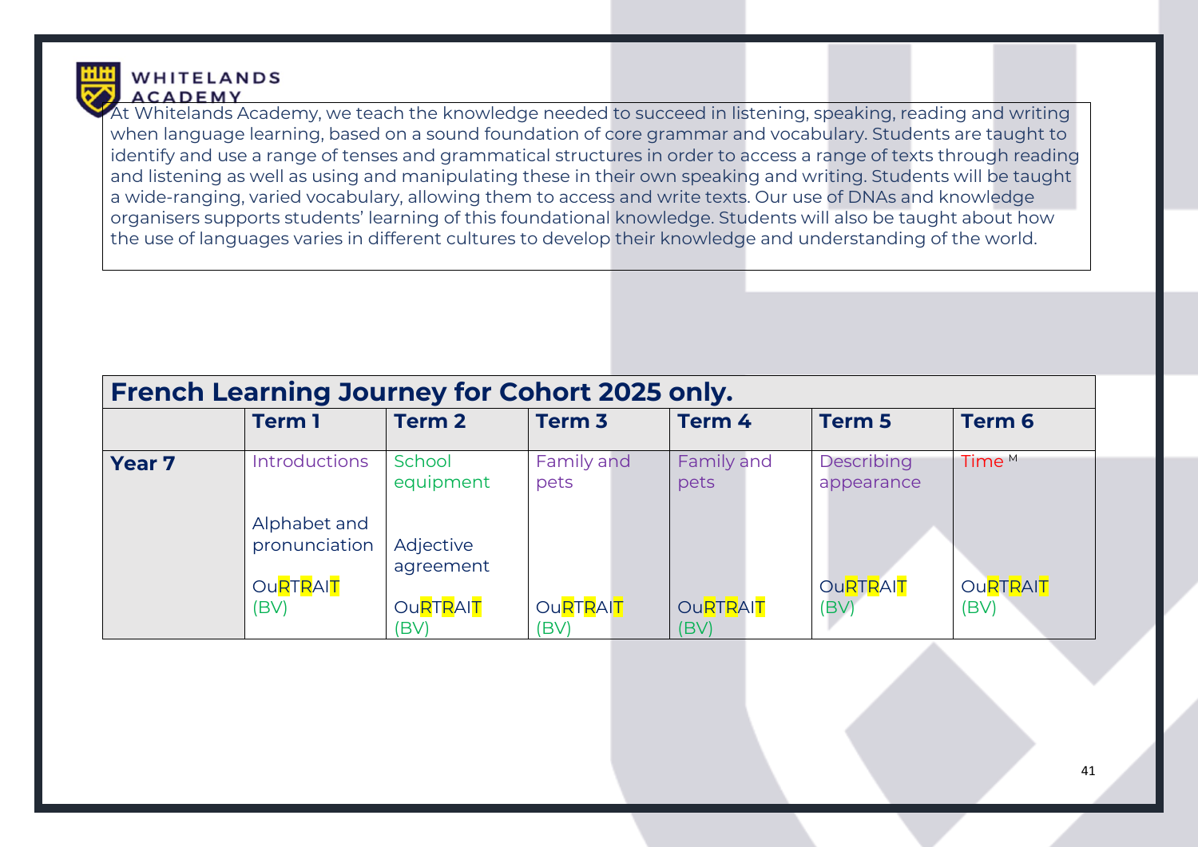WHITELANDS ACADEMY

At Whitelands Academy, we teach the knowledge needed to succeed in listening, speaking, reading and writing when language learning, based on a sound foundation of core grammar and vocabulary. Students are taught to identify and use a range of tenses and grammatical structures in order to access a range of texts through reading and listening as well as using and manipulating these in their own speaking and writing. Students will be taught a wide-ranging, varied vocabulary, allowing them to access and write texts. Our use of DNAs and knowledge organisers supports students' learning of this foundational knowledge. Students will also be taught about how the use of languages varies in different cultures to develop their knowledge and understanding of the world.

| **French Learning Journey for Cohort 2025 only.** | | | | | | |
|---|---|---|---|---|---|---|
| | **Term 1** | **Term 2** | **Term 3** | **Term 4** | **Term 5** | **Term 6** |
| **Year 7** | Introductions<br><br>Alphabet and pronunciation<br><br>OuRTRAIT (BV) | School equipment<br><br>Adjective agreement<br><br>OuRTRAIT (BV) | Family and pets<br><br>OuRTRAIT (BV) | Family and pets<br><br>OuRTRAIT (BV) | Describing appearance<br><br>OuRTRAIT (BV) | Time [M]<br><br>OuRTRAIT (BV) |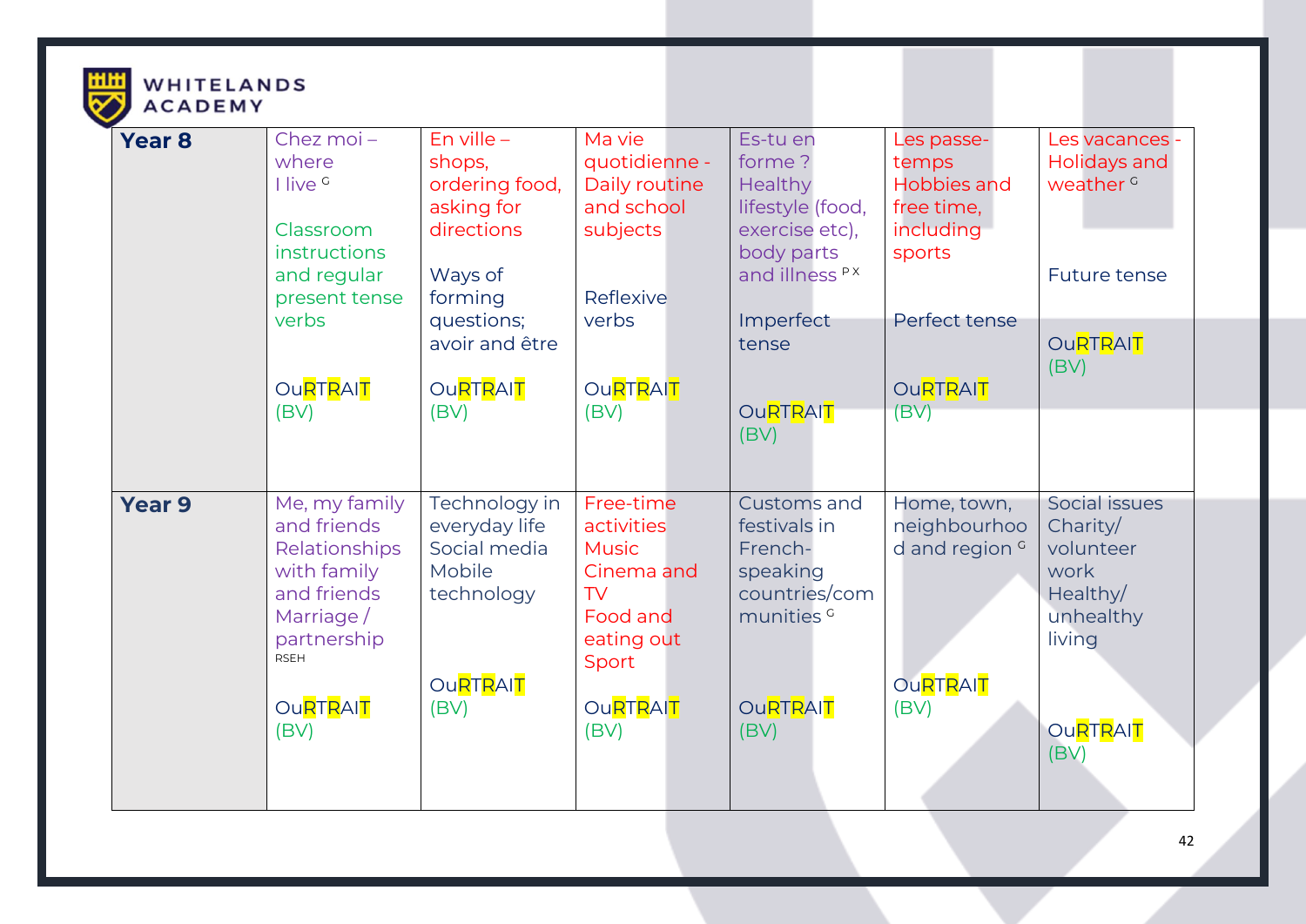WHITELANDS ACADEMY

| | | | | | | |
|---|---|---|---|---|---|---|
| **Year 8** | Chez moi – where I live [G]<br><br>Classroom instructions and regular present tense verbs<br><br>OuRTRAIT (BV) | En ville – shops, ordering food, asking for directions<br><br>Ways of forming questions; avoir and être<br><br>OuRTRAIT (BV) | Ma vie quotidienne - Daily routine and school subjects<br><br>Reflexive verbs<br><br>OuRTRAIT (BV) | Es-tu en forme ? Healthy lifestyle (food, exercise etc), body parts and illness [P X]<br><br>Imperfect tense<br><br>OuRTRAIT (BV) | Les passe-temps Hobbies and free time, including sports<br><br>Perfect tense<br><br>OuRTRAIT (BV) | Les vacances - Holidays and weather [G]<br><br>Future tense<br><br>OuRTRAIT (BV) |
| **Year 9** | Me, my family and friends Relationships with family and friends Marriage / partnership [RSEH]<br><br>OuRTRAIT (BV) | Technology in everyday life Social media Mobile technology<br><br>OuRTRAIT (BV) | Free-time activities Music Cinema and TV Food and eating out Sport<br><br>OuRTRAIT (BV) | Customs and festivals in French-speaking countries/communities [G]<br><br>OuRTRAIT (BV) | Home, town, neighbourhood and region [G]<br><br>OuRTRAIT (BV) | Social issues Charity/ volunteer work Healthy/ unhealthy living<br><br>OuRTRAIT (BV) |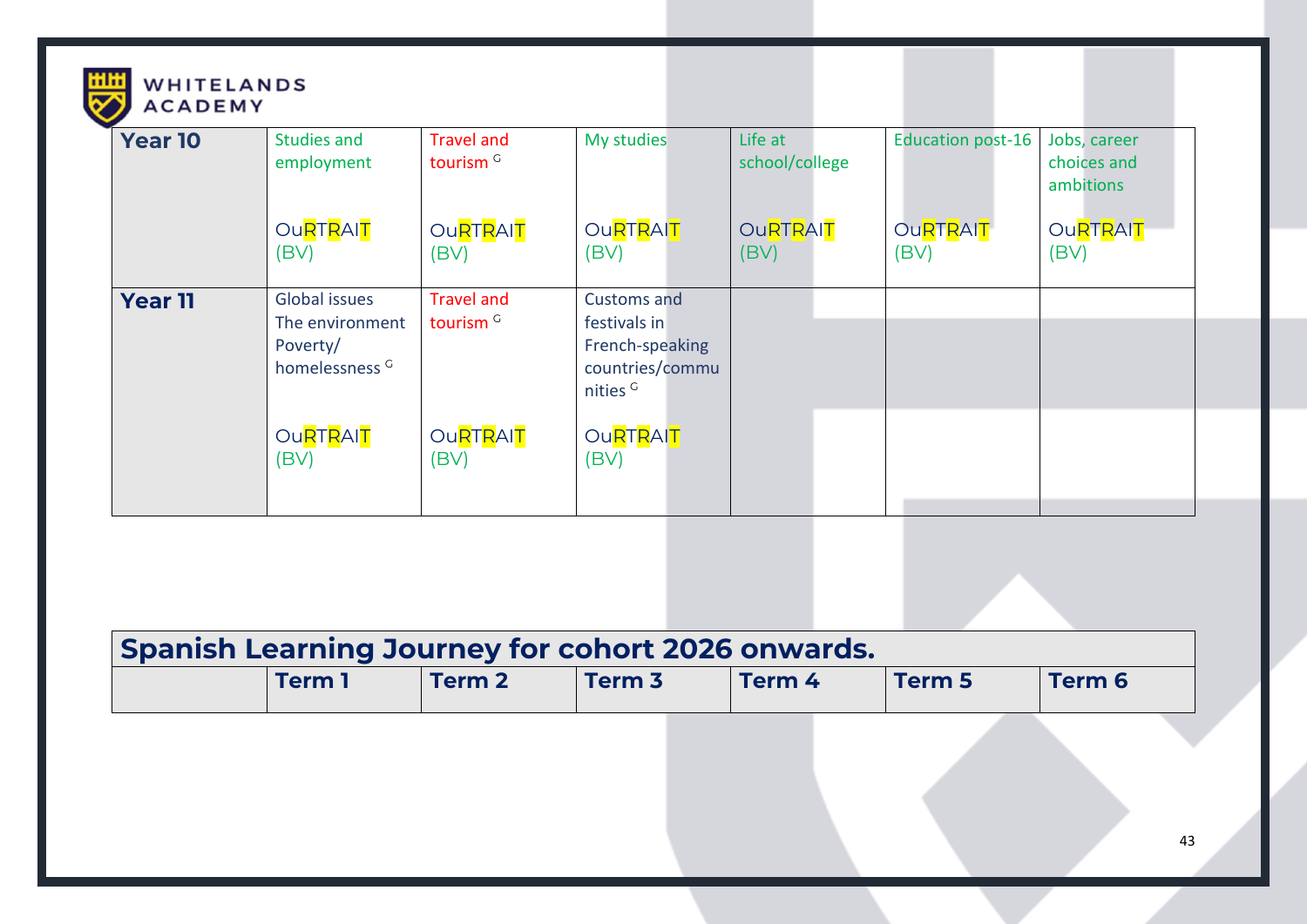| | | | | | | |
|---|---|---|---|---|---|---|
| **Year 10** | Studies and employment<br><br>OuRTRAIT (BV) | Travel and tourism [G]<br><br>OuRTRAIT (BV) | My studies<br><br>OuRTRAIT (BV) | Life at school/college<br><br>OuRTRAIT (BV) | Education post-16<br><br>OuRTRAIT (BV) | Jobs, career choices and ambitions<br><br>OuRTRAIT (BV) |
| **Year 11** | Global issues<br>The environment<br>Poverty/ homelessness [G]<br><br>OuRTRAIT (BV) | Travel and tourism [G]<br><br>OuRTRAIT (BV) | Customs and festivals in French-speaking countries/communities [G]<br><br>OuRTRAIT (BV) | | | |

## Spanish Learning Journey for cohort 2026 onwards.

| | Term 1 | Term 2 | Term 3 | Term 4 | Term 5 | Term 6 |
|---|---|---|---|---|---|---|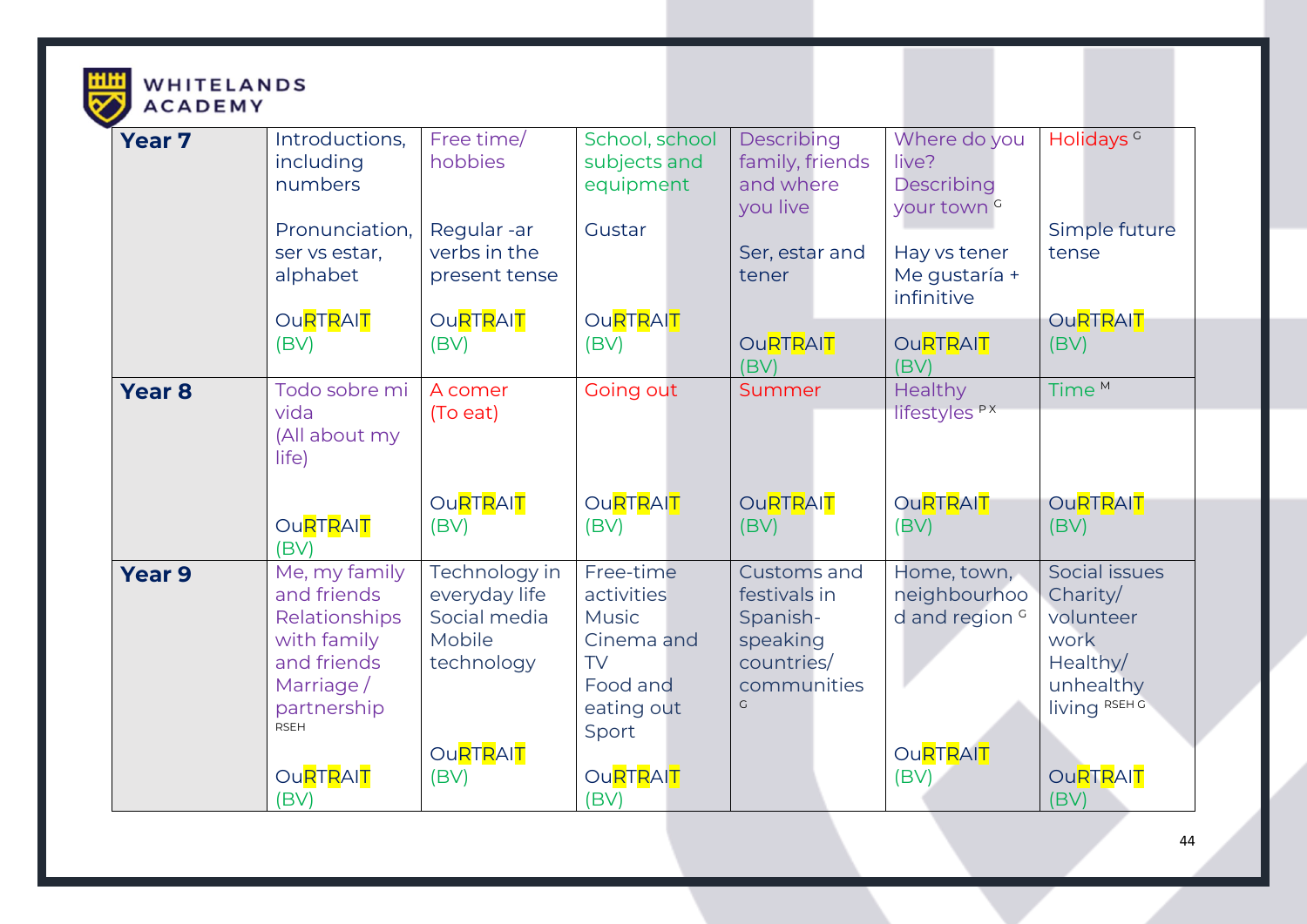WHITELANDS ACADEMY

| | | | | | | |
|---|---|---|---|---|---|---|
| **Year 7** | Introductions, including numbers<br><br>Pronunciation, ser vs estar, alphabet<br><br>OuRTRAIT (BV) | Free time/ hobbies<br><br>Regular -ar verbs in the present tense<br><br>OuRTRAIT (BV) | School, school subjects and equipment<br><br>Gustar<br><br>OuRTRAIT (BV) | Describing family, friends and where you live<br><br>Ser, estar and tener<br><br>OuRTRAIT (BV) | Where do you live? Describing your town G<br><br>Hay vs tener<br>Me gustaría + infinitive<br><br>OuRTRAIT (BV) | Holidays G<br><br>Simple future tense<br><br>OuRTRAIT (BV) |
| **Year 8** | Todo sobre mi vida (All about my life)<br><br>OuRTRAIT (BV) | A comer (To eat)<br><br>OuRTRAIT (BV) | Going out<br><br>OuRTRAIT (BV) | Summer<br><br>OuRTRAIT (BV) | Healthy lifestyles P X<br><br>OuRTRAIT (BV) | Time M<br><br>OuRTRAIT (BV) |
| **Year 9** | Me, my family and friends<br>Relationships with family and friends<br>Marriage / partnership RSEH<br><br>OuRTRAIT (BV) | Technology in everyday life<br>Social media<br>Mobile technology<br><br>OuRTRAIT (BV) | Free-time activities<br>Music<br>Cinema and TV<br>Food and eating out<br>Sport<br><br>OuRTRAIT (BV) | Customs and festivals in Spanish-speaking countries/ communities G | Home, town, neighbourhood and region G<br><br>OuRTRAIT (BV) | Social issues<br>Charity/ volunteer work<br>Healthy/ unhealthy living RSEH G<br><br>OuRTRAIT (BV) |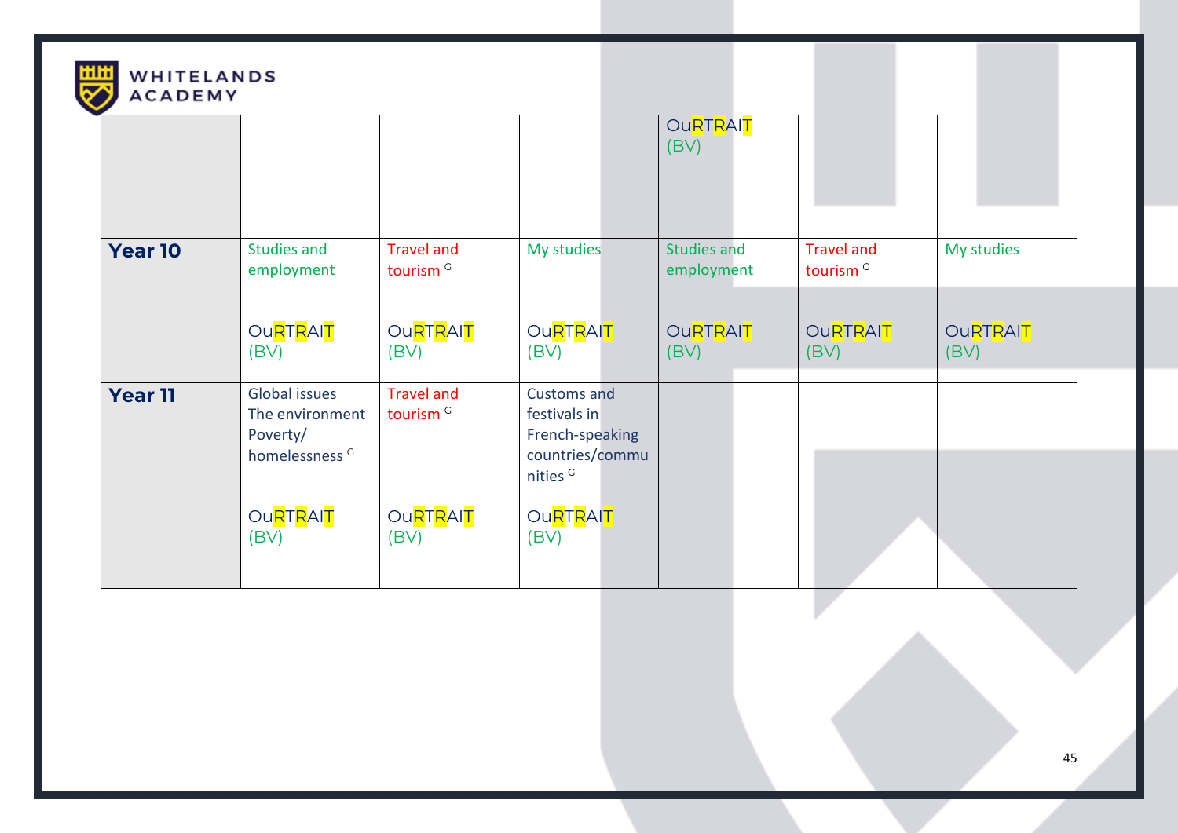| | | | | | | |
|---|---|---|---|---|---|---|
| | | | | OuRTRAIT (BV) | | |
| **Year 10** | Studies and employment<br><br>OuRTRAIT (BV) | Travel and tourism [G]<br><br>OuRTRAIT (BV) | My studies<br><br>OuRTRAIT (BV) | Studies and employment<br><br>OuRTRAIT (BV) | Travel and tourism [G]<br><br>OuRTRAIT (BV) | My studies<br><br>OuRTRAIT (BV) |
| **Year 11** | Global issues<br>The environment<br>Poverty/ homelessness [G]<br><br>OuRTRAIT (BV) | Travel and tourism [G]<br><br>OuRTRAIT (BV) | Customs and festivals in French-speaking countries/communities [G]<br><br>OuRTRAIT (BV) | | | |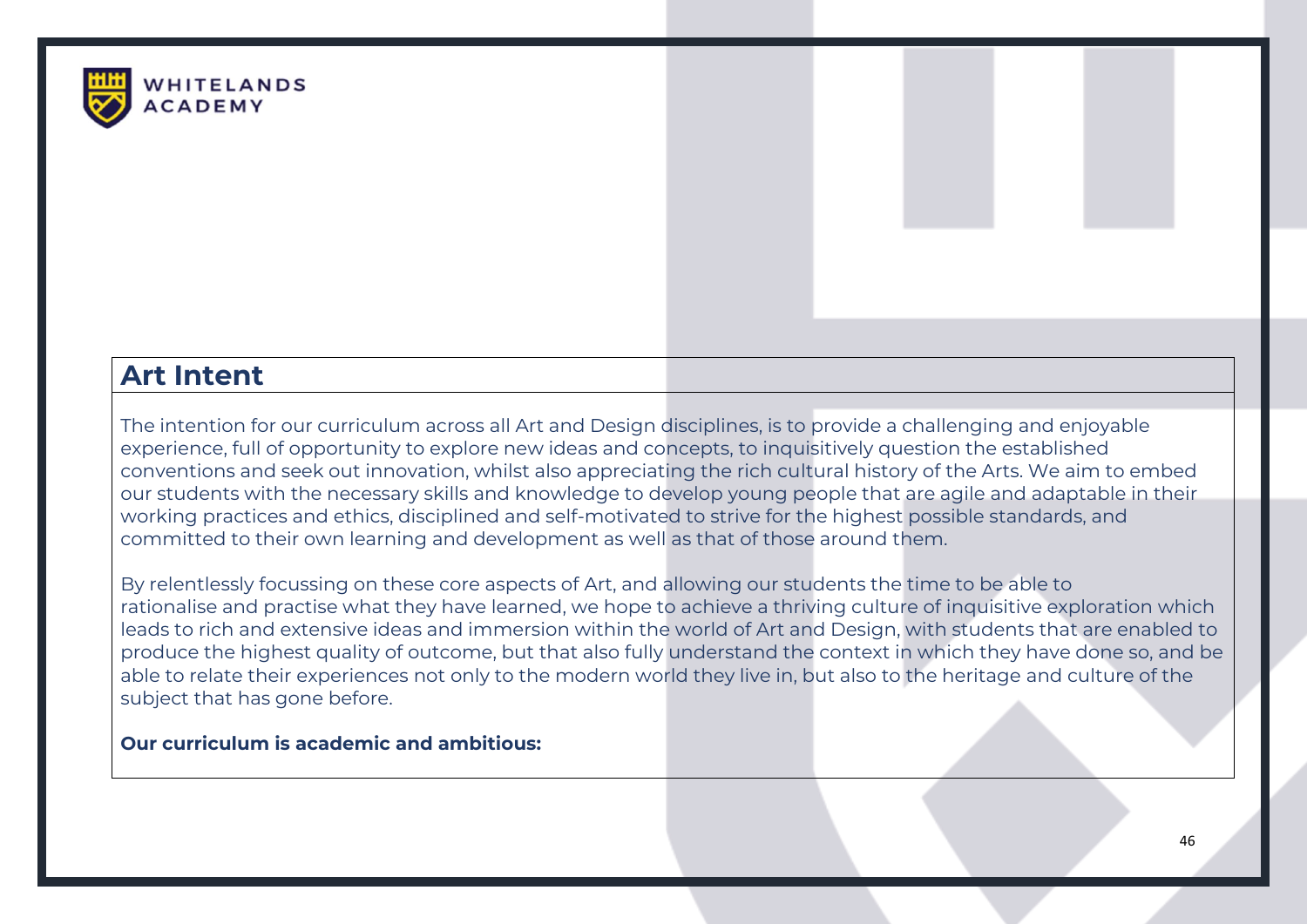## Art Intent

The intention for our curriculum across all Art and Design disciplines, is to provide a challenging and enjoyable experience, full of opportunity to explore new ideas and concepts, to inquisitively question the established conventions and seek out innovation, whilst also appreciating the rich cultural history of the Arts. We aim to embed our students with the necessary skills and knowledge to develop young people that are agile and adaptable in their working practices and ethics, disciplined and self-motivated to strive for the highest possible standards, and committed to their own learning and development as well as that of those around them.

By relentlessly focussing on these core aspects of Art, and allowing our students the time to be able to rationalise and practise what they have learned, we hope to achieve a thriving culture of inquisitive exploration which leads to rich and extensive ideas and immersion within the world of Art and Design, with students that are enabled to produce the highest quality of outcome, but that also fully understand the context in which they have done so, and be able to relate their experiences not only to the modern world they live in, but also to the heritage and culture of the subject that has gone before.

**Our curriculum is academic and ambitious:**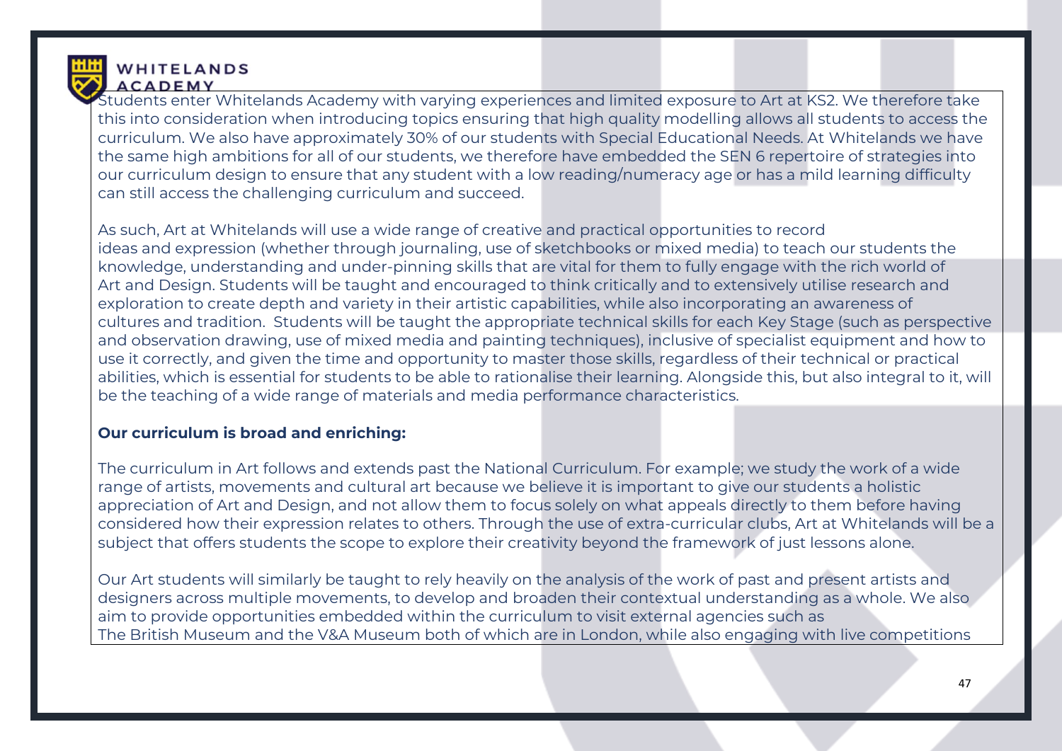Students enter Whitelands Academy with varying experiences and limited exposure to Art at KS2. We therefore take this into consideration when introducing topics ensuring that high quality modelling allows all students to access the curriculum. We also have approximately 30% of our students with Special Educational Needs. At Whitelands we have the same high ambitions for all of our students, we therefore have embedded the SEN 6 repertoire of strategies into our curriculum design to ensure that any student with a low reading/numeracy age or has a mild learning difficulty can still access the challenging curriculum and succeed.

As such, Art at Whitelands will use a wide range of creative and practical opportunities to record ideas and expression (whether through journaling, use of sketchbooks or mixed media) to teach our students the knowledge, understanding and under-pinning skills that are vital for them to fully engage with the rich world of Art and Design. Students will be taught and encouraged to think critically and to extensively utilise research and exploration to create depth and variety in their artistic capabilities, while also incorporating an awareness of cultures and tradition. Students will be taught the appropriate technical skills for each Key Stage (such as perspective and observation drawing, use of mixed media and painting techniques), inclusive of specialist equipment and how to use it correctly, and given the time and opportunity to master those skills, regardless of their technical or practical abilities, which is essential for students to be able to rationalise their learning. Alongside this, but also integral to it, will be the teaching of a wide range of materials and media performance characteristics.

**Our curriculum is broad and enriching:**

The curriculum in Art follows and extends past the National Curriculum. For example; we study the work of a wide range of artists, movements and cultural art because we believe it is important to give our students a holistic appreciation of Art and Design, and not allow them to focus solely on what appeals directly to them before having considered how their expression relates to others. Through the use of extra-curricular clubs, Art at Whitelands will be a subject that offers students the scope to explore their creativity beyond the framework of just lessons alone.

Our Art students will similarly be taught to rely heavily on the analysis of the work of past and present artists and designers across multiple movements, to develop and broaden their contextual understanding as a whole. We also aim to provide opportunities embedded within the curriculum to visit external agencies such as The British Museum and the V&A Museum both of which are in London, while also engaging with live competitions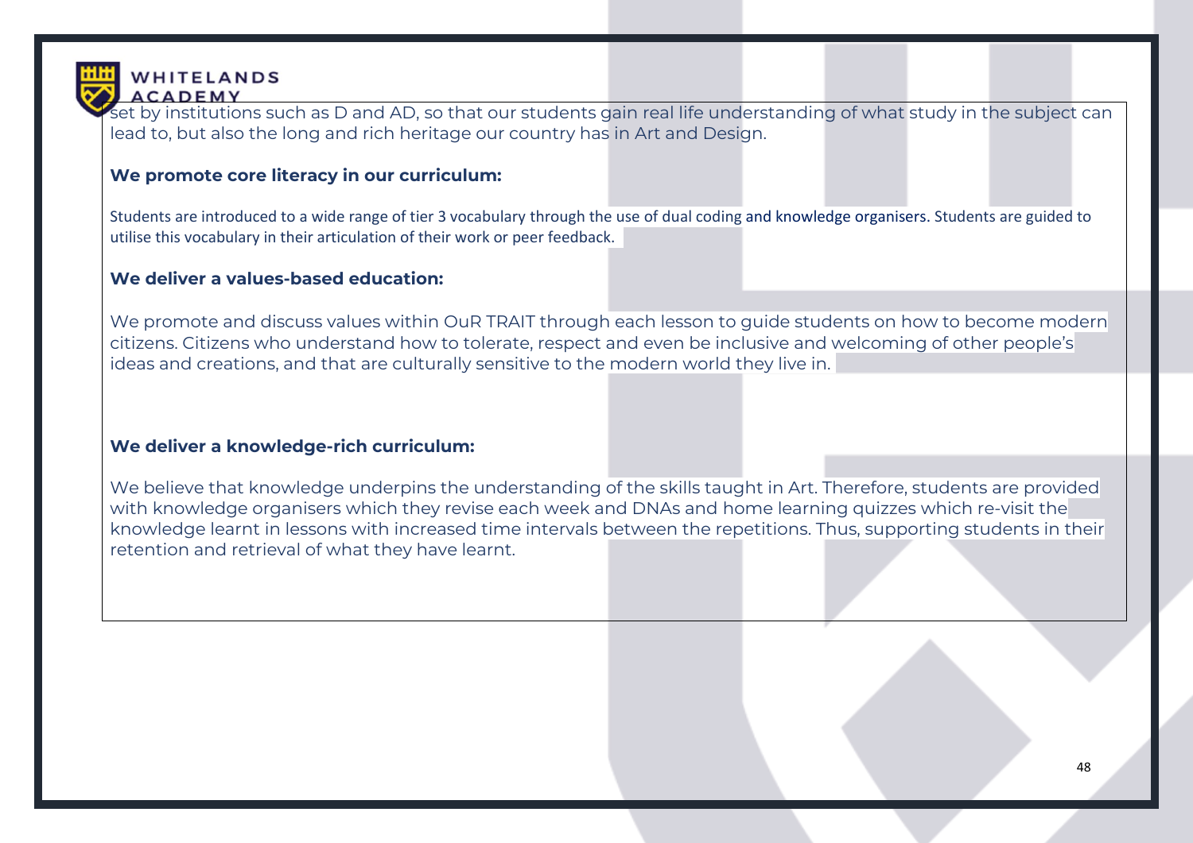set by institutions such as D and AD, so that our students gain real life understanding of what study in the subject can lead to, but also the long and rich heritage our country has in Art and Design.

**We promote core literacy in our curriculum:**

Students are introduced to a wide range of tier 3 vocabulary through the use of dual coding and knowledge organisers. Students are guided to utilise this vocabulary in their articulation of their work or peer feedback.

**We deliver a values-based education:**

We promote and discuss values within OuR TRAIT through each lesson to guide students on how to become modern citizens. Citizens who understand how to tolerate, respect and even be inclusive and welcoming of other people's ideas and creations, and that are culturally sensitive to the modern world they live in.

**We deliver a knowledge-rich curriculum:**

We believe that knowledge underpins the understanding of the skills taught in Art. Therefore, students are provided with knowledge organisers which they revise each week and DNAs and home learning quizzes which re-visit the knowledge learnt in lessons with increased time intervals between the repetitions. Thus, supporting students in their retention and retrieval of what they have learnt.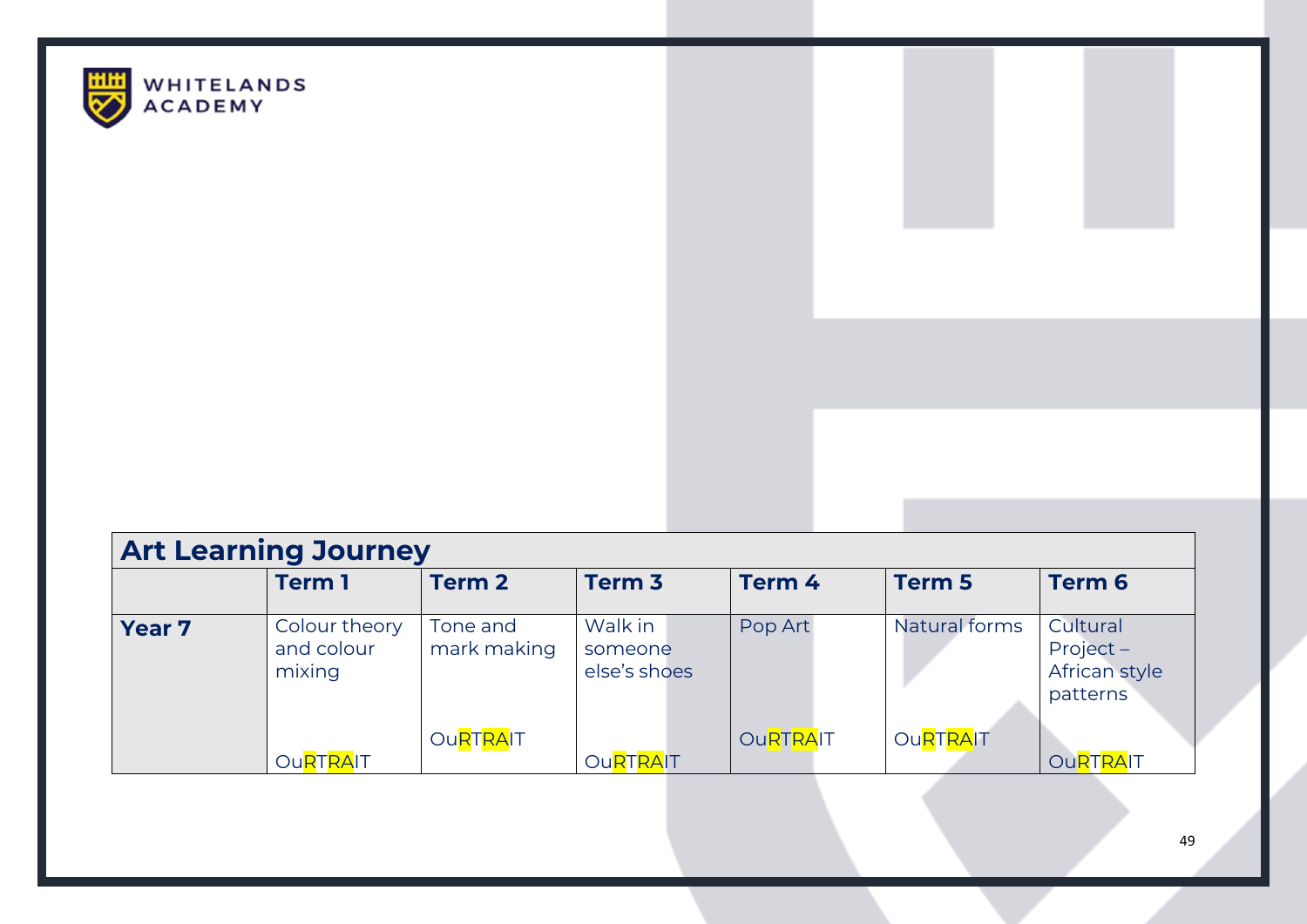WHITELANDS ACADEMY

| Art Learning Journey | | | | | | |
|---|---|---|---|---|---|---|
| | **Term 1** | **Term 2** | **Term 3** | **Term 4** | **Term 5** | **Term 6** |
| **Year 7** | Colour theory and colour mixing<br><br>OuRTRAIT | Tone and mark making<br><br>OuRTRAIT | Walk in someone else's shoes<br><br>OuRTRAIT | Pop Art<br><br>OuRTRAIT | Natural forms<br><br>OuRTRAIT | Cultural Project – African style patterns<br><br>OuRTRAIT |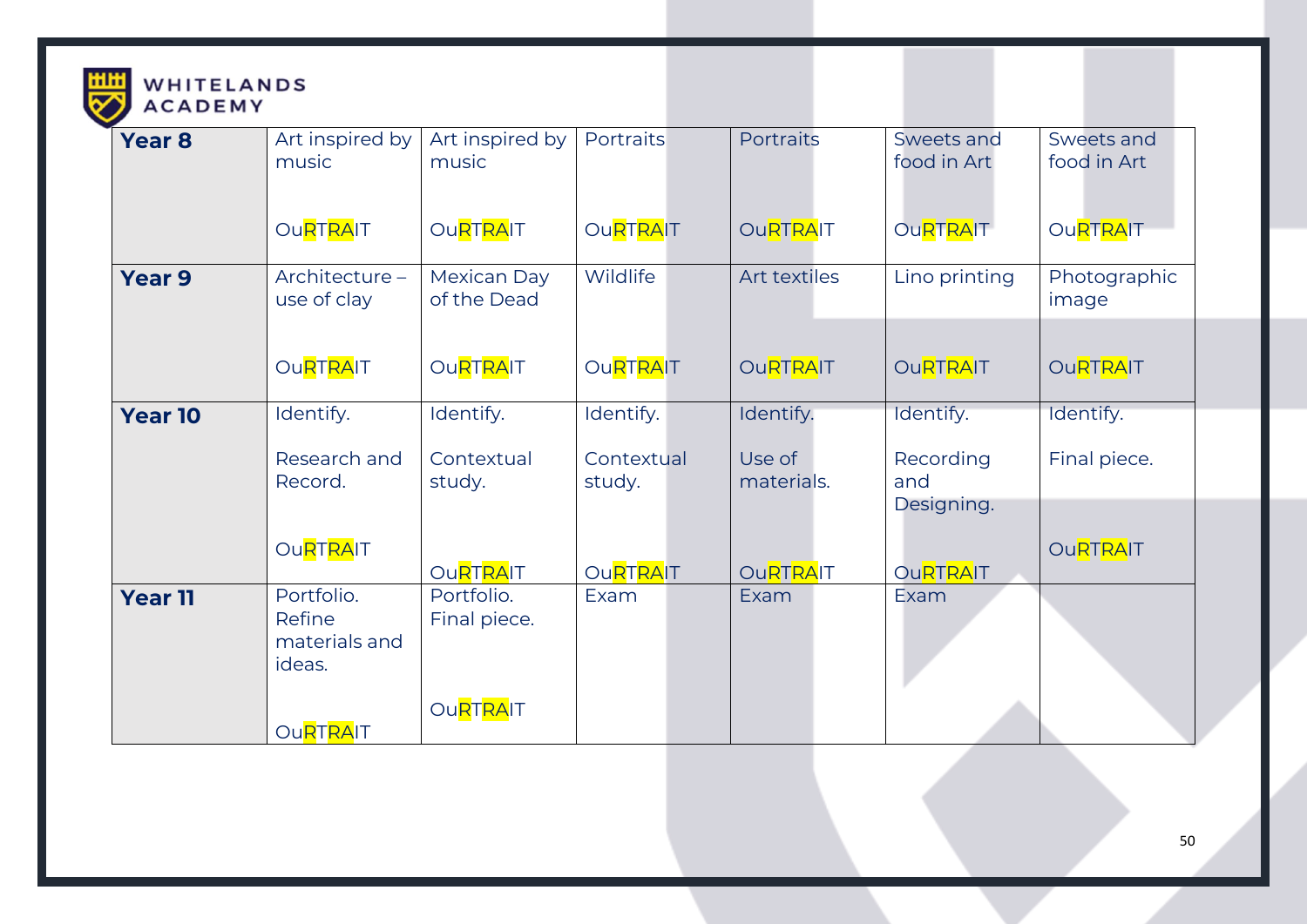**WHITELANDS ACADEMY**

| | | | | | | |
|---|---|---|---|---|---|---|
| **Year 8** | Art inspired by music<br><br>OuRTRAIT | Art inspired by music<br><br>OuRTRAIT | Portraits<br><br>OuRTRAIT | Portraits<br><br>OuRTRAIT | Sweets and food in Art<br><br>OuRTRAIT | Sweets and food in Art<br><br>OuRTRAIT |
| **Year 9** | Architecture – use of clay<br><br>OuRTRAIT | Mexican Day of the Dead<br><br>OuRTRAIT | Wildlife<br><br>OuRTRAIT | Art textiles<br><br>OuRTRAIT | Lino printing<br><br>OuRTRAIT | Photographic image<br><br>OuRTRAIT |
| **Year 10** | Identify.<br><br>Research and Record.<br><br>OuRTRAIT | Identify.<br><br>Contextual study.<br><br>OuRTRAIT | Identify.<br><br>Contextual study.<br><br>OuRTRAIT | Identify.<br><br>Use of materials.<br><br>OuRTRAIT | Identify.<br><br>Recording and Designing.<br><br>OuRTRAIT | Identify.<br><br>Final piece.<br><br>OuRTRAIT |
| **Year 11** | Portfolio. Refine materials and ideas.<br><br>OuRTRAIT | Portfolio. Final piece.<br><br>OuRTRAIT | Exam | Exam | Exam | |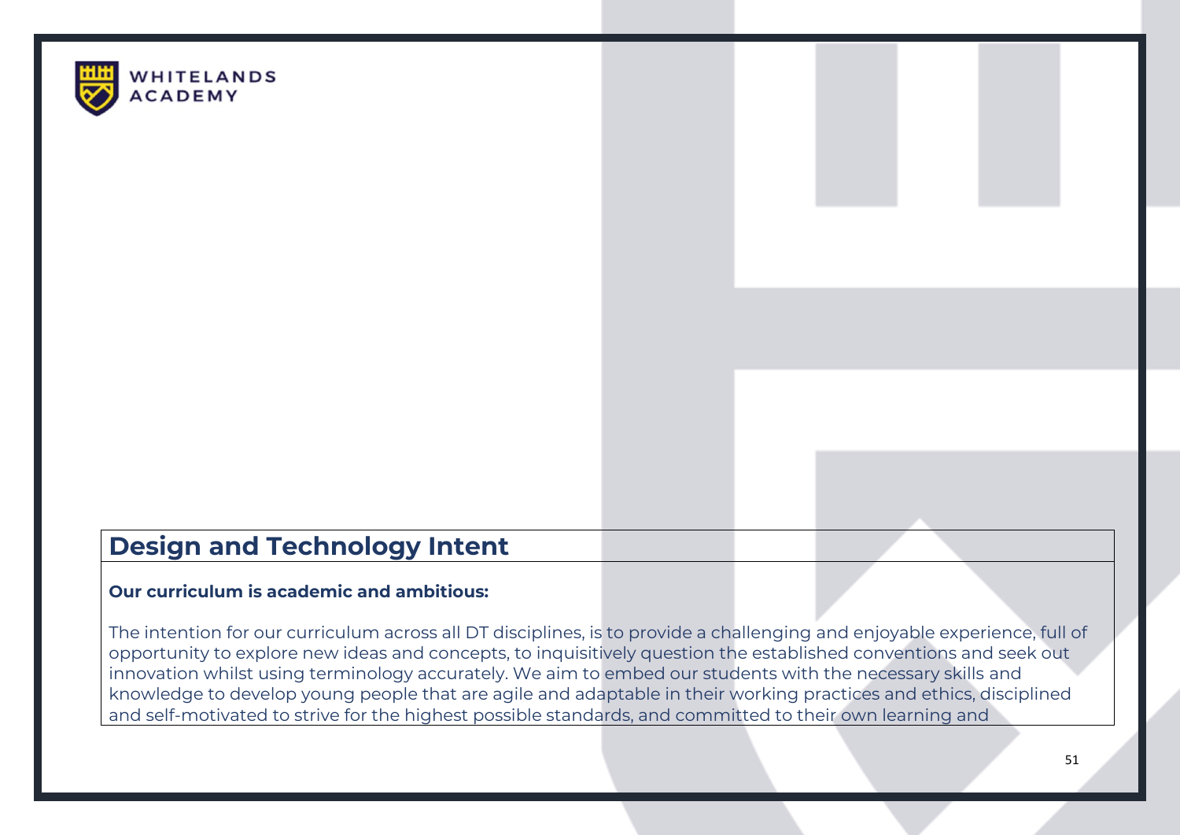# Design and Technology Intent

**Our curriculum is academic and ambitious:**

The intention for our curriculum across all DT disciplines, is to provide a challenging and enjoyable experience, full of opportunity to explore new ideas and concepts, to inquisitively question the established conventions and seek out innovation whilst using terminology accurately. We aim to embed our students with the necessary skills and knowledge to develop young people that are agile and adaptable in their working practices and ethics, disciplined and self-motivated to strive for the highest possible standards, and committed to their own learning and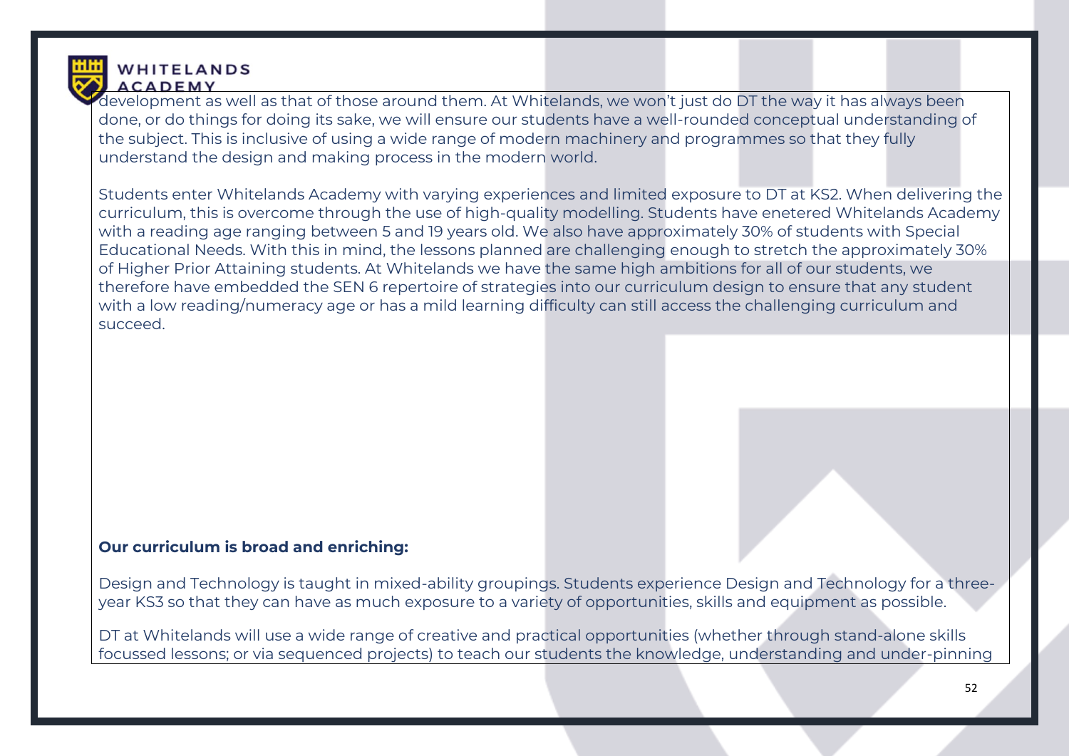development as well as that of those around them. At Whitelands, we won't just do DT the way it has always been done, or do things for doing its sake, we will ensure our students have a well-rounded conceptual understanding of the subject. This is inclusive of using a wide range of modern machinery and programmes so that they fully understand the design and making process in the modern world.

Students enter Whitelands Academy with varying experiences and limited exposure to DT at KS2. When delivering the curriculum, this is overcome through the use of high-quality modelling. Students have enetered Whitelands Academy with a reading age ranging between 5 and 19 years old. We also have approximately 30% of students with Special Educational Needs. With this in mind, the lessons planned are challenging enough to stretch the approximately 30% of Higher Prior Attaining students. At Whitelands we have the same high ambitions for all of our students, we therefore have embedded the SEN 6 repertoire of strategies into our curriculum design to ensure that any student with a low reading/numeracy age or has a mild learning difficulty can still access the challenging curriculum and succeed.

**Our curriculum is broad and enriching:**

Design and Technology is taught in mixed-ability groupings. Students experience Design and Technology for a three-year KS3 so that they can have as much exposure to a variety of opportunities, skills and equipment as possible.

DT at Whitelands will use a wide range of creative and practical opportunities (whether through stand-alone skills focussed lessons; or via sequenced projects) to teach our students the knowledge, understanding and under-pinning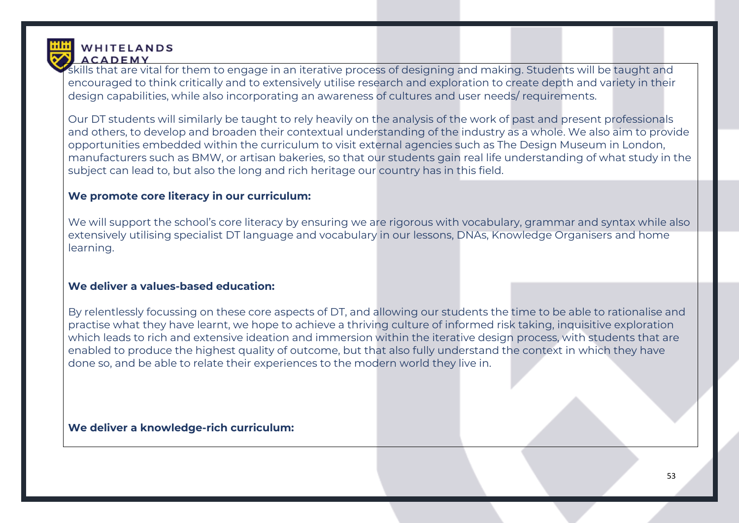skills that are vital for them to engage in an iterative process of designing and making. Students will be taught and encouraged to think critically and to extensively utilise research and exploration to create depth and variety in their design capabilities, while also incorporating an awareness of cultures and user needs/ requirements.

Our DT students will similarly be taught to rely heavily on the analysis of the work of past and present professionals and others, to develop and broaden their contextual understanding of the industry as a whole. We also aim to provide opportunities embedded within the curriculum to visit external agencies such as The Design Museum in London, manufacturers such as BMW, or artisan bakeries, so that our students gain real life understanding of what study in the subject can lead to, but also the long and rich heritage our country has in this field.

**We promote core literacy in our curriculum:**

We will support the school's core literacy by ensuring we are rigorous with vocabulary, grammar and syntax while also extensively utilising specialist DT language and vocabulary in our lessons, DNAs, Knowledge Organisers and home learning.

**We deliver a values-based education:**

By relentlessly focussing on these core aspects of DT, and allowing our students the time to be able to rationalise and practise what they have learnt, we hope to achieve a thriving culture of informed risk taking, inquisitive exploration which leads to rich and extensive ideation and immersion within the iterative design process, with students that are enabled to produce the highest quality of outcome, but that also fully understand the context in which they have done so, and be able to relate their experiences to the modern world they live in.

**We deliver a knowledge-rich curriculum:**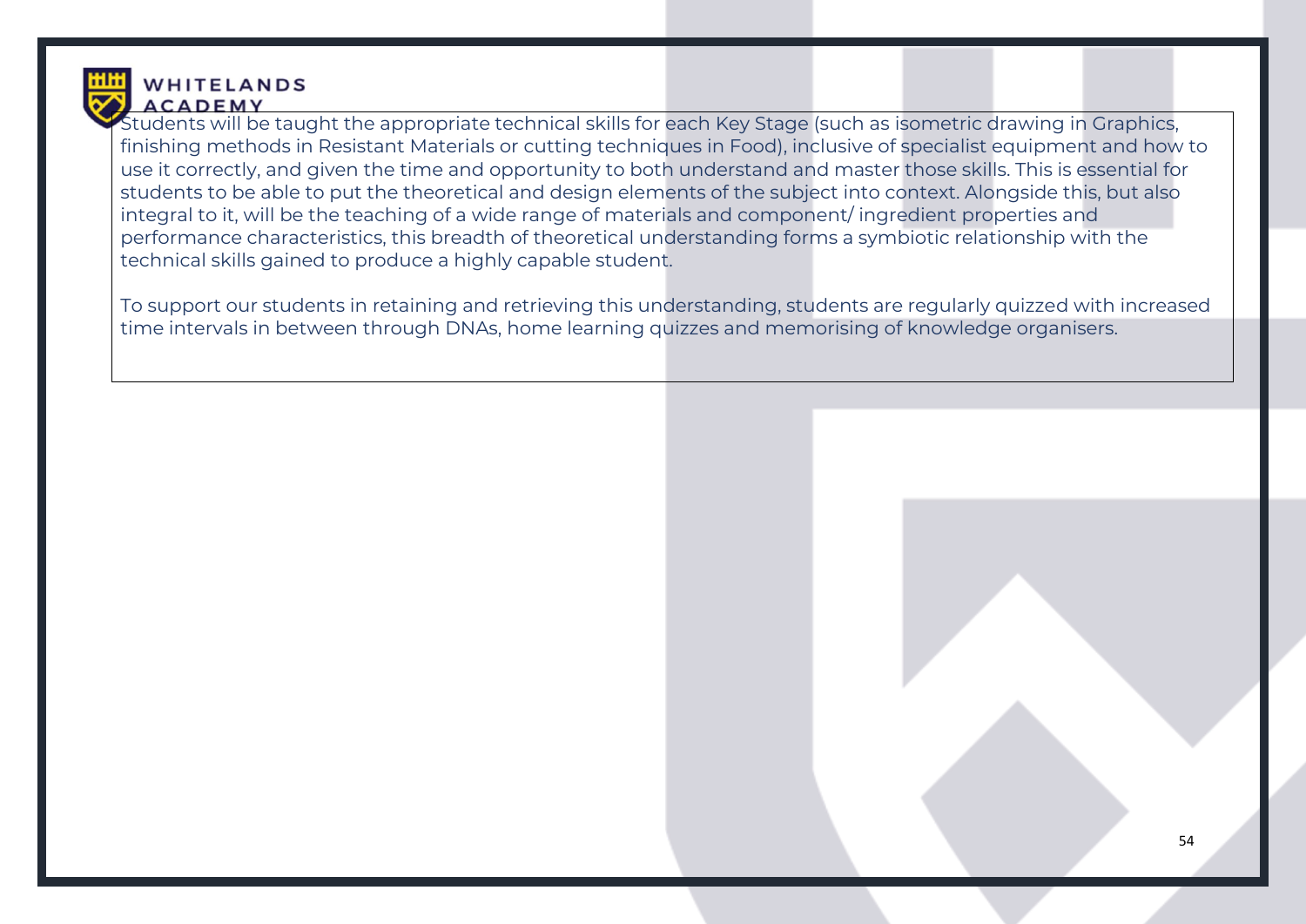Students will be taught the appropriate technical skills for each Key Stage (such as isometric drawing in Graphics, finishing methods in Resistant Materials or cutting techniques in Food), inclusive of specialist equipment and how to use it correctly, and given the time and opportunity to both understand and master those skills. This is essential for students to be able to put the theoretical and design elements of the subject into context. Alongside this, but also integral to it, will be the teaching of a wide range of materials and component/ ingredient properties and performance characteristics, this breadth of theoretical understanding forms a symbiotic relationship with the technical skills gained to produce a highly capable student.

To support our students in retaining and retrieving this understanding, students are regularly quizzed with increased time intervals in between through DNAs, home learning quizzes and memorising of knowledge organisers.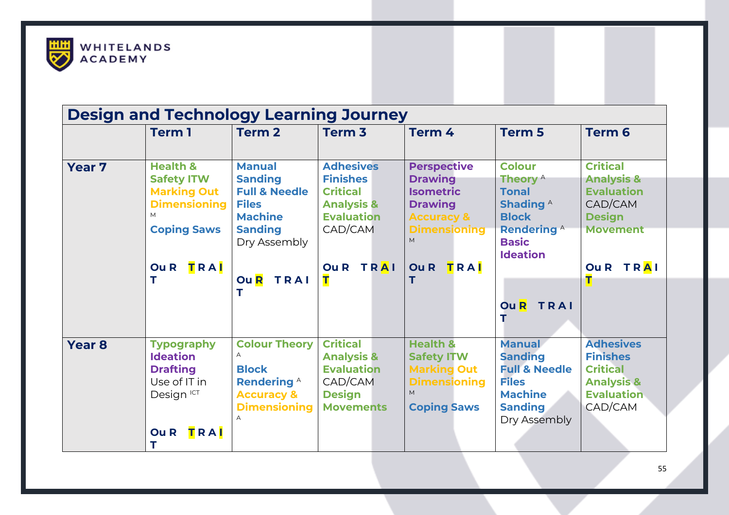WHITELANDS ACADEMY

| Design and Technology Learning Journey | | | | | | |
|---|---|---|---|---|---|---|
| | **Term 1** | **Term 2** | **Term 3** | **Term 4** | **Term 5** | **Term 6** |
| **Year 7** | **Health & Safety ITW** **Marking Out** **Dimensioning** M **Coping Saws** **OuR TRAIT** | **Manual Sanding** **Full & Needle Files** **Machine Sanding** Dry Assembly **OuR TRAIT** | **Adhesives** **Finishes** **Critical Analysis & Evaluation** CAD/CAM **OuR TRAIT** | **Perspective Drawing** **Isometric Drawing** **Accuracy & Dimensioning** M **OuR TRAIT** | **Colour Theory** A **Tonal Shading** A **Block Rendering** A **Basic Ideation** **OuR TRAIT** | **Critical Analysis & Evaluation** CAD/CAM **Design Movement** **OuR TRAIT** |
| **Year 8** | **Typography** **Ideation** **Drafting** Use of IT in Design ICT **OuR TRAIT** | **Colour Theory** A **Block Rendering** A **Accuracy & Dimensioning** A | **Critical Analysis & Evaluation** CAD/CAM **Design Movements** | **Health & Safety ITW** **Marking Out** **Dimensioning** M **Coping Saws** | **Manual Sanding** **Full & Needle Files** **Machine Sanding** Dry Assembly | **Adhesives** **Finishes** **Critical Analysis & Evaluation** CAD/CAM |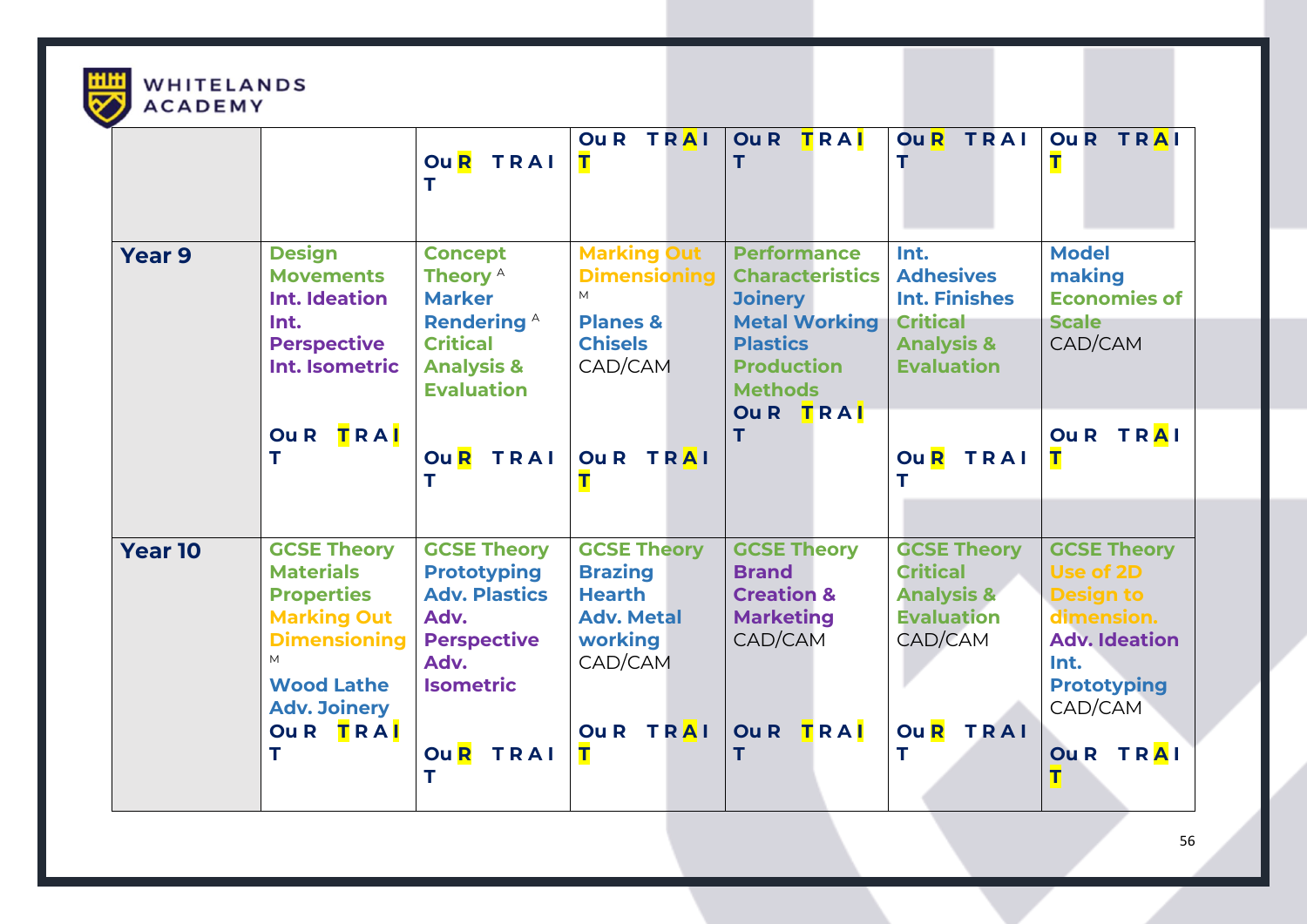WHITELANDS ACADEMY

| | | | | | | |
|---|---|---|---|---|---|---|
| | | **OuR TRAIT** | **OuR TRAIT** | **OuR TRAIT** | **OuR TRAIT** | **OuR TRAIT** |
| **Year 9** | **Design Movements** **Int. Ideation** **Int. Perspective** **Int. Isometric** **OuR TRAIT** | **Concept Theory** A **Marker Rendering** A **Critical Analysis & Evaluation** **OuR TRAIT** | **Marking Out Dimensioning** M **Planes & Chisels** CAD/CAM **OuR TRAIT** | **Performance Characteristics** **Joinery** **Metal Working** **Plastics** **Production Methods** **OuR TRAIT** | **Int. Adhesives** **Int. Finishes** **Critical Analysis & Evaluation** **OuR TRAIT** | **Model making** **Economies of Scale** CAD/CAM **OuR TRAIT** |
| **Year 10** | **GCSE Theory** **Materials Properties** **Marking Out Dimensioning** M **Wood Lathe** **Adv. Joinery** **OuR TRAIT** | **GCSE Theory** **Prototyping** **Adv. Plastics** **Adv. Perspective** **Adv. Isometric** **OuR TRAIT** | **GCSE Theory** **Brazing Hearth** **Adv. Metal working** CAD/CAM **OuR TRAIT** | **GCSE Theory** **Brand Creation & Marketing** CAD/CAM **OuR TRAIT** | **GCSE Theory** **Critical Analysis & Evaluation** CAD/CAM **OuR TRAIT** | **GCSE Theory** **Use of 2D Design to dimension.** **Adv. Ideation** **Int. Prototyping** CAD/CAM **OuR TRAIT** |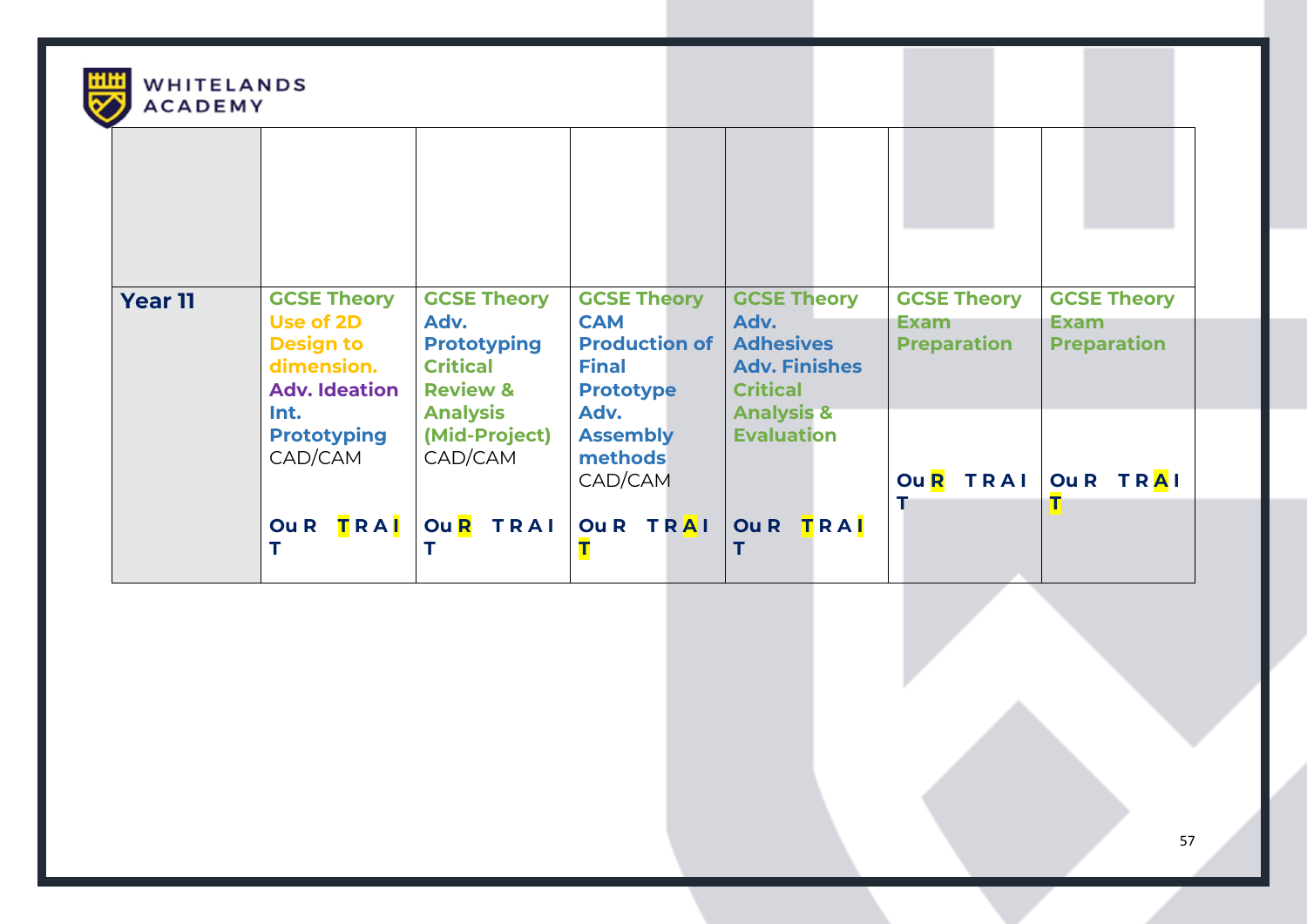**WHITELANDS ACADEMY**

| | | | | | | |
|---|---|---|---|---|---|---|
| | | | | | | |
| **Year 11** | **GCSE Theory** **Use of 2D Design to dimension.** **Adv. Ideation** **Int. Prototyping** CAD/CAM<br><br>**Ou R T R A I T** | **GCSE Theory** **Adv. Prototyping** **Critical Review & Analysis (Mid-Project)** CAD/CAM<br><br>**Ou R T R A I T** | **GCSE Theory** **CAM Production of Final Prototype** **Adv. Assembly methods** CAD/CAM<br><br>**Ou R T R A I T** | **GCSE Theory** **Adv. Adhesives** **Adv. Finishes** **Critical Analysis & Evaluation**<br><br>**Ou R T R A I T** | **GCSE Theory** **Exam Preparation**<br><br>**Ou R T R A I T** | **GCSE Theory** **Exam Preparation**<br><br>**Ou R T R A I T** |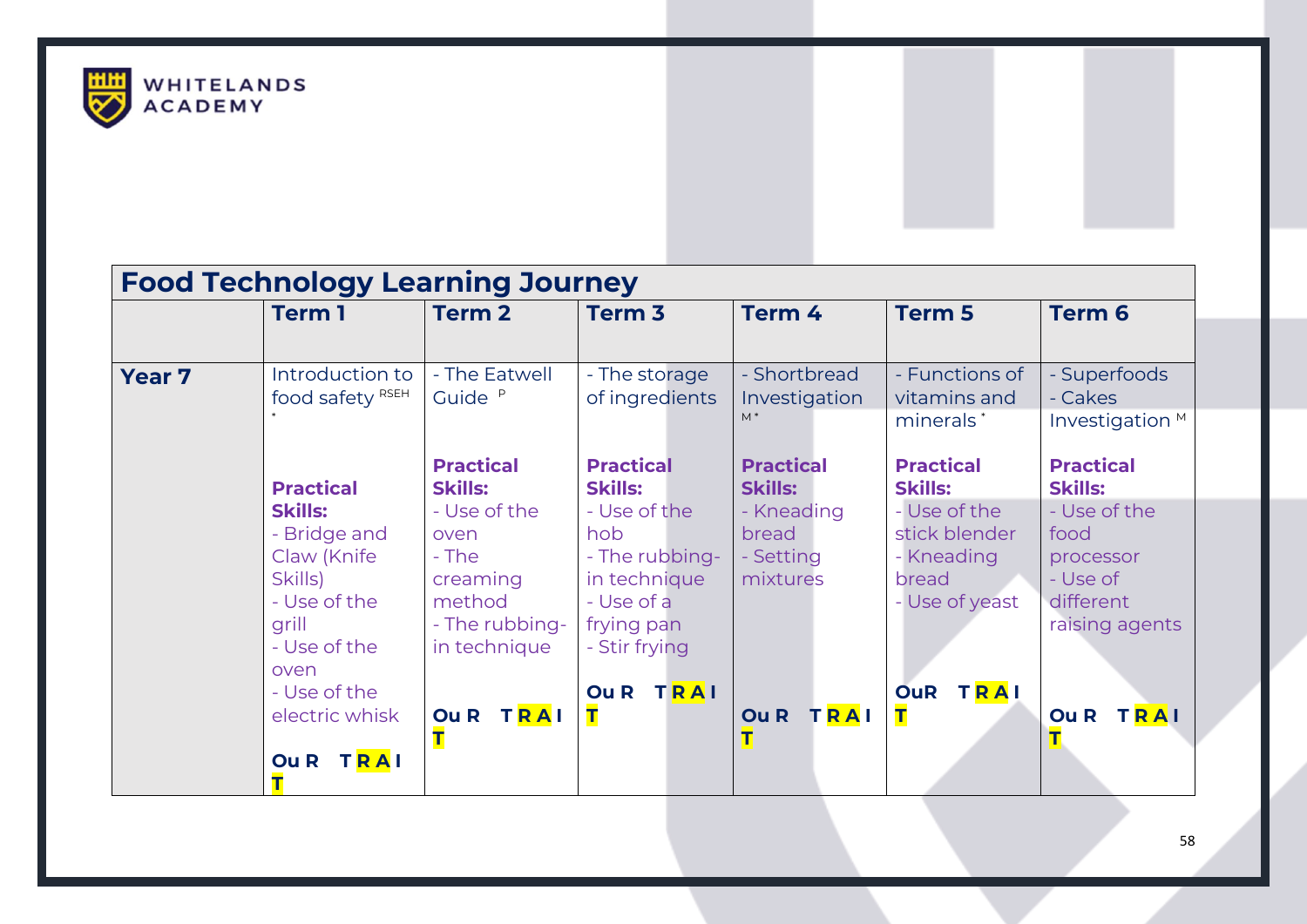WHITELANDS ACADEMY

| Food Technology Learning Journey | | | | | | |
|---|---|---|---|---|---|---|
| | **Term 1** | **Term 2** | **Term 3** | **Term 4** | **Term 5** | **Term 6** |
| **Year 7** | Introduction to food safety [RSEH] * <br><br> **Practical Skills:** <br> - Bridge and Claw (Knife Skills) <br> - Use of the grill <br> - Use of the oven <br> - Use of the electric whisk <br><br> **Ou R T R A I T** | - The Eatwell Guide [P] <br><br> **Practical Skills:** <br> - Use of the oven <br> - The creaming method <br> - The rubbing-in technique <br><br> **Ou R T R A I T** | - The storage of ingredients <br><br> **Practical Skills:** <br> - Use of the hob <br> - The rubbing-in technique <br> - Use of a frying pan <br> - Stir frying <br><br> **Ou R T R A I T** | - Shortbread Investigation [M *] <br><br> **Practical Skills:** <br> - Kneading bread <br> - Setting mixtures <br><br> **Ou R T R A I T** | - Functions of vitamins and minerals * <br><br> **Practical Skills:** <br> - Use of the stick blender <br> - Kneading bread <br> - Use of yeast <br><br> **OuR T R A I T** | - Superfoods <br> - Cakes Investigation [M] <br><br> **Practical Skills:** <br> - Use of the food processor <br> - Use of different raising agents <br><br> **Ou R T R A I T** |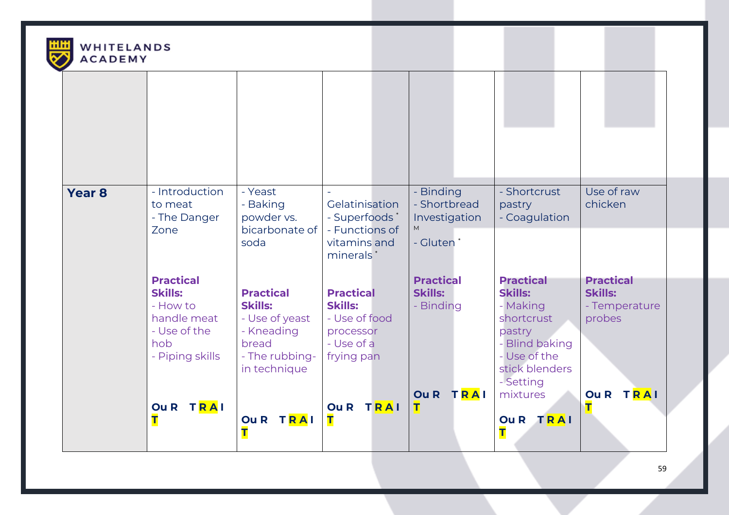| | | | | | | |
|---|---|---|---|---|---|---|
| | | | | | | |
| **Year 8** | - Introduction to meat<br>- The Danger Zone<br><br>**Practical Skills:**<br>- How to handle meat<br>- Use of the hob<br>- Piping skills<br><br>**Ou R T R A I T** | - Yeast<br>- Baking powder vs. bicarbonate of soda<br><br>**Practical Skills:**<br>- Use of yeast<br>- Kneading bread<br>- The rubbing-in technique<br><br>**Ou R T R A I T** | - Gelatinisation<br>- Superfoods *<br>- Functions of vitamins and minerals *<br><br>**Practical Skills:**<br>- Use of food processor<br>- Use of a frying pan<br><br>**Ou R T R A I T** | - Binding<br>- Shortbread Investigation M<br>- Gluten *<br><br>**Practical Skills:**<br>- Binding<br><br>**Ou R T R A I T** | - Shortcrust pastry<br>- Coagulation<br><br>**Practical Skills:**<br>- Making shortcrust pastry<br>- Blind baking<br>- Use of the stick blenders<br>- Setting mixtures<br><br>**Ou R T R A I T** | Use of raw chicken<br><br>**Practical Skills:**<br>- Temperature probes<br><br>**Ou R T R A I T** |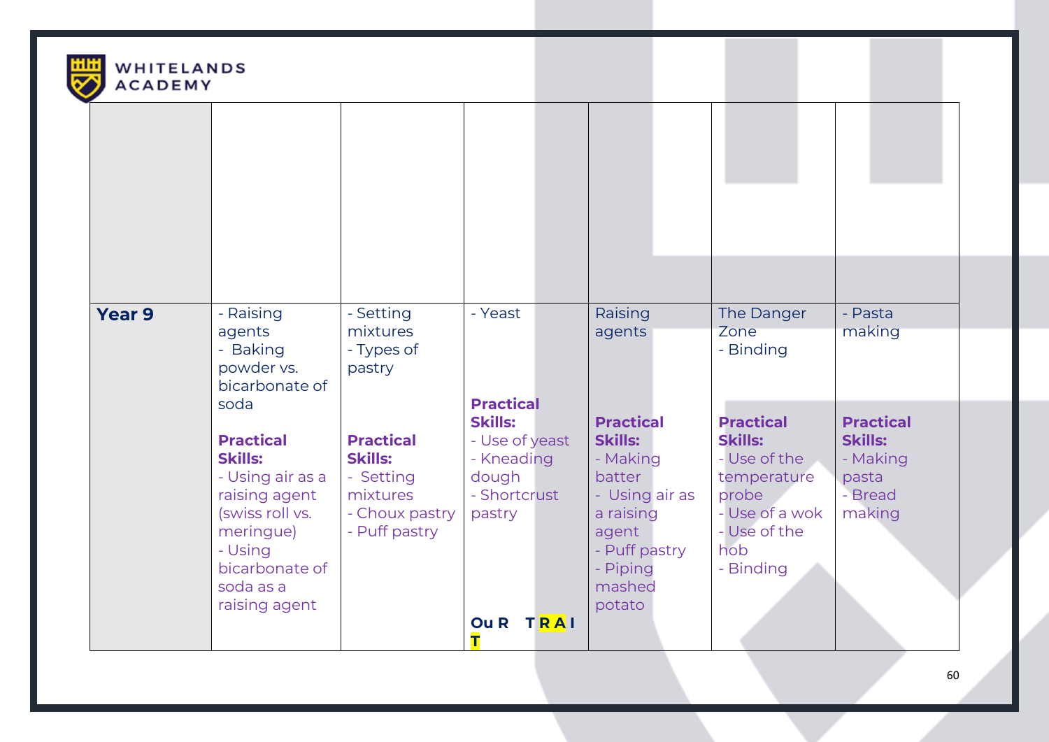| | | | | | | |
|---|---|---|---|---|---|---|
| | | | | | | |
| **Year 9** | - Raising agents<br>- Baking powder vs. bicarbonate of soda<br><br>**Practical Skills:**<br>- Using air as a raising agent (swiss roll vs. meringue)<br>- Using bicarbonate of soda as a raising agent | - Setting mixtures<br>- Types of pastry<br><br>**Practical Skills:**<br>- Setting mixtures<br>- Choux pastry<br>- Puff pastry | - Yeast<br><br>**Practical Skills:**<br>- Use of yeast<br>- Kneading dough<br>- Shortcrust pastry<br><br>**OuR TRAIT** | Raising agents<br><br>**Practical Skills:**<br>- Making batter<br>- Using air as a raising agent<br>- Puff pastry<br>- Piping mashed potato | The Danger Zone<br>- Binding<br><br>**Practical Skills:**<br>- Use of the temperature probe<br>- Use of a wok<br>- Use of the hob<br>- Binding | - Pasta making<br><br>**Practical Skills:**<br>- Making pasta<br>- Bread making |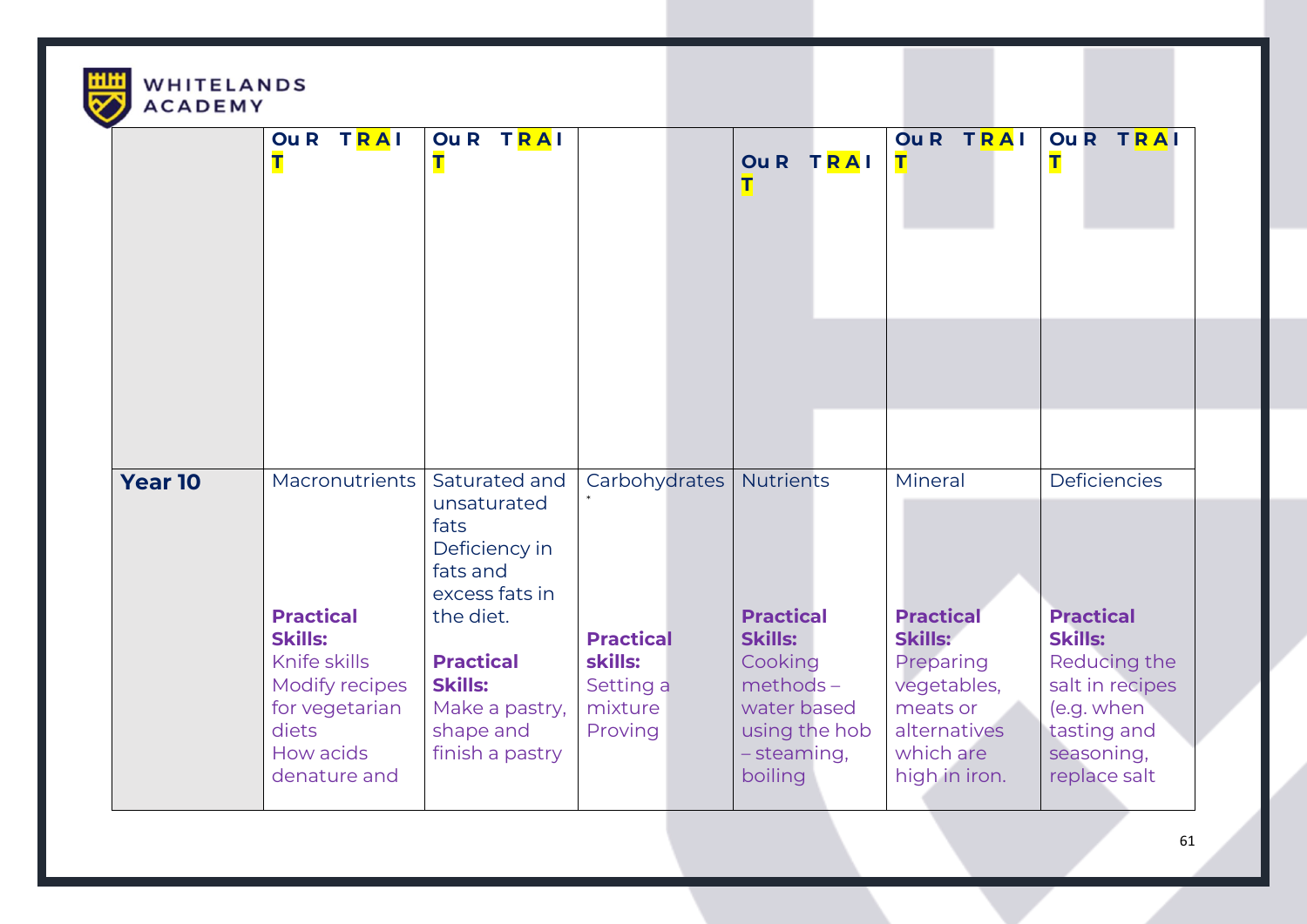| | | | | | | |
|---|---|---|---|---|---|---|
| | **Ou R T R A I T** | **Ou R T R A I T** | | **Ou R T R A I T** | **Ou R T R A I T** | **Ou R T R A I T** |
| **Year 10** | Macronutrients<br><br>**Practical Skills:**<br>Knife skills<br>Modify recipes for vegetarian diets<br>How acids denature and | Saturated and unsaturated fats<br>Deficiency in fats and excess fats in the diet.<br><br>**Practical Skills:**<br>Make a pastry, shape and finish a pastry | Carbohydrates<br>*<br><br>**Practical skills:**<br>Setting a mixture<br>Proving | Nutrients<br><br>**Practical Skills:**<br>Cooking methods – water based using the hob – steaming, boiling | Mineral<br><br>**Practical Skills:**<br>Preparing vegetables, meats or alternatives which are high in iron. | Deficiencies<br><br>**Practical Skills:**<br>Reducing the salt in recipes (e.g. when tasting and seasoning, replace salt |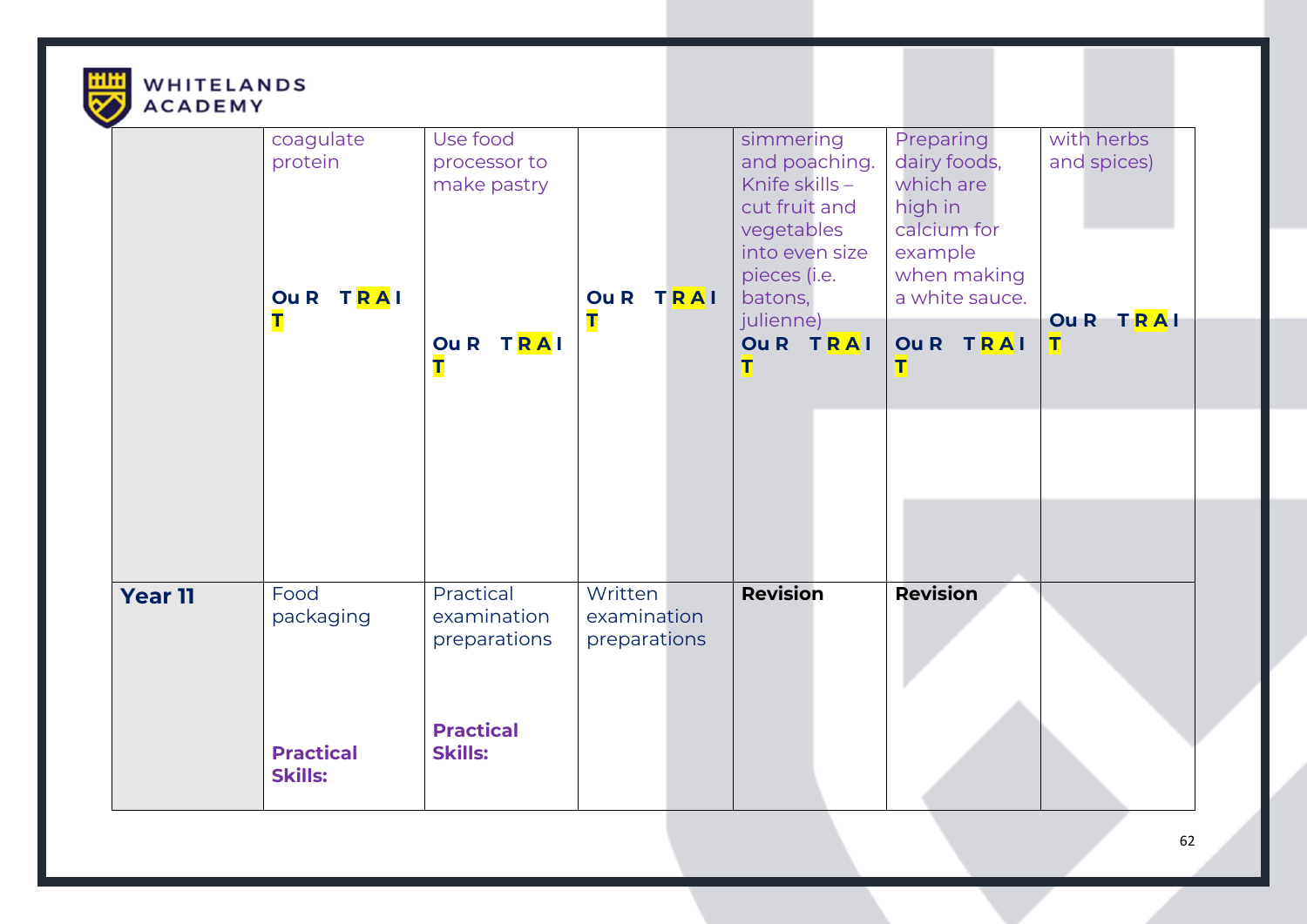| | | | | | | |
|---|---|---|---|---|---|---|
| | coagulate protein<br><br>**Ou R T R A I T** | Use food processor to make pastry<br><br>**Ou R T R A I T** | <br><br>**Ou R T R A I T** | simmering and poaching. Knife skills – cut fruit and vegetables into even size pieces (i.e. batons, julienne)<br>**Ou R T R A I T** | Preparing dairy foods, which are high in calcium for example when making a white sauce.<br>**Ou R T R A I T** | with herbs and spices)<br><br>**Ou R T R A I T** |
| **Year 11** | Food packaging<br><br>**Practical Skills:** | Practical examination preparations<br><br>**Practical Skills:** | Written examination preparations | **Revision** | **Revision** | |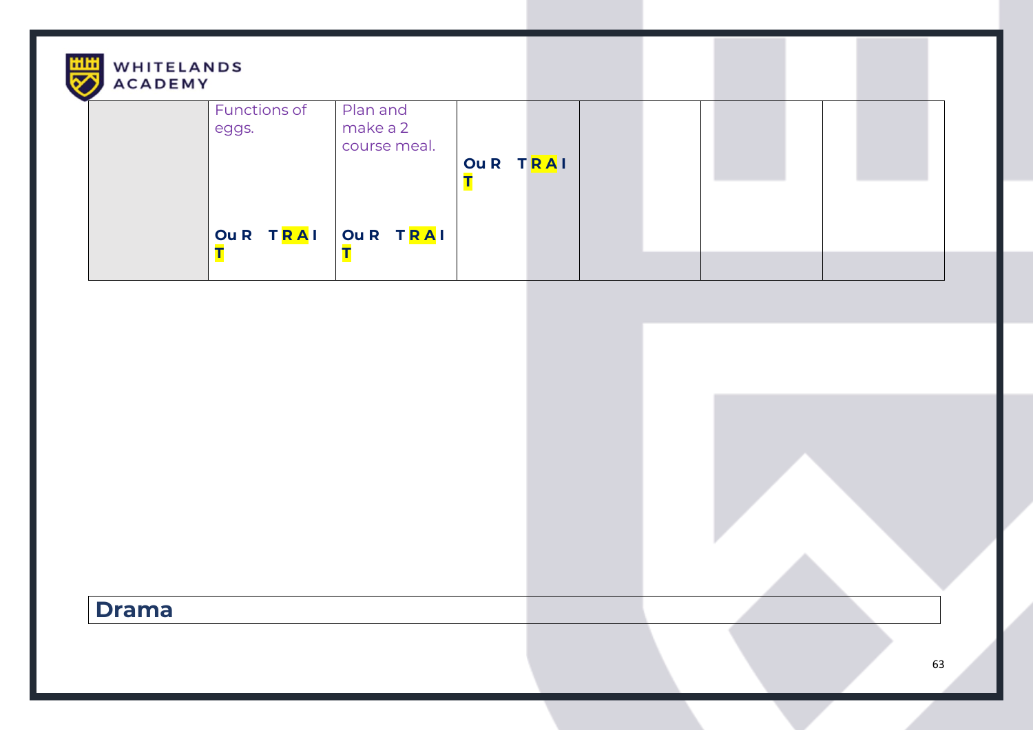| | | | | | | |
|---|---|---|---|---|---|---|
| | Functions of eggs.<br><br>**Ou R T R A I T** | Plan and make a 2 course meal.<br><br>**Ou R T R A I T** | **Ou R T R A I T** | | | |

## Drama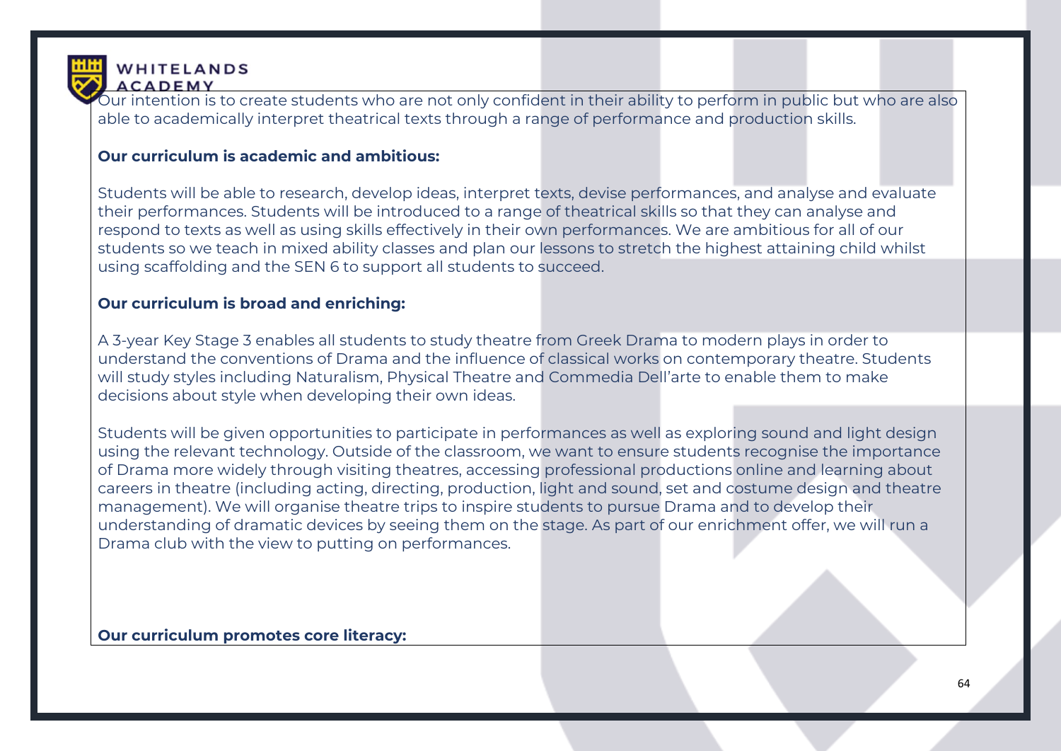Our intention is to create students who are not only confident in their ability to perform in public but who are also able to academically interpret theatrical texts through a range of performance and production skills.

**Our curriculum is academic and ambitious:**

Students will be able to research, develop ideas, interpret texts, devise performances, and analyse and evaluate their performances. Students will be introduced to a range of theatrical skills so that they can analyse and respond to texts as well as using skills effectively in their own performances. We are ambitious for all of our students so we teach in mixed ability classes and plan our lessons to stretch the highest attaining child whilst using scaffolding and the SEN 6 to support all students to succeed.

**Our curriculum is broad and enriching:**

A 3-year Key Stage 3 enables all students to study theatre from Greek Drama to modern plays in order to understand the conventions of Drama and the influence of classical works on contemporary theatre. Students will study styles including Naturalism, Physical Theatre and Commedia Dell'arte to enable them to make decisions about style when developing their own ideas.

Students will be given opportunities to participate in performances as well as exploring sound and light design using the relevant technology. Outside of the classroom, we want to ensure students recognise the importance of Drama more widely through visiting theatres, accessing professional productions online and learning about careers in theatre (including acting, directing, production, light and sound, set and costume design and theatre management). We will organise theatre trips to inspire students to pursue Drama and to develop their understanding of dramatic devices by seeing them on the stage. As part of our enrichment offer, we will run a Drama club with the view to putting on performances.

**Our curriculum promotes core literacy:**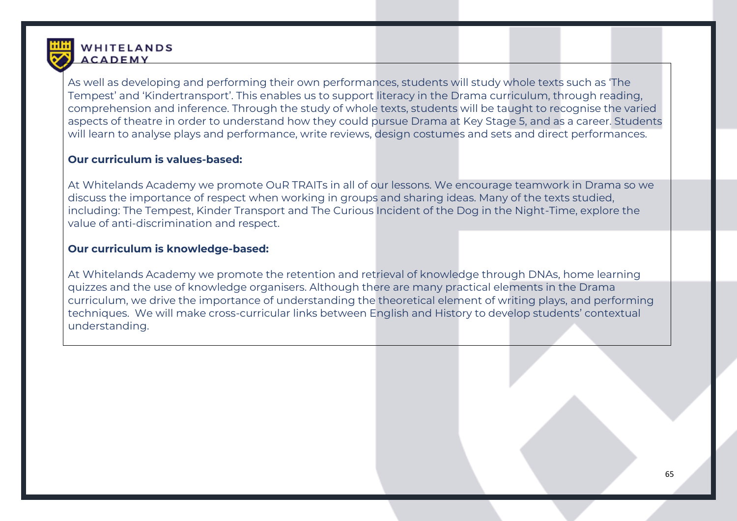As well as developing and performing their own performances, students will study whole texts such as 'The Tempest' and 'Kindertransport'. This enables us to support literacy in the Drama curriculum, through reading, comprehension and inference. Through the study of whole texts, students will be taught to recognise the varied aspects of theatre in order to understand how they could pursue Drama at Key Stage 5, and as a career. Students will learn to analyse plays and performance, write reviews, design costumes and sets and direct performances.

**Our curriculum is values-based:**

At Whitelands Academy we promote OuR TRAITs in all of our lessons. We encourage teamwork in Drama so we discuss the importance of respect when working in groups and sharing ideas. Many of the texts studied, including: The Tempest, Kinder Transport and The Curious Incident of the Dog in the Night-Time, explore the value of anti-discrimination and respect.

**Our curriculum is knowledge-based:**

At Whitelands Academy we promote the retention and retrieval of knowledge through DNAs, home learning quizzes and the use of knowledge organisers. Although there are many practical elements in the Drama curriculum, we drive the importance of understanding the theoretical element of writing plays, and performing techniques. We will make cross-curricular links between English and History to develop students' contextual understanding.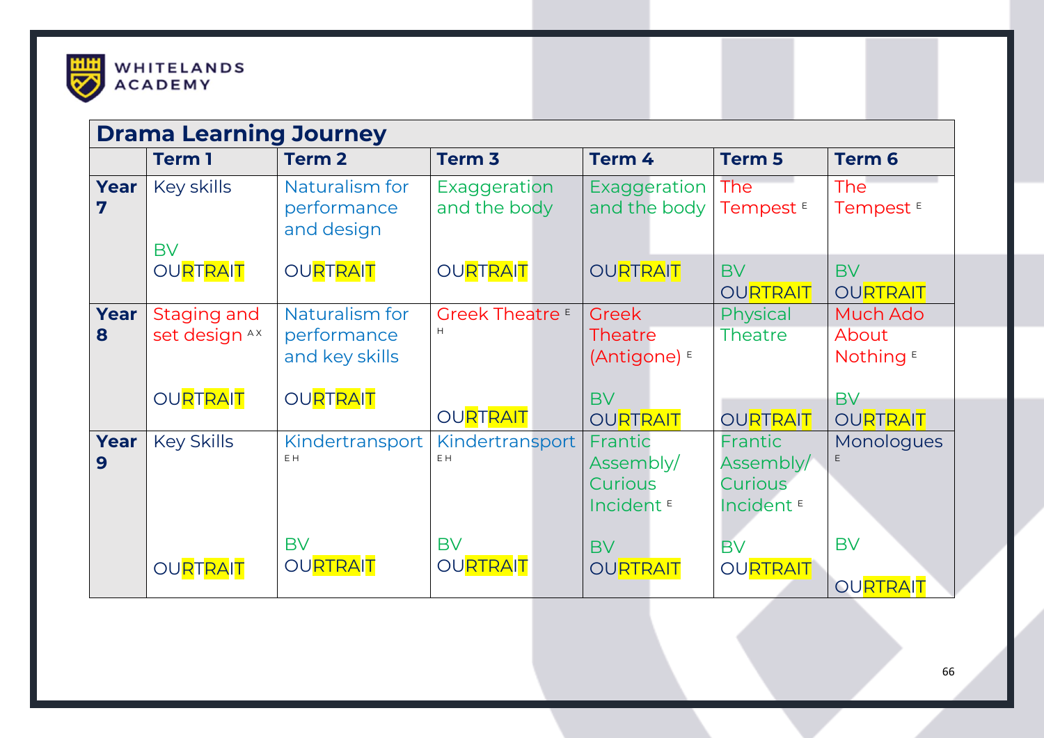WHITELANDS ACADEMY

## Drama Learning Journey

| | Term 1 | Term 2 | Term 3 | Term 4 | Term 5 | Term 6 |
|---|---|---|---|---|---|---|
| **Year 7** | Key skills<br><br>BV<br>OURTRAIT | Naturalism for performance and design<br><br>OURTRAIT | Exaggeration and the body<br><br>OURTRAIT | Exaggeration and the body<br><br>OURTRAIT | The Tempest [E]<br><br>BV<br>OURTRAIT | The Tempest [E]<br><br>BV<br>OURTRAIT |
| **Year 8** | Staging and set design [A X]<br><br>OURTRAIT | Naturalism for performance and key skills<br><br>OURTRAIT | Greek Theatre [E H]<br><br>OURTRAIT | Greek Theatre (Antigone) [E]<br><br>BV<br>OURTRAIT | Physical Theatre<br><br>OURTRAIT | Much Ado About Nothing [E]<br><br>BV<br>OURTRAIT |
| **Year 9** | Key Skills<br><br>OURTRAIT | Kindertransport [E H]<br><br>BV<br>OURTRAIT | Kindertransport [E H]<br><br>BV<br>OURTRAIT | Frantic Assembly/ Curious Incident [E]<br><br>BV<br>OURTRAIT | Frantic Assembly/ Curious Incident [E]<br><br>BV<br>OURTRAIT | Monologues [E]<br><br>BV<br>OURTRAIT |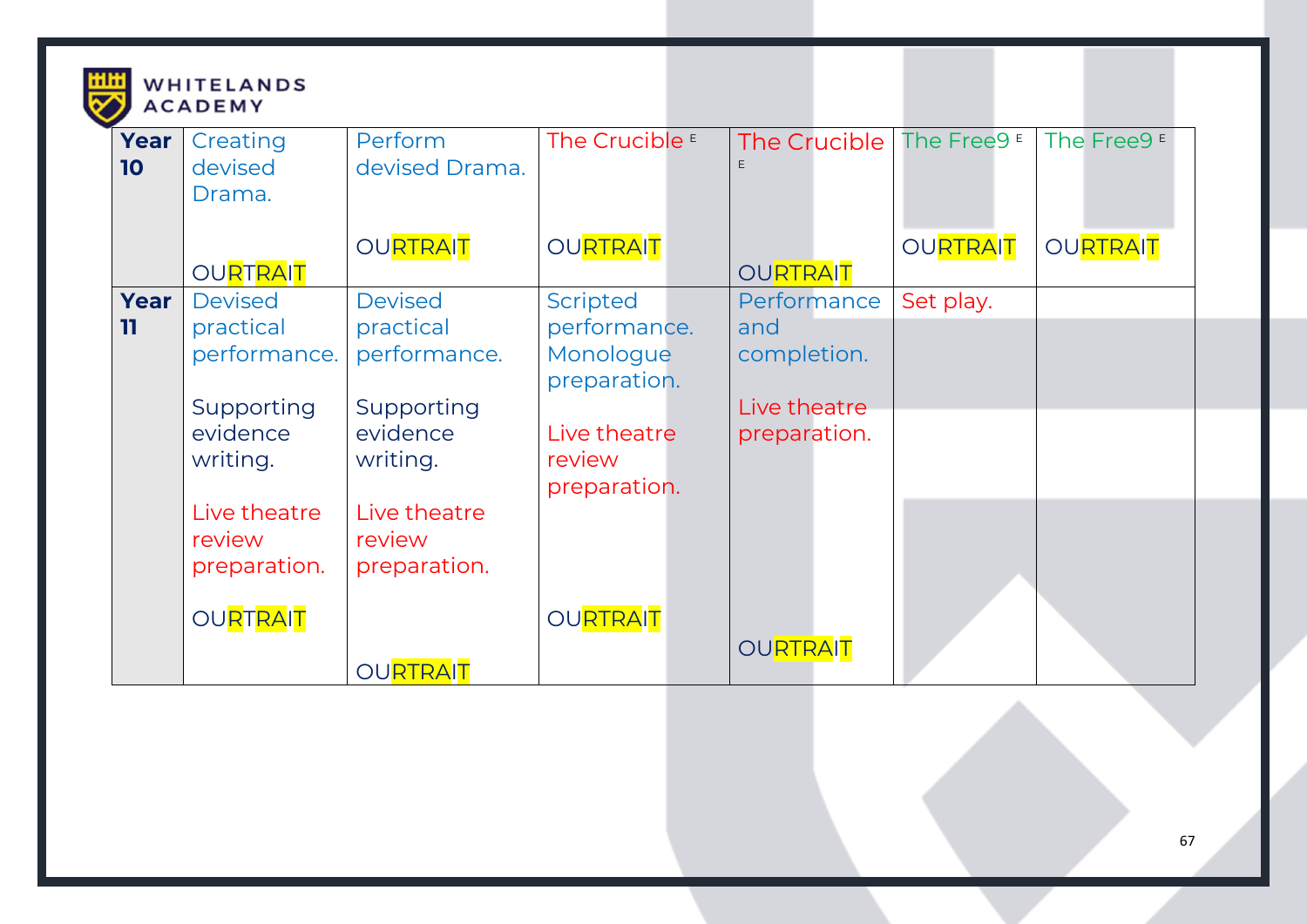WHITELANDS ACADEMY

| | | | | | | |
|---|---|---|---|---|---|---|
| **Year 10** | Creating devised Drama.<br><br>OURTRAIT | Perform devised Drama.<br><br>OURTRAIT | The Crucible E<br><br>OURTRAIT | The Crucible E<br><br>OURTRAIT | The Free9 E<br><br>OURTRAIT | The Free9 E<br><br>OURTRAIT |
| **Year 11** | Devised practical performance.<br><br>Supporting evidence writing.<br><br>Live theatre review preparation.<br><br>OURTRAIT | Devised practical performance.<br><br>Supporting evidence writing.<br><br>Live theatre review preparation.<br><br>OURTRAIT | Scripted performance. Monologue preparation.<br><br>Live theatre review preparation.<br><br>OURTRAIT | Performance and completion.<br><br>Live theatre preparation.<br><br>OURTRAIT | Set play. | |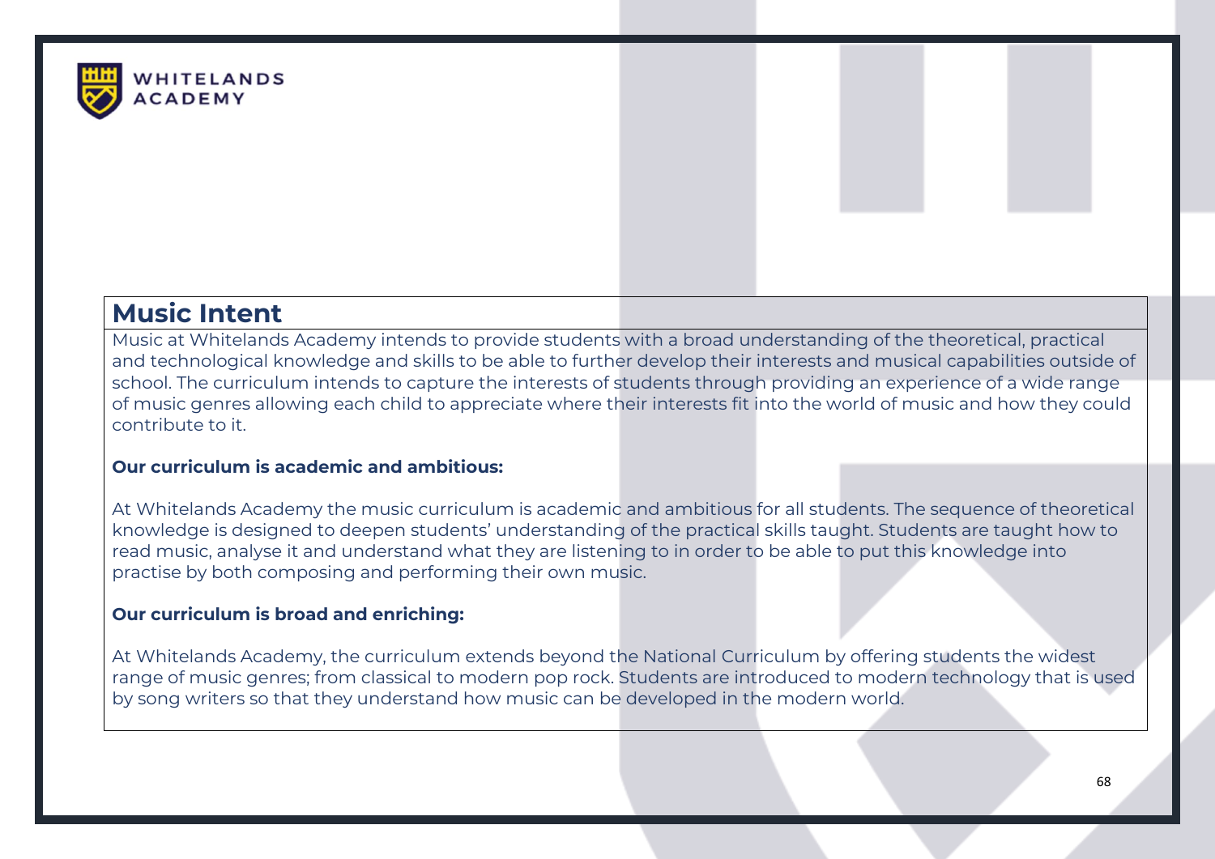WHITELANDS ACADEMY

# Music Intent

Music at Whitelands Academy intends to provide students with a broad understanding of the theoretical, practical and technological knowledge and skills to be able to further develop their interests and musical capabilities outside of school. The curriculum intends to capture the interests of students through providing an experience of a wide range of music genres allowing each child to appreciate where their interests fit into the world of music and how they could contribute to it.

**Our curriculum is academic and ambitious:**

At Whitelands Academy the music curriculum is academic and ambitious for all students. The sequence of theoretical knowledge is designed to deepen students' understanding of the practical skills taught. Students are taught how to read music, analyse it and understand what they are listening to in order to be able to put this knowledge into practise by both composing and performing their own music.

**Our curriculum is broad and enriching:**

At Whitelands Academy, the curriculum extends beyond the National Curriculum by offering students the widest range of music genres; from classical to modern pop rock. Students are introduced to modern technology that is used by song writers so that they understand how music can be developed in the modern world.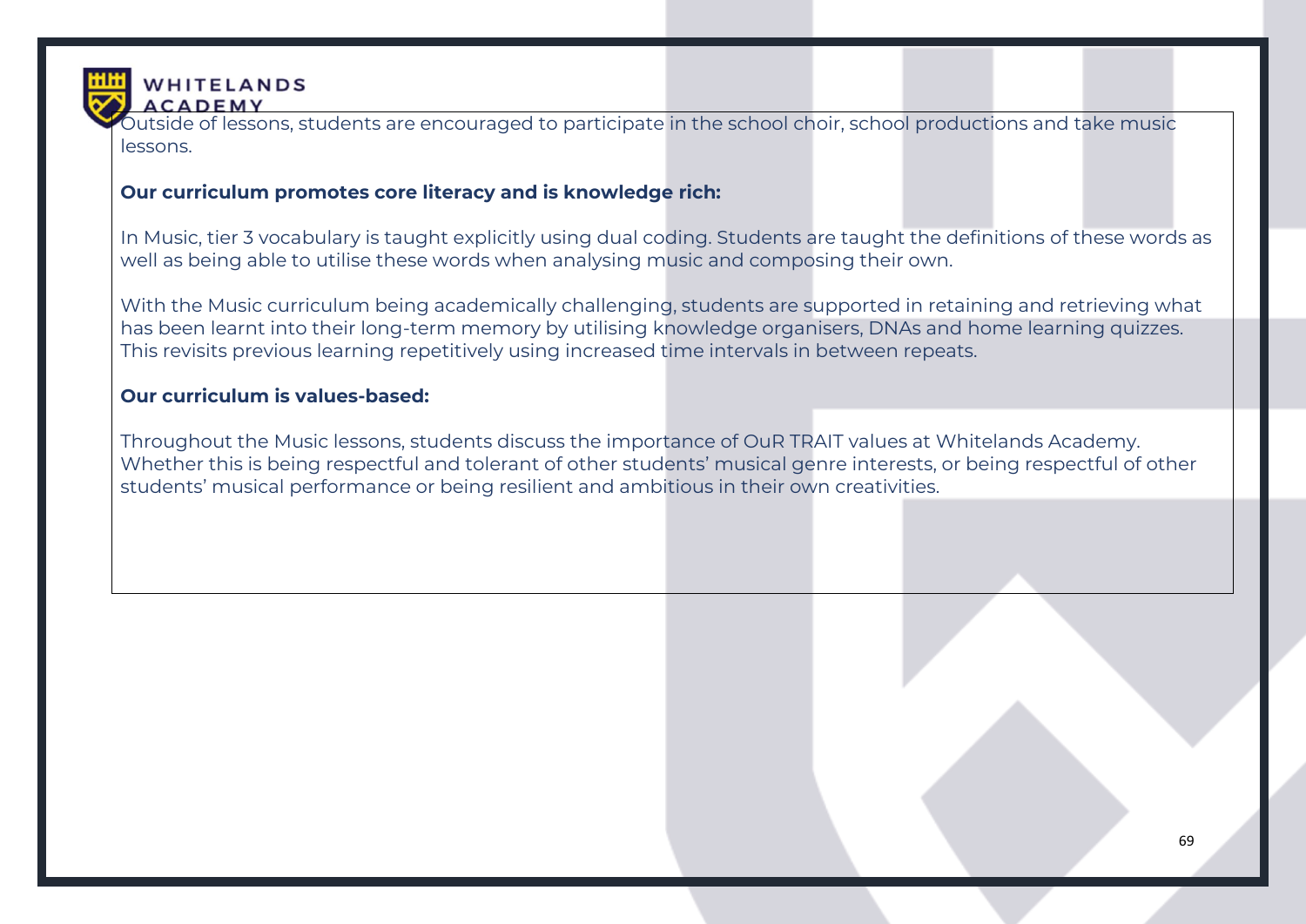Outside of lessons, students are encouraged to participate in the school choir, school productions and take music lessons.

**Our curriculum promotes core literacy and is knowledge rich:**

In Music, tier 3 vocabulary is taught explicitly using dual coding. Students are taught the definitions of these words as well as being able to utilise these words when analysing music and composing their own.

With the Music curriculum being academically challenging, students are supported in retaining and retrieving what has been learnt into their long-term memory by utilising knowledge organisers, DNAs and home learning quizzes. This revisits previous learning repetitively using increased time intervals in between repeats.

**Our curriculum is values-based:**

Throughout the Music lessons, students discuss the importance of OuR TRAIT values at Whitelands Academy. Whether this is being respectful and tolerant of other students' musical genre interests, or being respectful of other students' musical performance or being resilient and ambitious in their own creativities.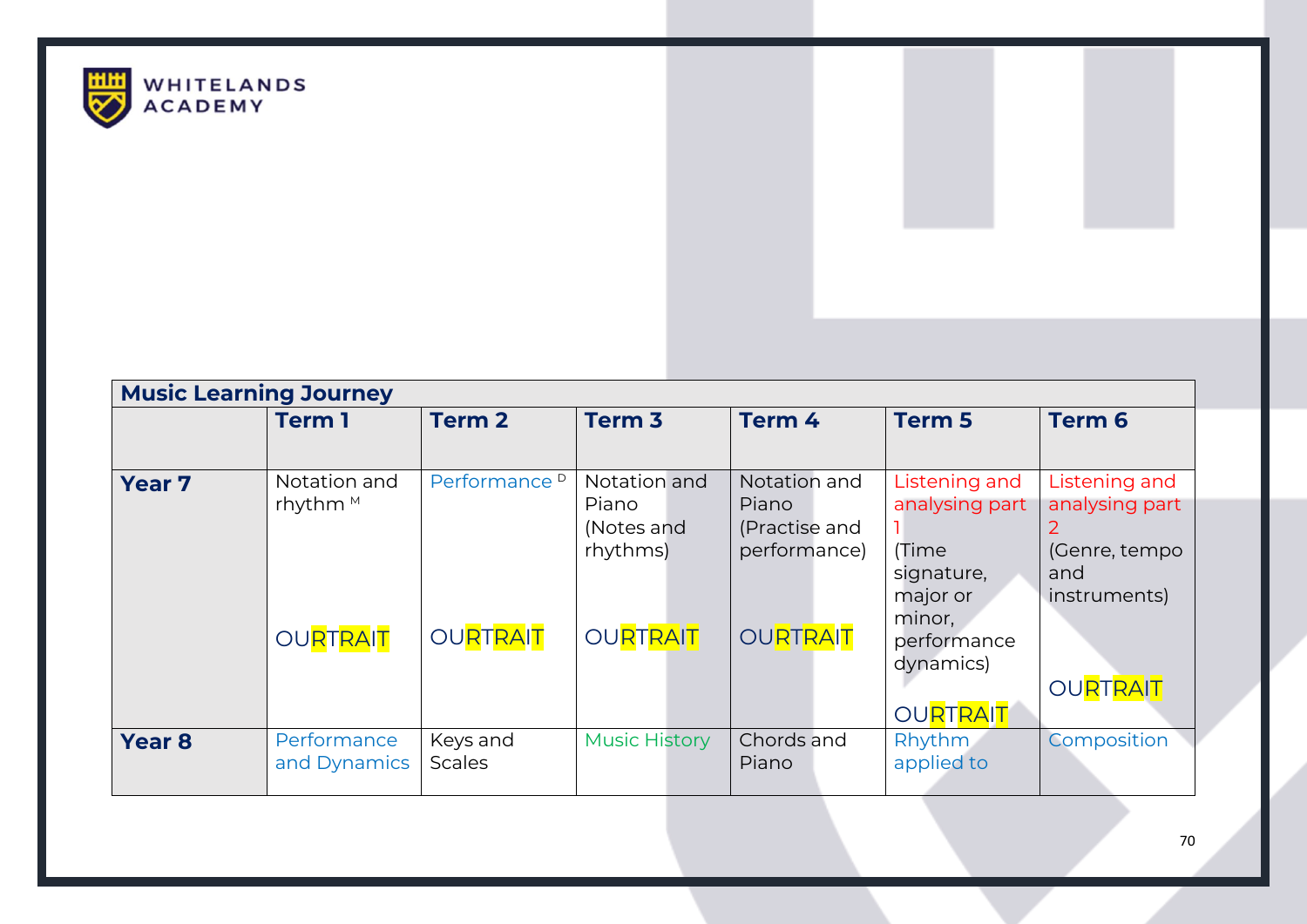# WHITELANDS ACADEMY

| Music Learning Journey | | | | | | |
|---|---|---|---|---|---|---|
| | **Term 1** | **Term 2** | **Term 3** | **Term 4** | **Term 5** | **Term 6** |
| **Year 7** | Notation and rhythm [M]<br><br>OURTRAIT | Performance [D]<br><br>OURTRAIT | Notation and Piano (Notes and rhythms)<br><br>OURTRAIT | Notation and Piano (Practise and performance)<br><br>OURTRAIT | Listening and analysing part 1 (Time signature, major or minor, performance dynamics)<br><br>OURTRAIT | Listening and analysing part 2 (Genre, tempo and instruments)<br><br>OURTRAIT |
| **Year 8** | Performance and Dynamics | Keys and Scales | Music History | Chords and Piano | Rhythm applied to | Composition |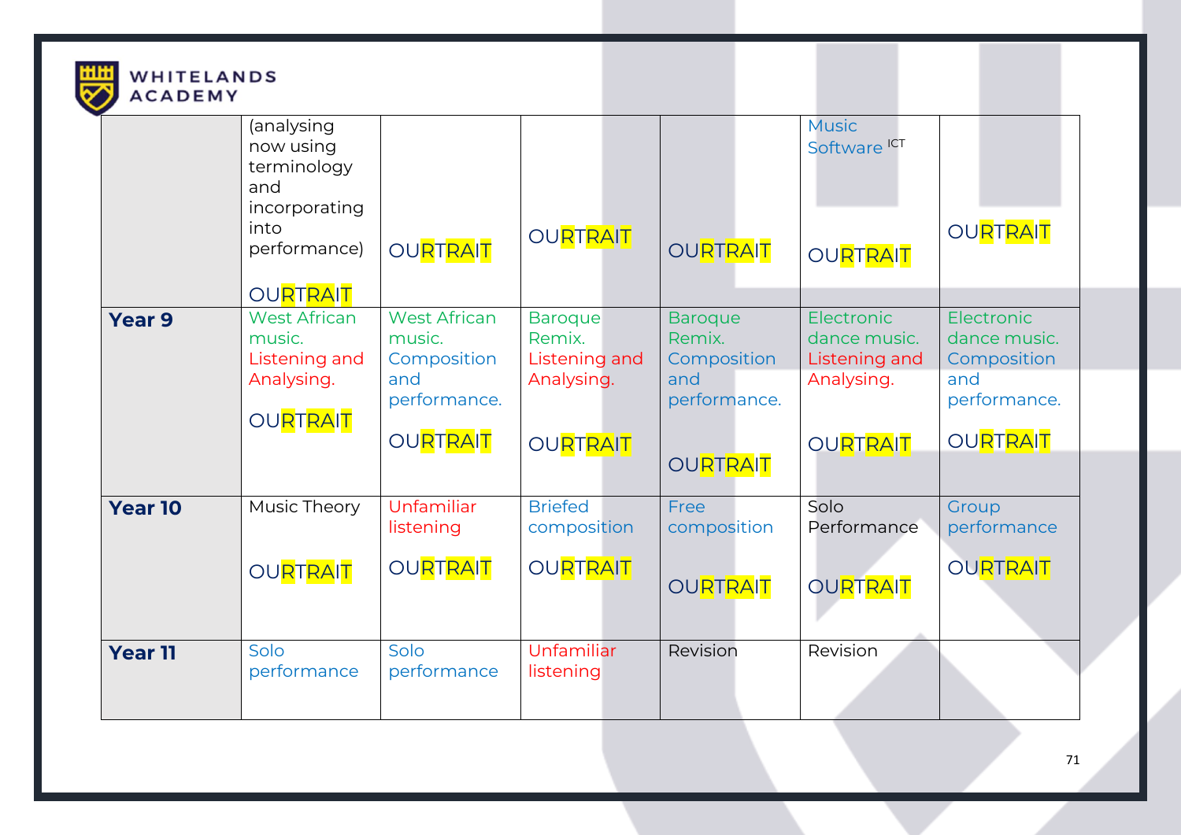| | | | | | | |
|---|---|---|---|---|---|---|
| | (analysing now using terminology and incorporating into performance) OURTRAIT | OURTRAIT | OURTRAIT | OURTRAIT | Music Software [ICT] OURTRAIT | OURTRAIT |
| **Year 9** | West African music. Listening and Analysing. OURTRAIT | West African music. Composition and performance. OURTRAIT | Baroque Remix. Listening and Analysing. OURTRAIT | Baroque Remix. Composition and performance. OURTRAIT | Electronic dance music. Listening and Analysing. OURTRAIT | Electronic dance music. Composition and performance. OURTRAIT |
| **Year 10** | Music Theory OURTRAIT | Unfamiliar listening OURTRAIT | Briefed composition OURTRAIT | Free composition OURTRAIT | Solo Performance OURTRAIT | Group performance OURTRAIT |
| **Year 11** | Solo performance | Solo performance | Unfamiliar listening | Revision | Revision | |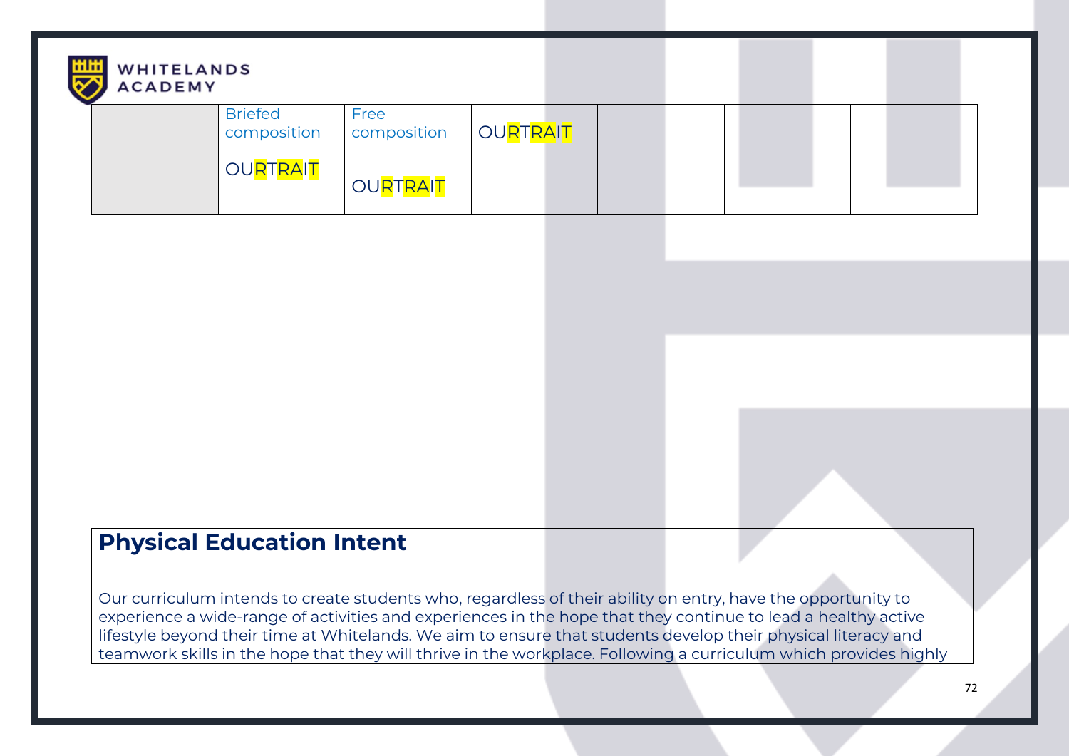| | | | | | | |
|---|---|---|---|---|---|---|
| | Briefed composition<br><br>OURTRAIT | Free composition<br><br>OURTRAIT | OURTRAIT | | | |

| Physical Education Intent |
|---|
| Our curriculum intends to create students who, regardless of their ability on entry, have the opportunity to experience a wide-range of activities and experiences in the hope that they continue to lead a healthy active lifestyle beyond their time at Whitelands. We aim to ensure that students develop their physical literacy and teamwork skills in the hope that they will thrive in the workplace. Following a curriculum which provides highly |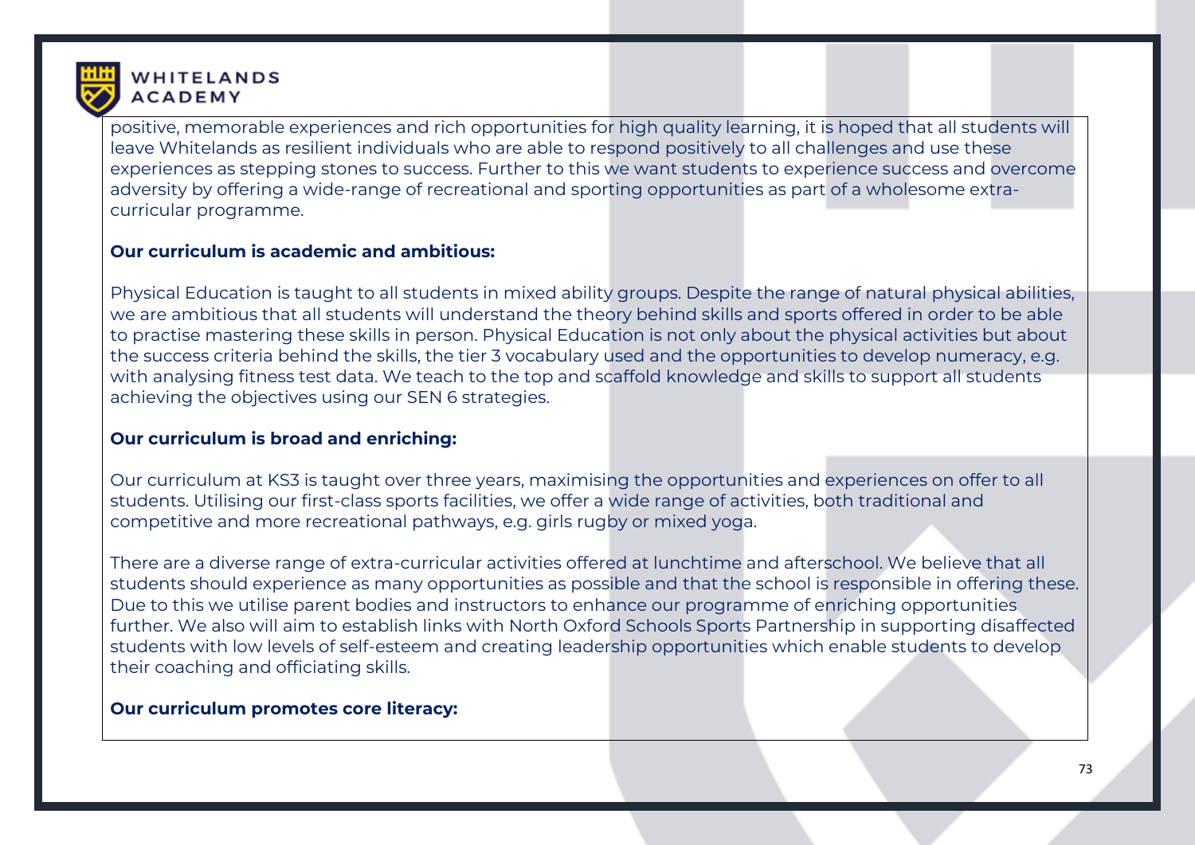positive, memorable experiences and rich opportunities for high quality learning, it is hoped that all students will leave Whitelands as resilient individuals who are able to respond positively to all challenges and use these experiences as stepping stones to success. Further to this we want students to experience success and overcome adversity by offering a wide-range of recreational and sporting opportunities as part of a wholesome extra-curricular programme.

**Our curriculum is academic and ambitious:**

Physical Education is taught to all students in mixed ability groups. Despite the range of natural physical abilities, we are ambitious that all students will understand the theory behind skills and sports offered in order to be able to practise mastering these skills in person. Physical Education is not only about the physical activities but about the success criteria behind the skills, the tier 3 vocabulary used and the opportunities to develop numeracy, e.g. with analysing fitness test data. We teach to the top and scaffold knowledge and skills to support all students achieving the objectives using our SEN 6 strategies.

**Our curriculum is broad and enriching:**

Our curriculum at KS3 is taught over three years, maximising the opportunities and experiences on offer to all students. Utilising our first-class sports facilities, we offer a wide range of activities, both traditional and competitive and more recreational pathways, e.g. girls rugby or mixed yoga.

There are a diverse range of extra-curricular activities offered at lunchtime and afterschool. We believe that all students should experience as many opportunities as possible and that the school is responsible in offering these. Due to this we utilise parent bodies and instructors to enhance our programme of enriching opportunities further. We also will aim to establish links with North Oxford Schools Sports Partnership in supporting disaffected students with low levels of self-esteem and creating leadership opportunities which enable students to develop their coaching and officiating skills.

**Our curriculum promotes core literacy:**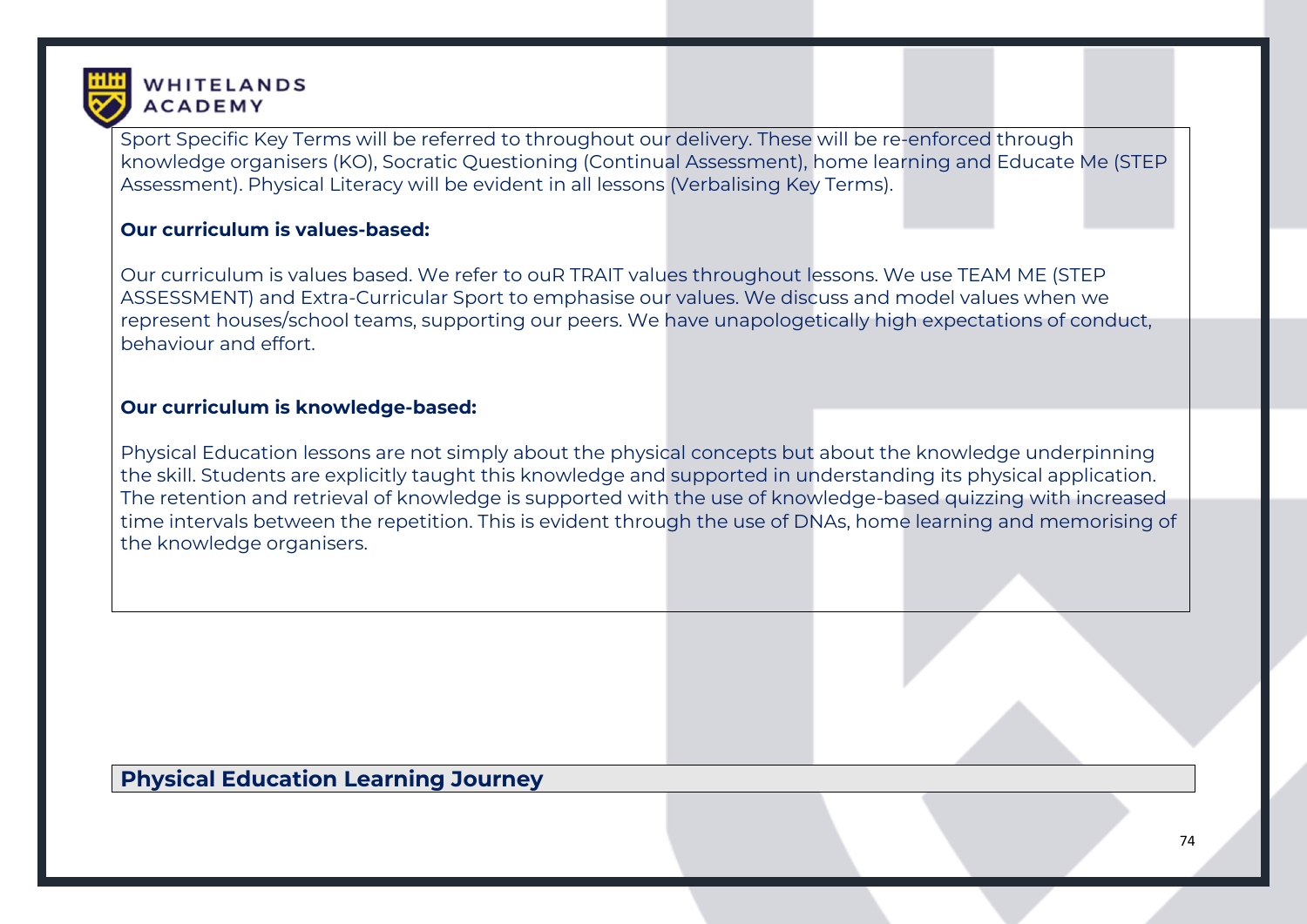Sport Specific Key Terms will be referred to throughout our delivery. These will be re-enforced through knowledge organisers (KO), Socratic Questioning (Continual Assessment), home learning and Educate Me (STEP Assessment). Physical Literacy will be evident in all lessons (Verbalising Key Terms).

**Our curriculum is values-based:**

Our curriculum is values based. We refer to ouR TRAIT values throughout lessons. We use TEAM ME (STEP ASSESSMENT) and Extra-Curricular Sport to emphasise our values. We discuss and model values when we represent houses/school teams, supporting our peers. We have unapologetically high expectations of conduct, behaviour and effort.

**Our curriculum is knowledge-based:**

Physical Education lessons are not simply about the physical concepts but about the knowledge underpinning the skill. Students are explicitly taught this knowledge and supported in understanding its physical application. The retention and retrieval of knowledge is supported with the use of knowledge-based quizzing with increased time intervals between the repetition. This is evident through the use of DNAs, home learning and memorising of the knowledge organisers.

## Physical Education Learning Journey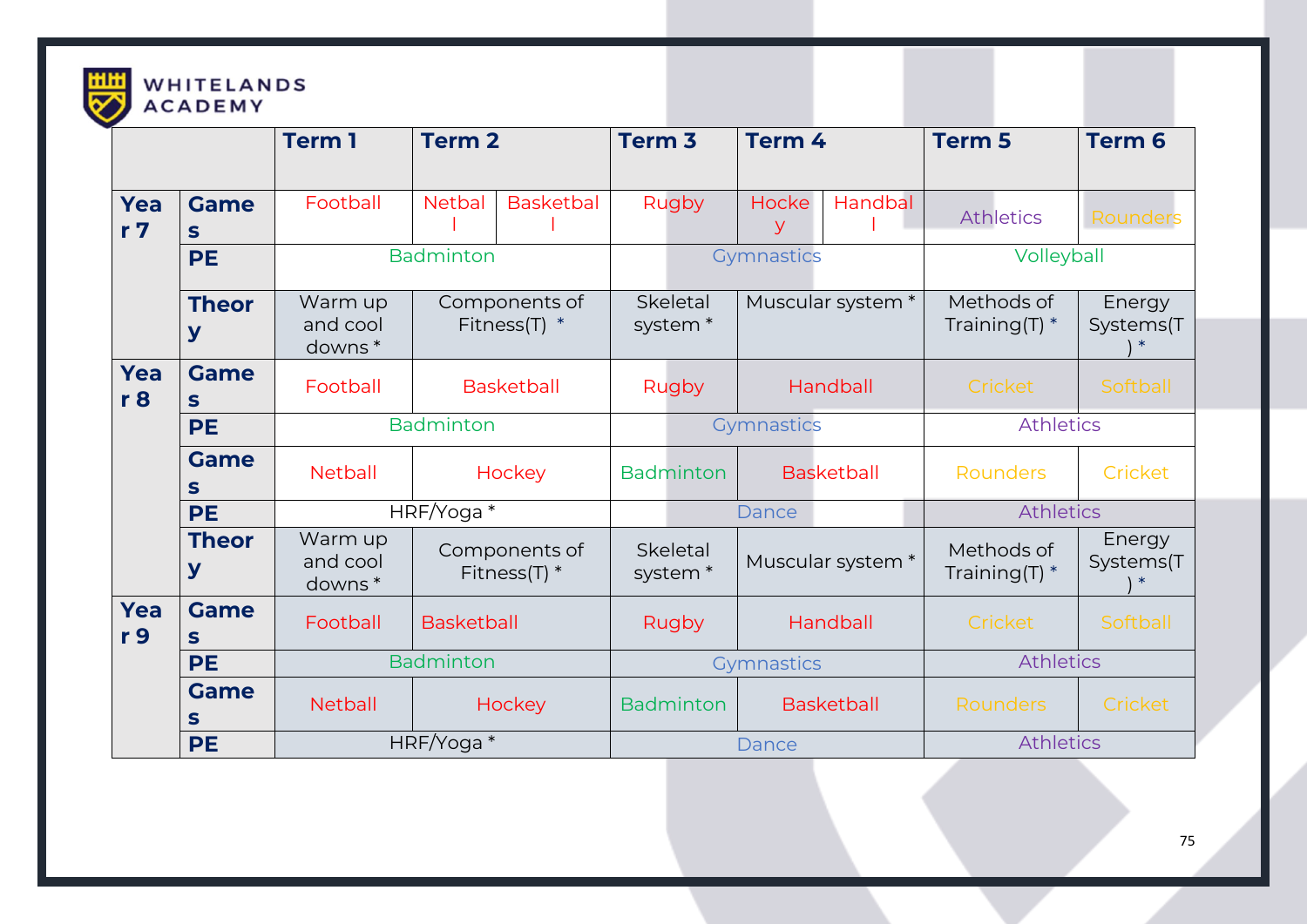WHITELANDS ACADEMY

| | | Term 1 | Term 2 | | Term 3 | Term 4 | | Term 5 | Term 6 |
|---|---|---|---|---|---|---|---|---|---|
| Year 7 | Games | Football | Netball | Basketball | Rugby | Hockey | Handball | Athletics | Rounders |
| | PE | Badminton | | | Gymnastics | | | Volleyball | |
| | Theory | Warm up and cool downs * | Components of Fitness(T) * | | Skeletal system * | Muscular system * | | Methods of Training(T) * | Energy Systems(T) * |
| Year 8 | Games | Football | Basketball | | Rugby | Handball | | Cricket | Softball |
| | PE | Badminton | | | Gymnastics | | | Athletics | |
| | Games | Netball | Hockey | | Badminton | Basketball | | Rounders | Cricket |
| | PE | HRF/Yoga * | | | Dance | | | Athletics | |
| | Theory | Warm up and cool downs * | Components of Fitness(T) * | | Skeletal system * | Muscular system * | | Methods of Training(T) * | Energy Systems(T) * |
| Year 9 | Games | Football | Basketball | | Rugby | Handball | | Cricket | Softball |
| | PE | Badminton | | | Gymnastics | | | Athletics | |
| | Games | Netball | Hockey | | Badminton | Basketball | | Rounders | Cricket |
| | PE | HRF/Yoga * | | | Dance | | | Athletics | |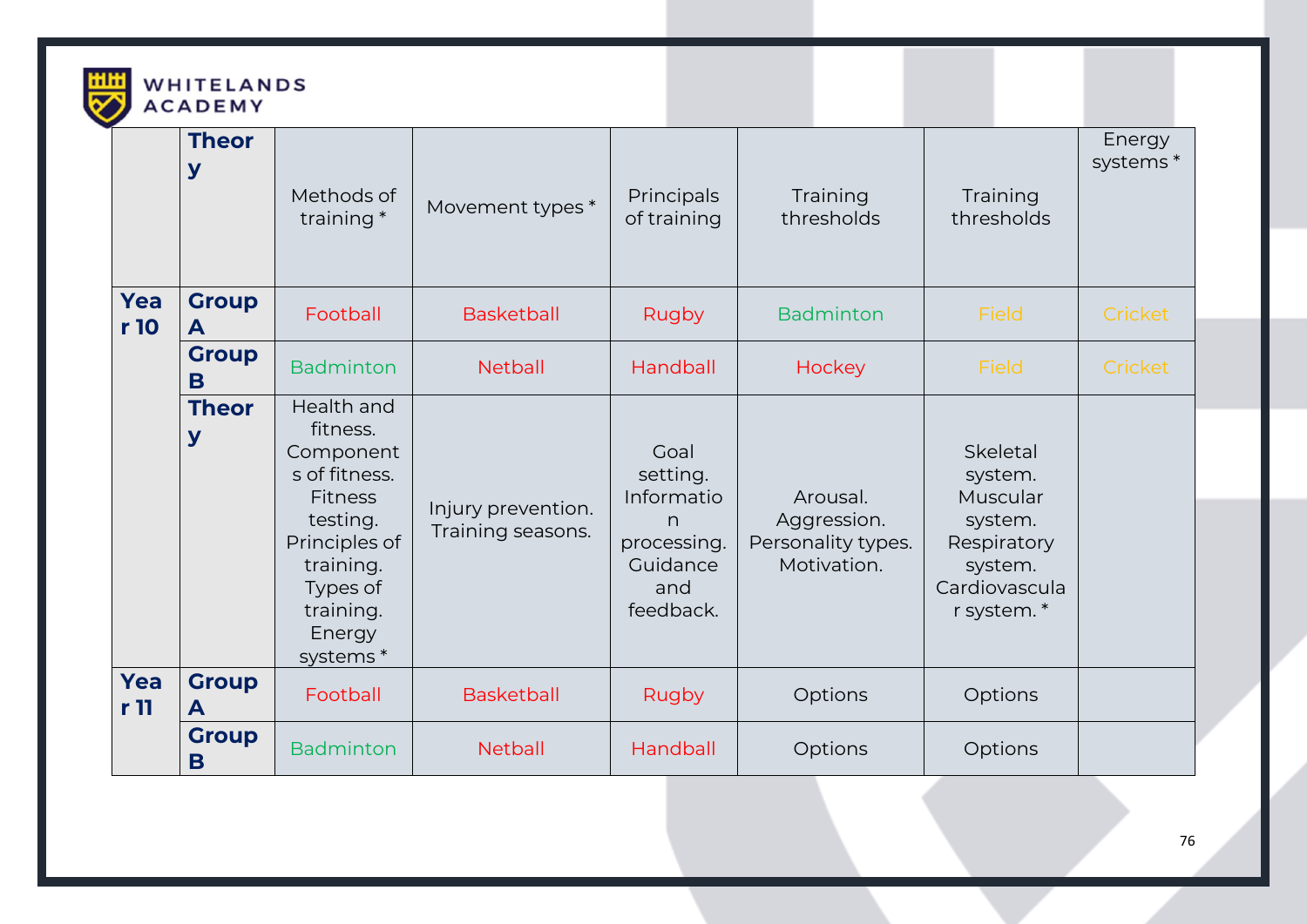WHITELANDS ACADEMY

| | | | | | | | |
|---|---|---|---|---|---|---|---|
| | **Theory** | Methods of training * | Movement types * | Principals of training | Training thresholds | Training thresholds | Energy systems * |
| **Year 10** | **Group A** | Football | Basketball | Rugby | Badminton | Field | Cricket |
| | **Group B** | Badminton | Netball | Handball | Hockey | Field | Cricket |
| | **Theory** | Health and fitness. Components of fitness. Fitness testing. Principles of training. Types of training. Energy systems * | Injury prevention. Training seasons. | Goal setting. Information processing. Guidance and feedback. | Arousal. Aggression. Personality types. Motivation. | Skeletal system. Muscular system. Respiratory system. Cardiovascular system. * | |
| **Year 11** | **Group A** | Football | Basketball | Rugby | Options | Options | |
| | **Group B** | Badminton | Netball | Handball | Options | Options | |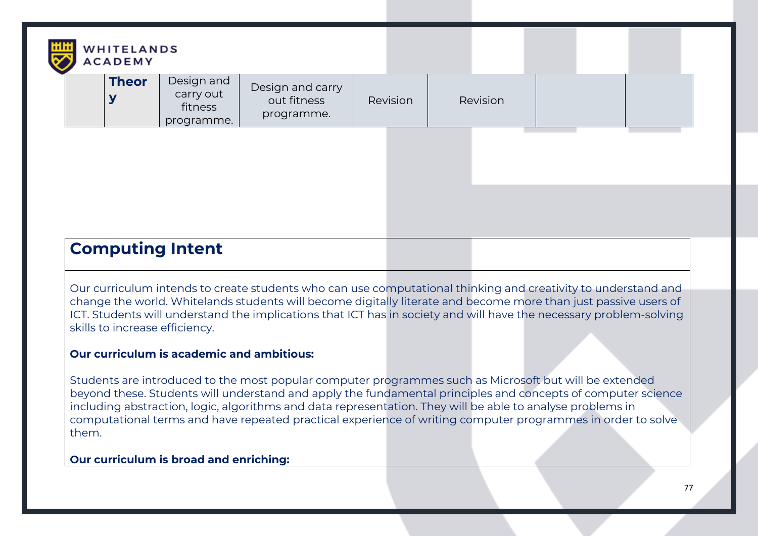| | | | | | | | |
|---|---|---|---|---|---|---|---|
| | **Theory** | Design and carry out fitness programme. | Design and carry out fitness programme. | Revision | Revision | | |

## Computing Intent

Our curriculum intends to create students who can use computational thinking and creativity to understand and change the world. Whitelands students will become digitally literate and become more than just passive users of ICT. Students will understand the implications that ICT has in society and will have the necessary problem-solving skills to increase efficiency.

**Our curriculum is academic and ambitious:**

Students are introduced to the most popular computer programmes such as Microsoft but will be extended beyond these. Students will understand and apply the fundamental principles and concepts of computer science including abstraction, logic, algorithms and data representation. They will be able to analyse problems in computational terms and have repeated practical experience of writing computer programmes in order to solve them.

**Our curriculum is broad and enriching:**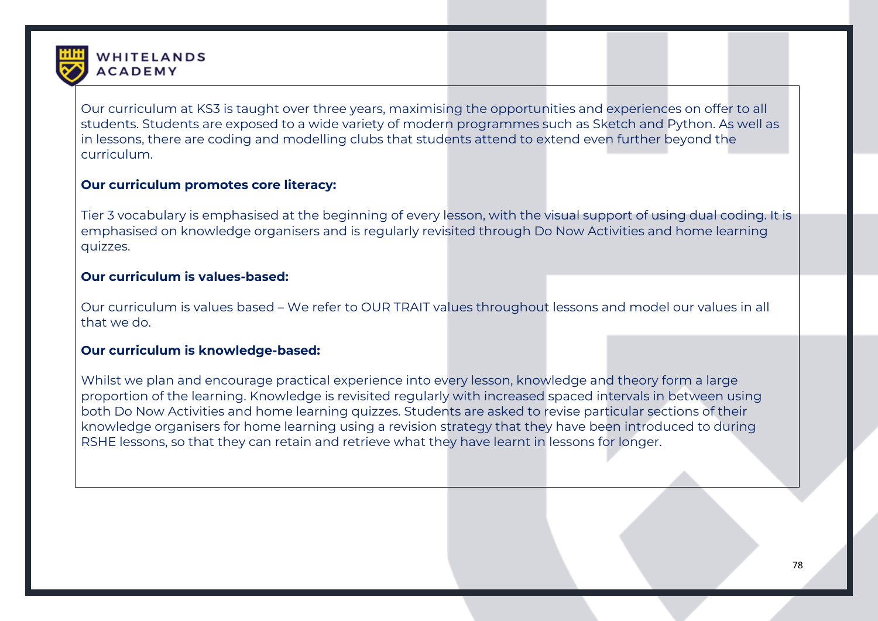Our curriculum at KS3 is taught over three years, maximising the opportunities and experiences on offer to all students. Students are exposed to a wide variety of modern programmes such as Sketch and Python. As well as in lessons, there are coding and modelling clubs that students attend to extend even further beyond the curriculum.

**Our curriculum promotes core literacy:**

Tier 3 vocabulary is emphasised at the beginning of every lesson, with the visual support of using dual coding. It is emphasised on knowledge organisers and is regularly revisited through Do Now Activities and home learning quizzes.

**Our curriculum is values-based:**

Our curriculum is values based – We refer to OUR TRAIT values throughout lessons and model our values in all that we do.

**Our curriculum is knowledge-based:**

Whilst we plan and encourage practical experience into every lesson, knowledge and theory form a large proportion of the learning. Knowledge is revisited regularly with increased spaced intervals in between using both Do Now Activities and home learning quizzes. Students are asked to revise particular sections of their knowledge organisers for home learning using a revision strategy that they have been introduced to during RSHE lessons, so that they can retain and retrieve what they have learnt in lessons for longer.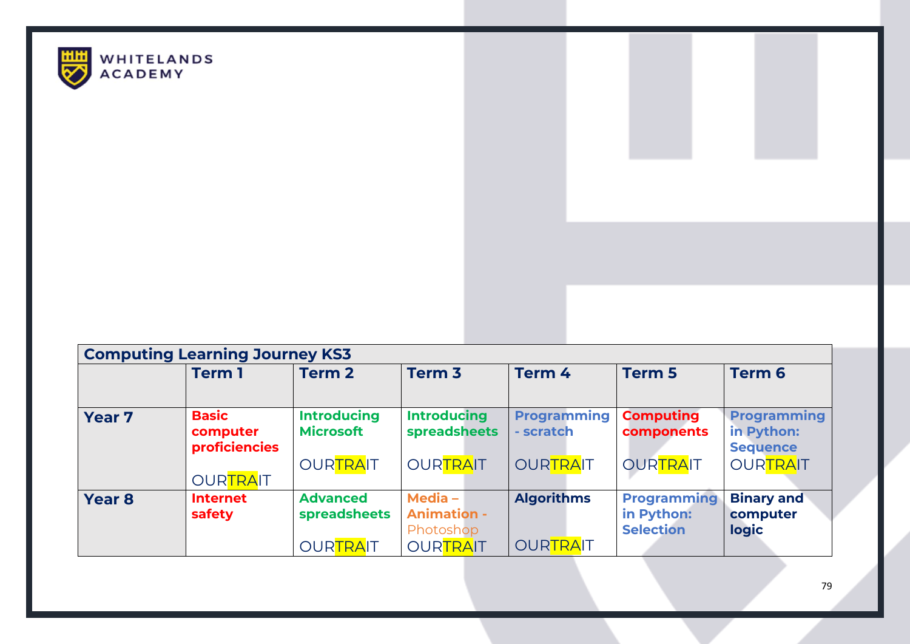WHITELANDS ACADEMY

| Computing Learning Journey KS3 | | | | | | |
|---|---|---|---|---|---|---|
| | **Term 1** | **Term 2** | **Term 3** | **Term 4** | **Term 5** | **Term 6** |
| **Year 7** | **Basic computer proficiencies** OURTRAIT | **Introducing Microsoft** OURTRAIT | **Introducing spreadsheets** OURTRAIT | **Programming - scratch** OURTRAIT | **Computing components** OURTRAIT | **Programming in Python: Sequence** OURTRAIT |
| **Year 8** | **Internet safety** | **Advanced spreadsheets** OURTRAIT | **Media – Animation -** Photoshop OURTRAIT | **Algorithms** OURTRAIT | **Programming in Python: Selection** | **Binary and computer logic** |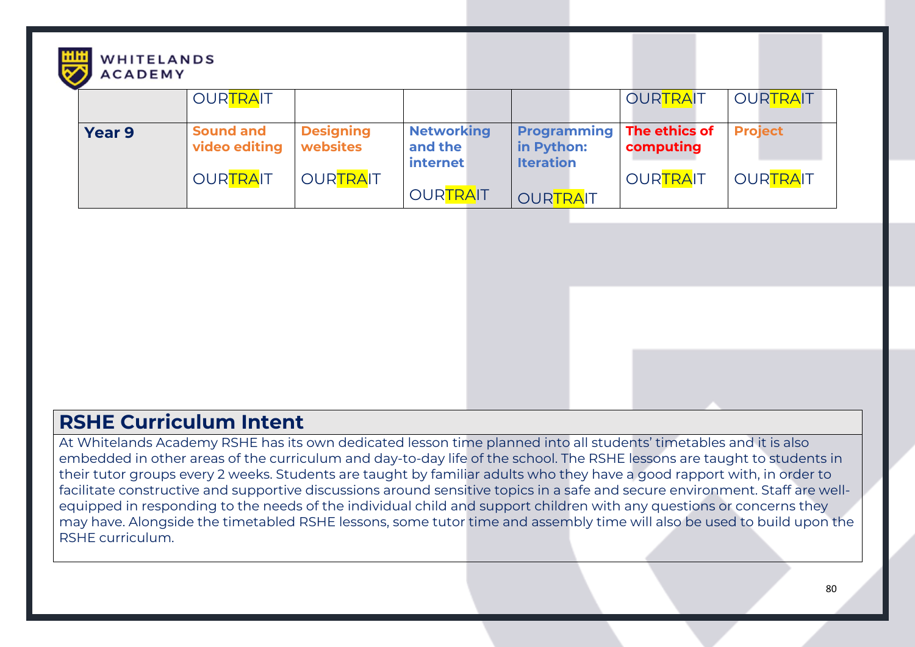| | | | | | | |
|---|---|---|---|---|---|---|
| | OURTRAIT | | | | OURTRAIT | OURTRAIT |
| **Year 9** | **Sound and video editing** OURTRAIT | **Designing websites** OURTRAIT | **Networking and the internet** OURTRAIT | **Programming in Python: Iteration** OURTRAIT | **The ethics of computing** OURTRAIT | **Project** OURTRAIT |

## RSHE Curriculum Intent

At Whitelands Academy RSHE has its own dedicated lesson time planned into all students' timetables and it is also embedded in other areas of the curriculum and day-to-day life of the school. The RSHE lessons are taught to students in their tutor groups every 2 weeks. Students are taught by familiar adults who they have a good rapport with, in order to facilitate constructive and supportive discussions around sensitive topics in a safe and secure environment. Staff are well-equipped in responding to the needs of the individual child and support children with any questions or concerns they may have. Alongside the timetabled RSHE lessons, some tutor time and assembly time will also be used to build upon the RSHE curriculum.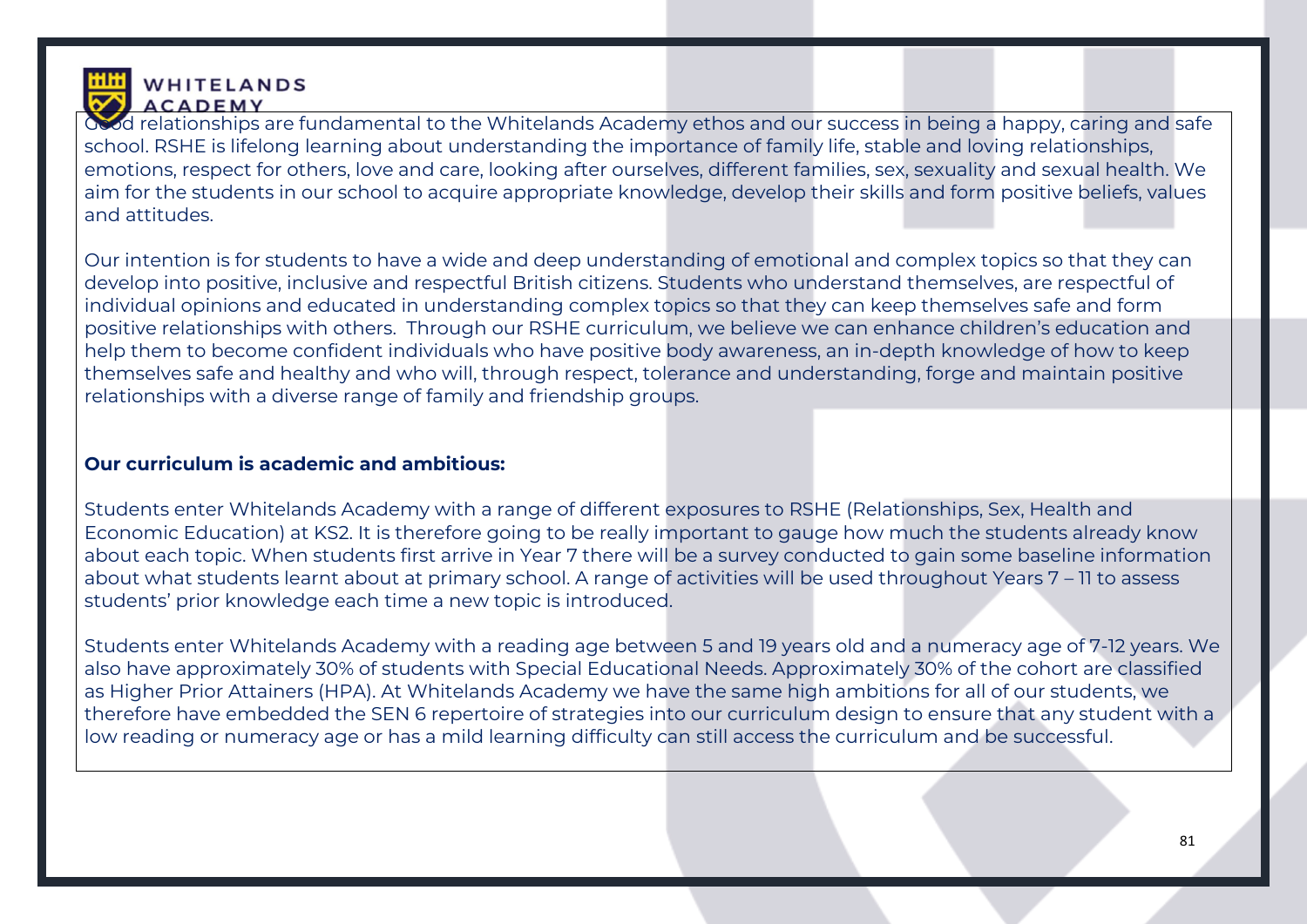Good relationships are fundamental to the Whitelands Academy ethos and our success in being a happy, caring and safe school. RSHE is lifelong learning about understanding the importance of family life, stable and loving relationships, emotions, respect for others, love and care, looking after ourselves, different families, sex, sexuality and sexual health. We aim for the students in our school to acquire appropriate knowledge, develop their skills and form positive beliefs, values and attitudes.

Our intention is for students to have a wide and deep understanding of emotional and complex topics so that they can develop into positive, inclusive and respectful British citizens. Students who understand themselves, are respectful of individual opinions and educated in understanding complex topics so that they can keep themselves safe and form positive relationships with others. Through our RSHE curriculum, we believe we can enhance children's education and help them to become confident individuals who have positive body awareness, an in-depth knowledge of how to keep themselves safe and healthy and who will, through respect, tolerance and understanding, forge and maintain positive relationships with a diverse range of family and friendship groups.

**Our curriculum is academic and ambitious:**

Students enter Whitelands Academy with a range of different exposures to RSHE (Relationships, Sex, Health and Economic Education) at KS2. It is therefore going to be really important to gauge how much the students already know about each topic. When students first arrive in Year 7 there will be a survey conducted to gain some baseline information about what students learnt about at primary school. A range of activities will be used throughout Years 7 – 11 to assess students' prior knowledge each time a new topic is introduced.

Students enter Whitelands Academy with a reading age between 5 and 19 years old and a numeracy age of 7-12 years. We also have approximately 30% of students with Special Educational Needs. Approximately 30% of the cohort are classified as Higher Prior Attainers (HPA). At Whitelands Academy we have the same high ambitions for all of our students, we therefore have embedded the SEN 6 repertoire of strategies into our curriculum design to ensure that any student with a low reading or numeracy age or has a mild learning difficulty can still access the curriculum and be successful.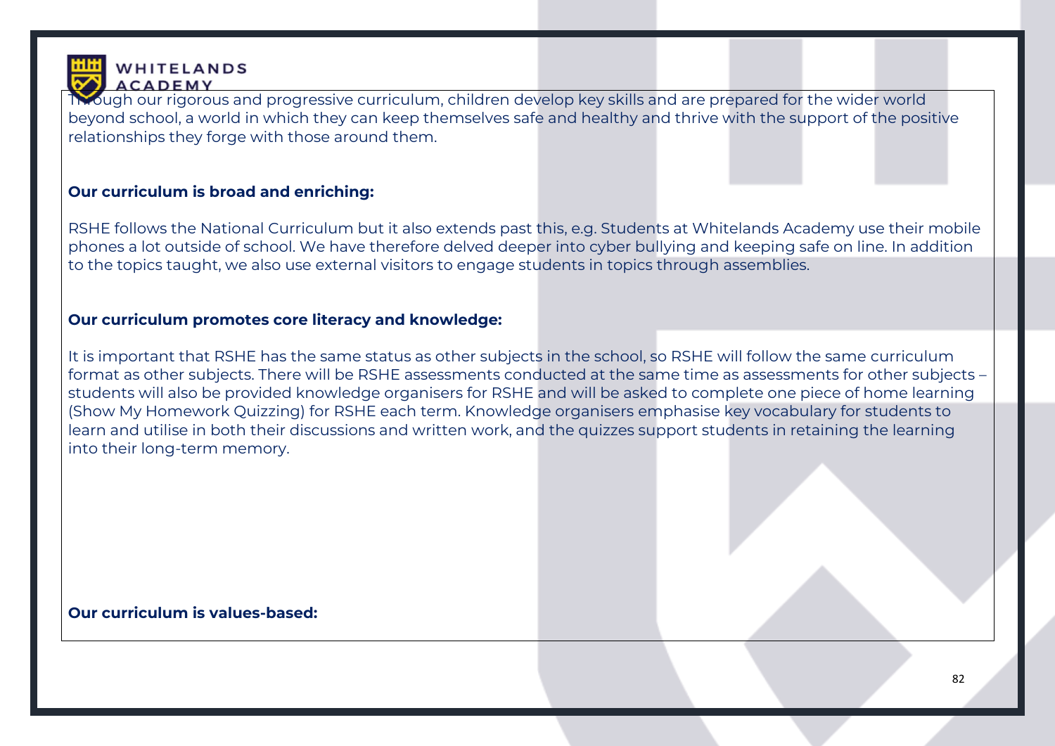Through our rigorous and progressive curriculum, children develop key skills and are prepared for the wider world beyond school, a world in which they can keep themselves safe and healthy and thrive with the support of the positive relationships they forge with those around them.

**Our curriculum is broad and enriching:**

RSHE follows the National Curriculum but it also extends past this, e.g. Students at Whitelands Academy use their mobile phones a lot outside of school. We have therefore delved deeper into cyber bullying and keeping safe on line. In addition to the topics taught, we also use external visitors to engage students in topics through assemblies.

**Our curriculum promotes core literacy and knowledge:**

It is important that RSHE has the same status as other subjects in the school, so RSHE will follow the same curriculum format as other subjects. There will be RSHE assessments conducted at the same time as assessments for other subjects – students will also be provided knowledge organisers for RSHE and will be asked to complete one piece of home learning (Show My Homework Quizzing) for RSHE each term. Knowledge organisers emphasise key vocabulary for students to learn and utilise in both their discussions and written work, and the quizzes support students in retaining the learning into their long-term memory.

**Our curriculum is values-based:**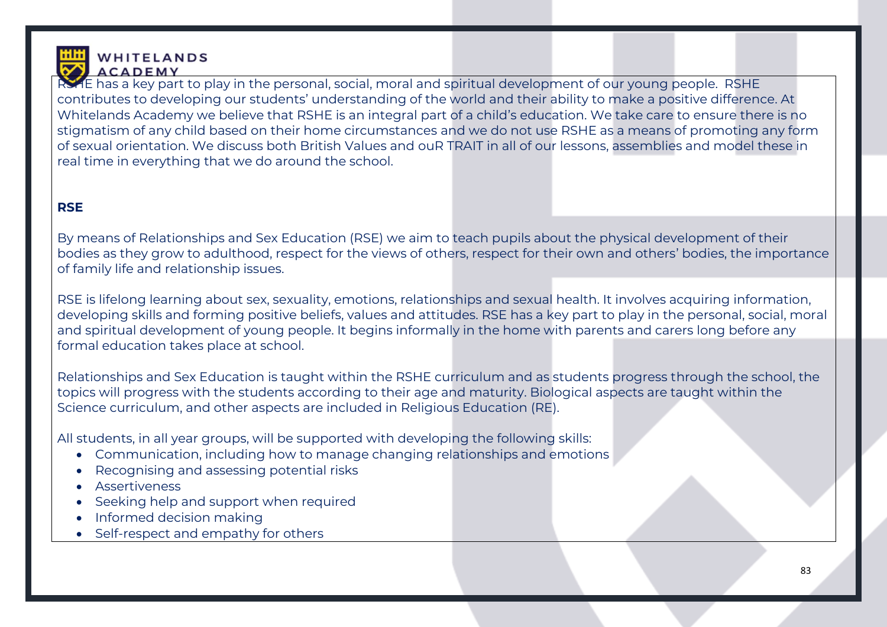RSHE has a key part to play in the personal, social, moral and spiritual development of our young people. RSHE contributes to developing our students' understanding of the world and their ability to make a positive difference. At Whitelands Academy we believe that RSHE is an integral part of a child's education. We take care to ensure there is no stigmatism of any child based on their home circumstances and we do not use RSHE as a means of promoting any form of sexual orientation. We discuss both British Values and ouR TRAIT in all of our lessons, assemblies and model these in real time in everything that we do around the school.

**RSE**

By means of Relationships and Sex Education (RSE) we aim to teach pupils about the physical development of their bodies as they grow to adulthood, respect for the views of others, respect for their own and others' bodies, the importance of family life and relationship issues.

RSE is lifelong learning about sex, sexuality, emotions, relationships and sexual health. It involves acquiring information, developing skills and forming positive beliefs, values and attitudes. RSE has a key part to play in the personal, social, moral and spiritual development of young people. It begins informally in the home with parents and carers long before any formal education takes place at school.

Relationships and Sex Education is taught within the RSHE curriculum and as students progress through the school, the topics will progress with the students according to their age and maturity. Biological aspects are taught within the Science curriculum, and other aspects are included in Religious Education (RE).

All students, in all year groups, will be supported with developing the following skills:

- Communication, including how to manage changing relationships and emotions
- Recognising and assessing potential risks
- Assertiveness
- Seeking help and support when required
- Informed decision making
- Self-respect and empathy for others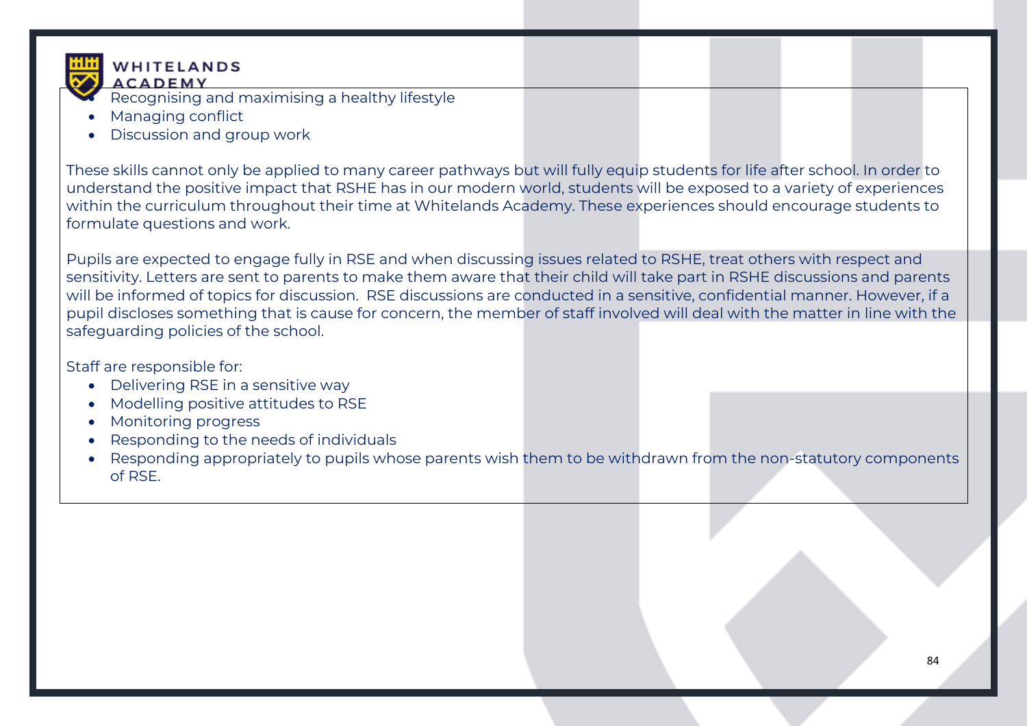- Recognising and maximising a healthy lifestyle
- Managing conflict
- Discussion and group work

These skills cannot only be applied to many career pathways but will fully equip students for life after school. In order to understand the positive impact that RSHE has in our modern world, students will be exposed to a variety of experiences within the curriculum throughout their time at Whitelands Academy. These experiences should encourage students to formulate questions and work.

Pupils are expected to engage fully in RSE and when discussing issues related to RSHE, treat others with respect and sensitivity. Letters are sent to parents to make them aware that their child will take part in RSHE discussions and parents will be informed of topics for discussion. RSE discussions are conducted in a sensitive, confidential manner. However, if a pupil discloses something that is cause for concern, the member of staff involved will deal with the matter in line with the safeguarding policies of the school.

Staff are responsible for:

- Delivering RSE in a sensitive way
- Modelling positive attitudes to RSE
- Monitoring progress
- Responding to the needs of individuals
- Responding appropriately to pupils whose parents wish them to be withdrawn from the non-statutory components of RSE.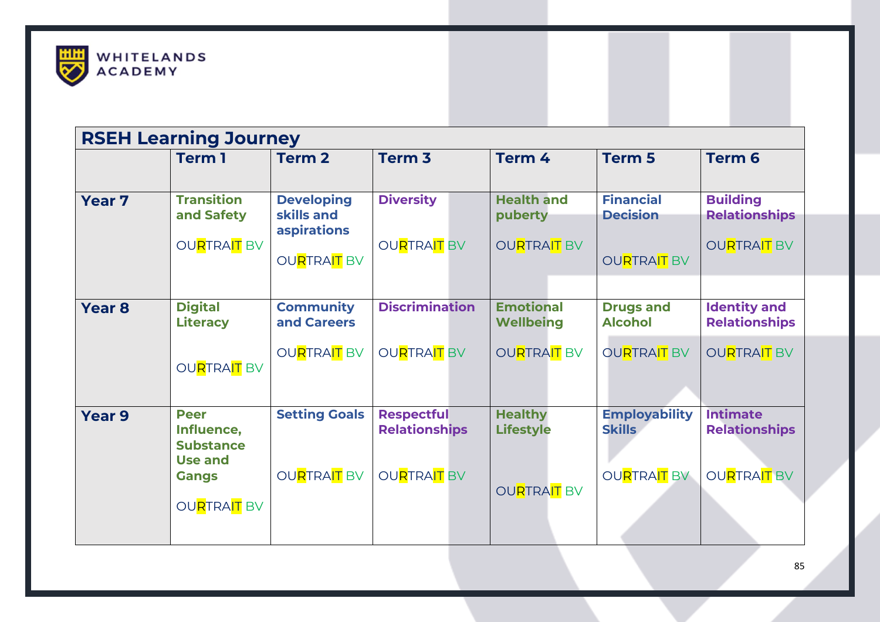WHITELANDS ACADEMY

| RSEH Learning Journey | | | | | | |
|---|---|---|---|---|---|---|
| | **Term 1** | **Term 2** | **Term 3** | **Term 4** | **Term 5** | **Term 6** |
| **Year 7** | **Transition and Safety** OURTRAIT BV | **Developing skills and aspirations** OURTRAIT BV | **Diversity** OURTRAIT BV | **Health and puberty** OURTRAIT BV | **Financial Decision** OURTRAIT BV | **Building Relationships** OURTRAIT BV |
| **Year 8** | **Digital Literacy** OURTRAIT BV | **Community and Careers** OURTRAIT BV | **Discrimination** OURTRAIT BV | **Emotional Wellbeing** OURTRAIT BV | **Drugs and Alcohol** OURTRAIT BV | **Identity and Relationships** OURTRAIT BV |
| **Year 9** | **Peer Influence, Substance Use and Gangs** OURTRAIT BV | **Setting Goals** OURTRAIT BV | **Respectful Relationships** OURTRAIT BV | **Healthy Lifestyle** OURTRAIT BV | **Employability Skills** OURTRAIT BV | **Intimate Relationships** OURTRAIT BV |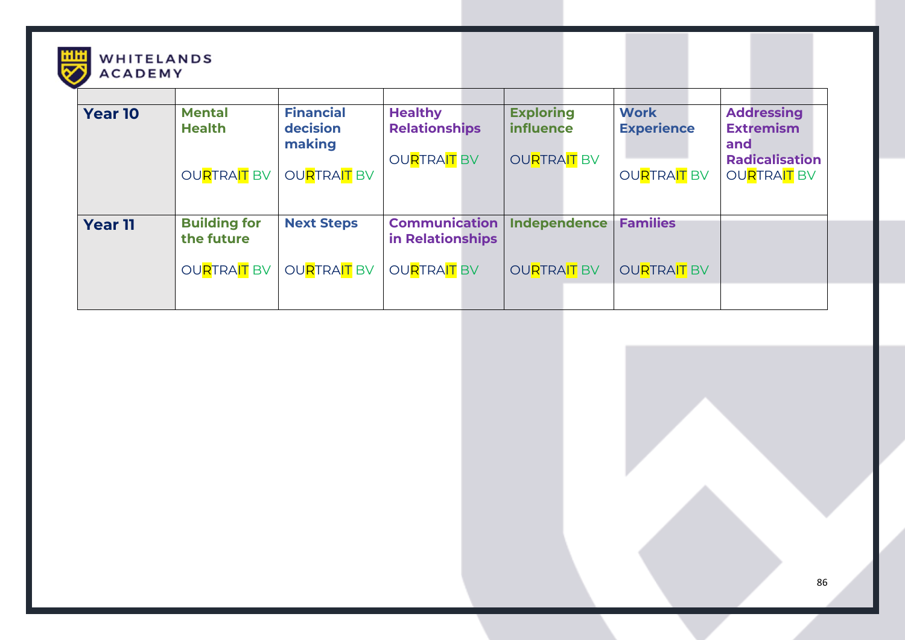WHITELANDS ACADEMY

| | | | | | | |
|---|---|---|---|---|---|---|
| **Year 10** | **Mental Health** OURTRAIT BV | **Financial decision making** OURTRAIT BV | **Healthy Relationships** OURTRAIT BV | **Exploring influence** OURTRAIT BV | **Work Experience** OURTRAIT BV | **Addressing Extremism and Radicalisation** OURTRAIT BV |
| **Year 11** | **Building for the future** OURTRAIT BV | **Next Steps** OURTRAIT BV | **Communication in Relationships** OURTRAIT BV | **Independence** OURTRAIT BV | **Families** OURTRAIT BV | |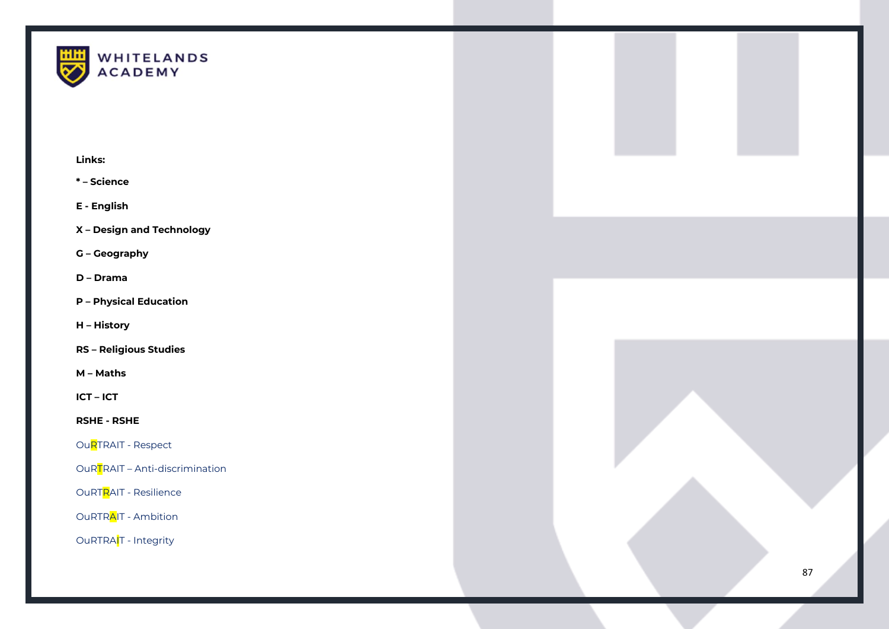**Links:**

**\* – Science**

**E - English**

**X – Design and Technology**

**G – Geography**

**D – Drama**

**P – Physical Education**

**H – History**

**RS – Religious Studies**

**M – Maths**

**ICT – ICT**

**RSHE - RSHE**

OuRTRAIT - Respect

OuRTRAIT – Anti-discrimination

OuRTRAIT - Resilience

OuRTRAIT - Ambition

OuRTRAIT - Integrity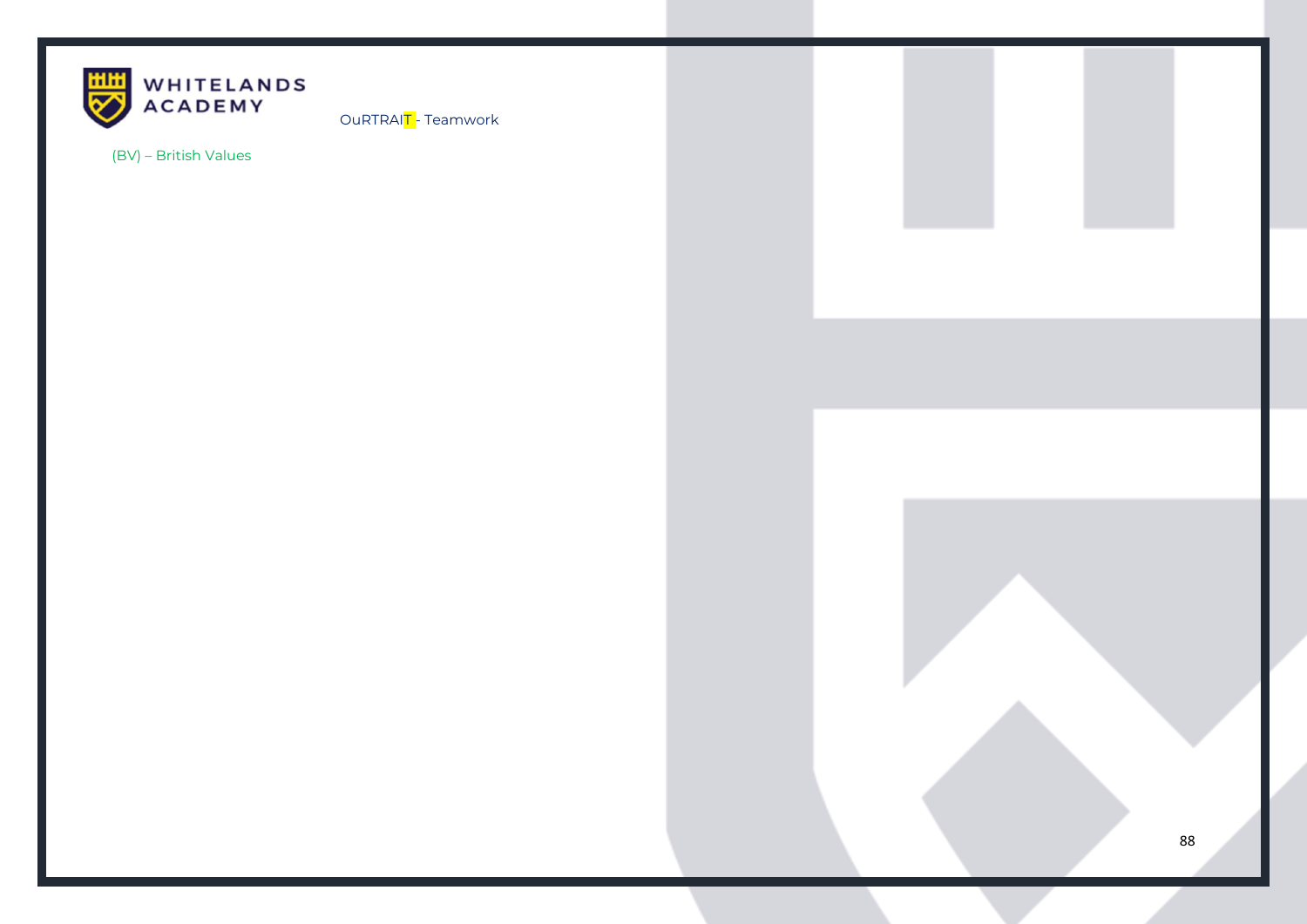OuRTRAIT - Teamwork

(BV) – British Values